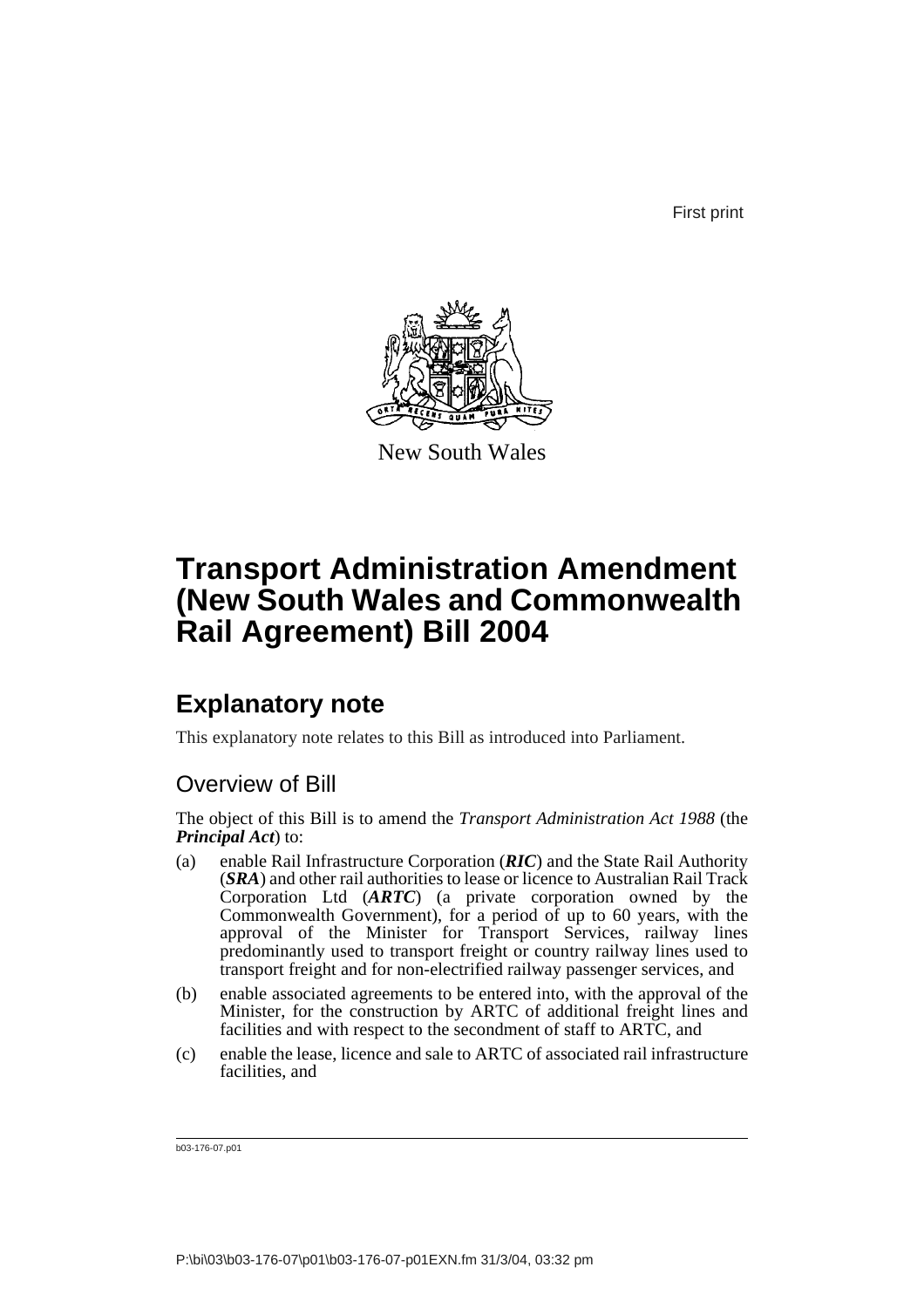First print

New South Wales

# Transport Administration Amendment (New South Wales and Commonwealth Rail Agreement) Bill 2004

## Explanatory note

This explanatory note relates to this Bill as introduced into Parliament.

### Overview of Bill

The object of this Bill is to amend the *Transport Administration Act 1988* (the ***Principal Act***) to:

(a) enable Rail Infrastructure Corporation (***RIC***) and the State Rail Authority (***SRA***) and other rail authorities to lease or licence to Australian Rail Track Corporation Ltd (***ARTC***) (a private corporation owned by the Commonwealth Government), for a period of up to 60 years, with the approval of the Minister for Transport Services, railway lines predominantly used to transport freight or country railway lines used to transport freight and for non-electrified railway passenger services, and

(b) enable associated agreements to be entered into, with the approval of the Minister, for the construction by ARTC of additional freight lines and facilities and with respect to the secondment of staff to ARTC, and

(c) enable the lease, licence and sale to ARTC of associated rail infrastructure facilities, and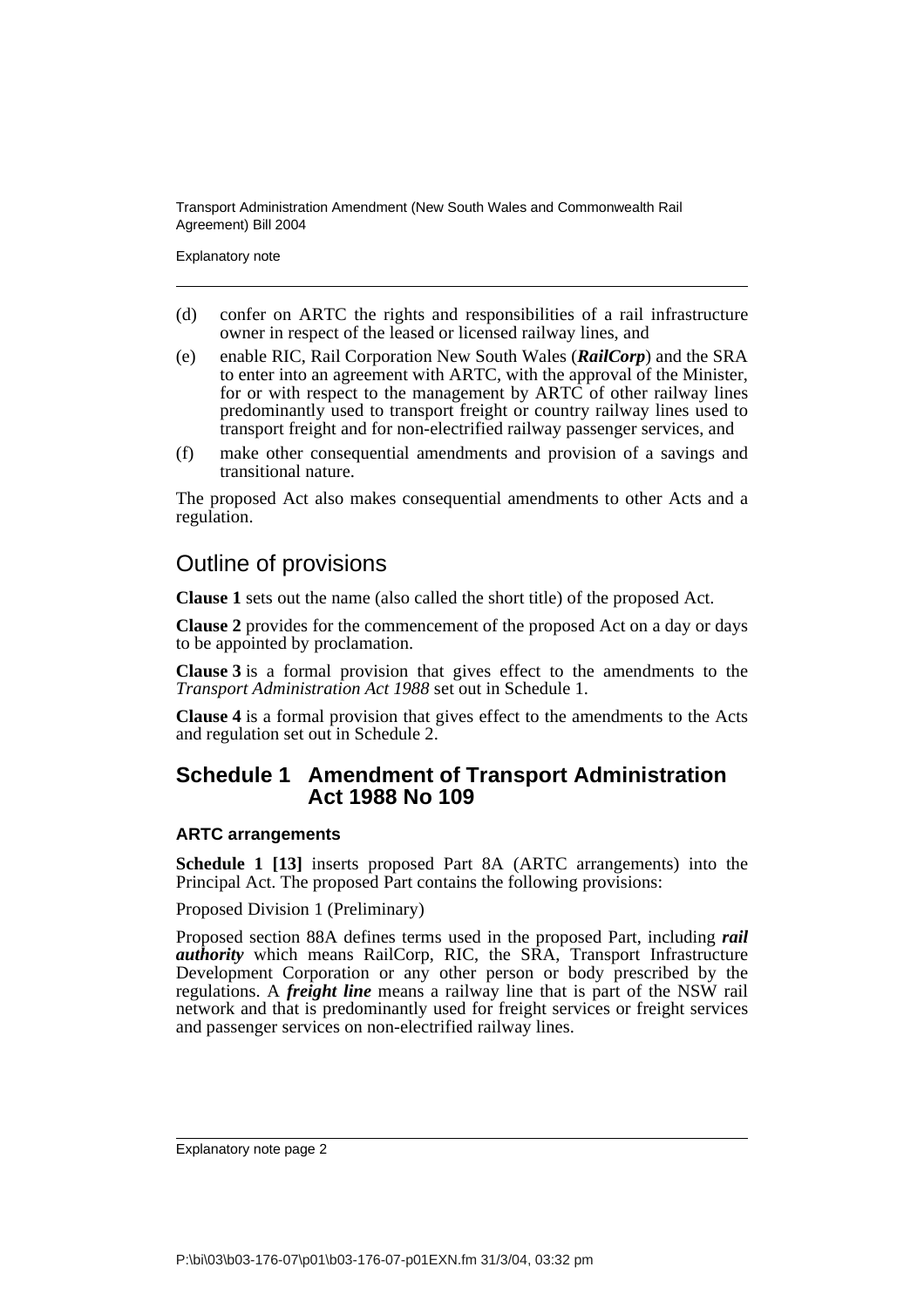(d) confer on ARTC the rights and responsibilities of a rail infrastructure owner in respect of the leased or licensed railway lines, and

(e) enable RIC, Rail Corporation New South Wales (***RailCorp***) and the SRA to enter into an agreement with ARTC, with the approval of the Minister, for or with respect to the management by ARTC of other railway lines predominantly used to transport freight or country railway lines used to transport freight and for non-electrified railway passenger services, and

(f) make other consequential amendments and provision of a savings and transitional nature.

The proposed Act also makes consequential amendments to other Acts and a regulation.

## Outline of provisions

**Clause 1** sets out the name (also called the short title) of the proposed Act.

**Clause 2** provides for the commencement of the proposed Act on a day or days to be appointed by proclamation.

**Clause 3** is a formal provision that gives effect to the amendments to the *Transport Administration Act 1988* set out in Schedule 1.

**Clause 4** is a formal provision that gives effect to the amendments to the Acts and regulation set out in Schedule 2.

## Schedule 1 Amendment of Transport Administration Act 1988 No 109

### ARTC arrangements

**Schedule 1 [13]** inserts proposed Part 8A (ARTC arrangements) into the Principal Act. The proposed Part contains the following provisions:

Proposed Division 1 (Preliminary)

Proposed section 88A defines terms used in the proposed Part, including ***rail authority*** which means RailCorp, RIC, the SRA, Transport Infrastructure Development Corporation or any other person or body prescribed by the regulations. A ***freight line*** means a railway line that is part of the NSW rail network and that is predominantly used for freight services or freight services and passenger services on non-electrified railway lines.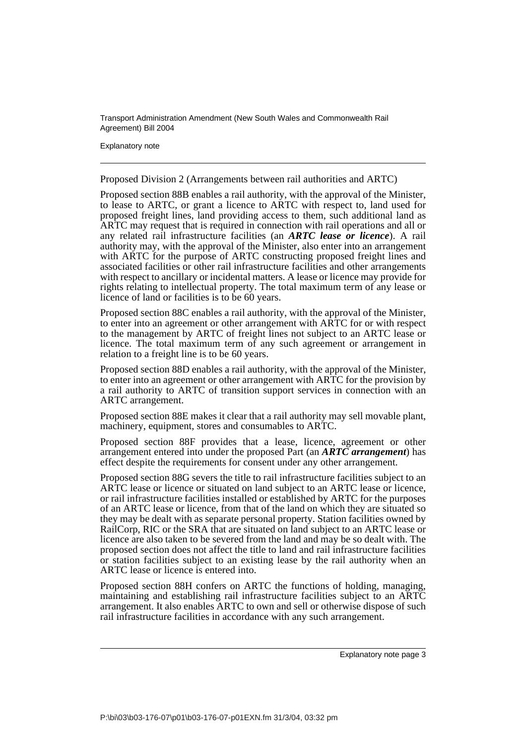Proposed Division 2 (Arrangements between rail authorities and ARTC)

Proposed section 88B enables a rail authority, with the approval of the Minister, to lease to ARTC, or grant a licence to ARTC with respect to, land used for proposed freight lines, land providing access to them, such additional land as ARTC may request that is required in connection with rail operations and all or any related rail infrastructure facilities (an ***ARTC lease or licence***). A rail authority may, with the approval of the Minister, also enter into an arrangement with ARTC for the purpose of ARTC constructing proposed freight lines and associated facilities or other rail infrastructure facilities and other arrangements with respect to ancillary or incidental matters. A lease or licence may provide for rights relating to intellectual property. The total maximum term of any lease or licence of land or facilities is to be 60 years.

Proposed section 88C enables a rail authority, with the approval of the Minister, to enter into an agreement or other arrangement with ARTC for or with respect to the management by ARTC of freight lines not subject to an ARTC lease or licence. The total maximum term of any such agreement or arrangement in relation to a freight line is to be 60 years.

Proposed section 88D enables a rail authority, with the approval of the Minister, to enter into an agreement or other arrangement with ARTC for the provision by a rail authority to ARTC of transition support services in connection with an ARTC arrangement.

Proposed section 88E makes it clear that a rail authority may sell movable plant, machinery, equipment, stores and consumables to ARTC.

Proposed section 88F provides that a lease, licence, agreement or other arrangement entered into under the proposed Part (an ***ARTC arrangement***) has effect despite the requirements for consent under any other arrangement.

Proposed section 88G severs the title to rail infrastructure facilities subject to an ARTC lease or licence or situated on land subject to an ARTC lease or licence, or rail infrastructure facilities installed or established by ARTC for the purposes of an ARTC lease or licence, from that of the land on which they are situated so they may be dealt with as separate personal property. Station facilities owned by RailCorp, RIC or the SRA that are situated on land subject to an ARTC lease or licence are also taken to be severed from the land and may be so dealt with. The proposed section does not affect the title to land and rail infrastructure facilities or station facilities subject to an existing lease by the rail authority when an ARTC lease or licence is entered into.

Proposed section 88H confers on ARTC the functions of holding, managing, maintaining and establishing rail infrastructure facilities subject to an ARTC arrangement. It also enables ARTC to own and sell or otherwise dispose of such rail infrastructure facilities in accordance with any such arrangement.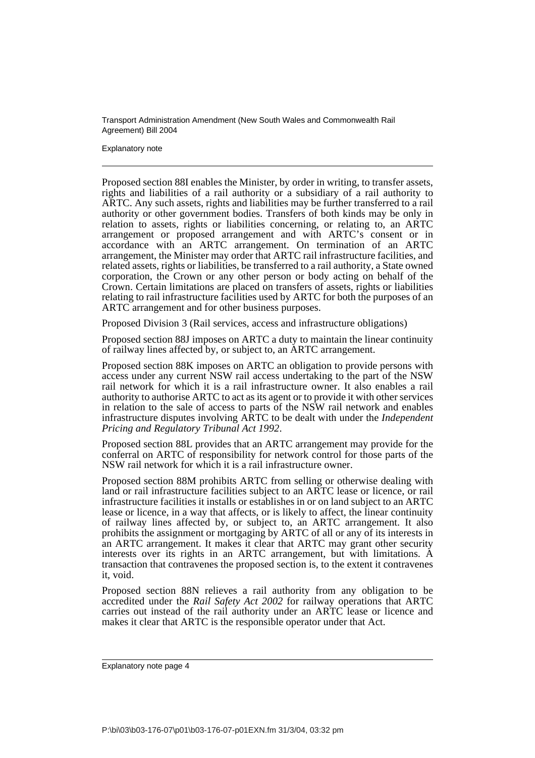Proposed section 88I enables the Minister, by order in writing, to transfer assets, rights and liabilities of a rail authority or a subsidiary of a rail authority to ARTC. Any such assets, rights and liabilities may be further transferred to a rail authority or other government bodies. Transfers of both kinds may be only in relation to assets, rights or liabilities concerning, or relating to, an ARTC arrangement or proposed arrangement and with ARTC's consent or in accordance with an ARTC arrangement. On termination of an ARTC arrangement, the Minister may order that ARTC rail infrastructure facilities, and related assets, rights or liabilities, be transferred to a rail authority, a State owned corporation, the Crown or any other person or body acting on behalf of the Crown. Certain limitations are placed on transfers of assets, rights or liabilities relating to rail infrastructure facilities used by ARTC for both the purposes of an ARTC arrangement and for other business purposes.

Proposed Division 3 (Rail services, access and infrastructure obligations)

Proposed section 88J imposes on ARTC a duty to maintain the linear continuity of railway lines affected by, or subject to, an ARTC arrangement.

Proposed section 88K imposes on ARTC an obligation to provide persons with access under any current NSW rail access undertaking to the part of the NSW rail network for which it is a rail infrastructure owner. It also enables a rail authority to authorise ARTC to act as its agent or to provide it with other services in relation to the sale of access to parts of the NSW rail network and enables infrastructure disputes involving ARTC to be dealt with under the *Independent Pricing and Regulatory Tribunal Act 1992*.

Proposed section 88L provides that an ARTC arrangement may provide for the conferral on ARTC of responsibility for network control for those parts of the NSW rail network for which it is a rail infrastructure owner.

Proposed section 88M prohibits ARTC from selling or otherwise dealing with land or rail infrastructure facilities subject to an ARTC lease or licence, or rail infrastructure facilities it installs or establishes in or on land subject to an ARTC lease or licence, in a way that affects, or is likely to affect, the linear continuity of railway lines affected by, or subject to, an ARTC arrangement. It also prohibits the assignment or mortgaging by ARTC of all or any of its interests in an ARTC arrangement. It makes it clear that ARTC may grant other security interests over its rights in an ARTC arrangement, but with limitations. A transaction that contravenes the proposed section is, to the extent it contravenes it, void.

Proposed section 88N relieves a rail authority from any obligation to be accredited under the *Rail Safety Act 2002* for railway operations that ARTC carries out instead of the rail authority under an ARTC lease or licence and makes it clear that ARTC is the responsible operator under that Act.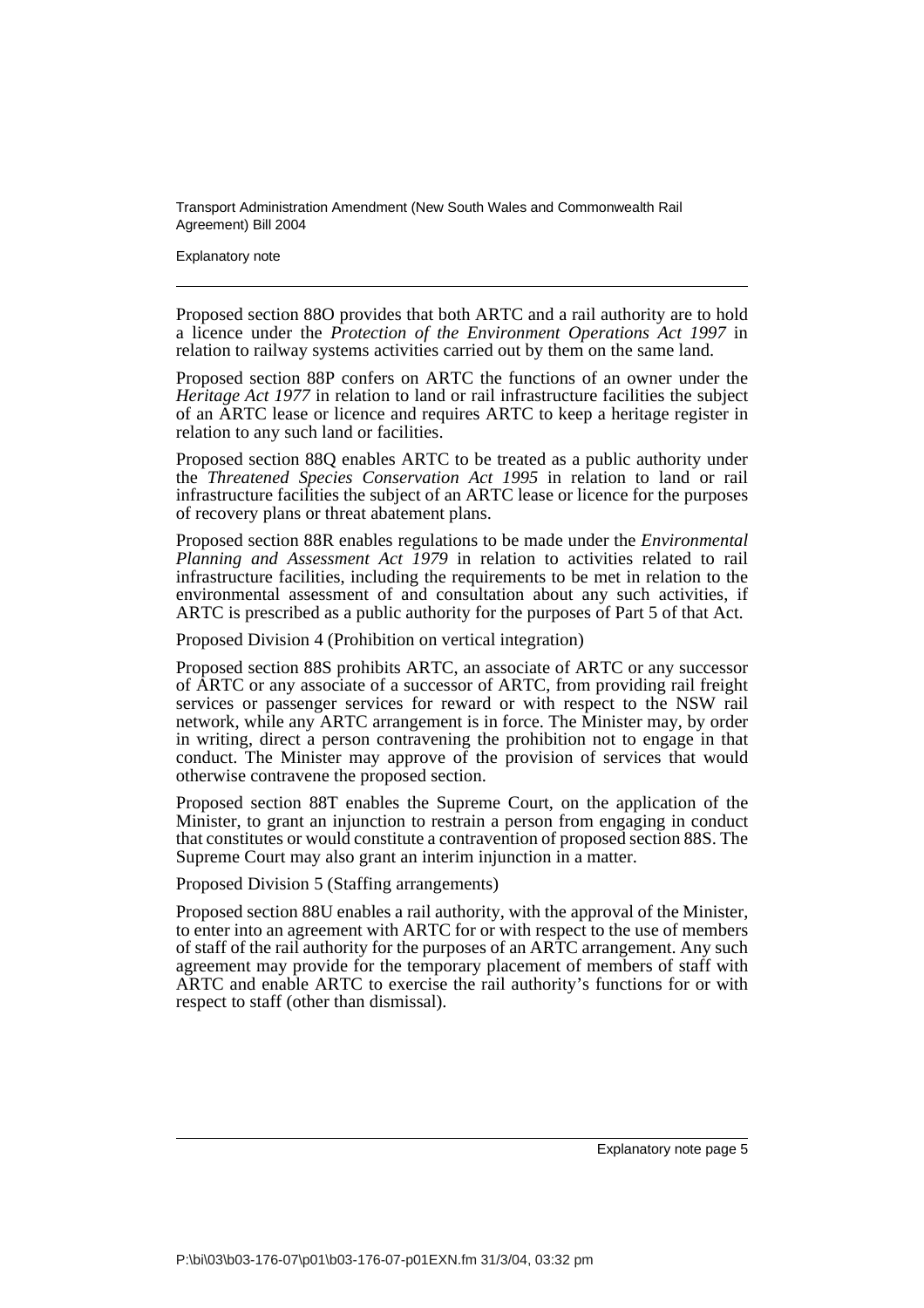Proposed section 88O provides that both ARTC and a rail authority are to hold a licence under the *Protection of the Environment Operations Act 1997* in relation to railway systems activities carried out by them on the same land.

Proposed section 88P confers on ARTC the functions of an owner under the *Heritage Act 1977* in relation to land or rail infrastructure facilities the subject of an ARTC lease or licence and requires ARTC to keep a heritage register in relation to any such land or facilities.

Proposed section 88Q enables ARTC to be treated as a public authority under the *Threatened Species Conservation Act 1995* in relation to land or rail infrastructure facilities the subject of an ARTC lease or licence for the purposes of recovery plans or threat abatement plans.

Proposed section 88R enables regulations to be made under the *Environmental Planning and Assessment Act 1979* in relation to activities related to rail infrastructure facilities, including the requirements to be met in relation to the environmental assessment of and consultation about any such activities, if ARTC is prescribed as a public authority for the purposes of Part 5 of that Act.

Proposed Division 4 (Prohibition on vertical integration)

Proposed section 88S prohibits ARTC, an associate of ARTC or any successor of ARTC or any associate of a successor of ARTC, from providing rail freight services or passenger services for reward or with respect to the NSW rail network, while any ARTC arrangement is in force. The Minister may, by order in writing, direct a person contravening the prohibition not to engage in that conduct. The Minister may approve of the provision of services that would otherwise contravene the proposed section.

Proposed section 88T enables the Supreme Court, on the application of the Minister, to grant an injunction to restrain a person from engaging in conduct that constitutes or would constitute a contravention of proposed section 88S. The Supreme Court may also grant an interim injunction in a matter.

Proposed Division 5 (Staffing arrangements)

Proposed section 88U enables a rail authority, with the approval of the Minister, to enter into an agreement with ARTC for or with respect to the use of members of staff of the rail authority for the purposes of an ARTC arrangement. Any such agreement may provide for the temporary placement of members of staff with ARTC and enable ARTC to exercise the rail authority's functions for or with respect to staff (other than dismissal).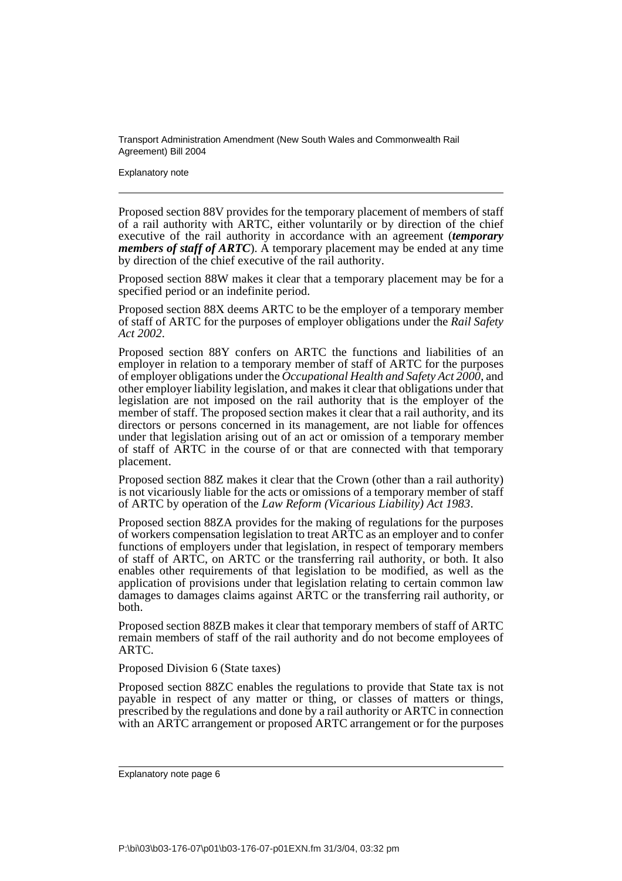Proposed section 88V provides for the temporary placement of members of staff of a rail authority with ARTC, either voluntarily or by direction of the chief executive of the rail authority in accordance with an agreement (***temporary members of staff of ARTC***). A temporary placement may be ended at any time by direction of the chief executive of the rail authority.

Proposed section 88W makes it clear that a temporary placement may be for a specified period or an indefinite period.

Proposed section 88X deems ARTC to be the employer of a temporary member of staff of ARTC for the purposes of employer obligations under the *Rail Safety Act 2002*.

Proposed section 88Y confers on ARTC the functions and liabilities of an employer in relation to a temporary member of staff of ARTC for the purposes of employer obligations under the *Occupational Health and Safety Act 2000*, and other employer liability legislation, and makes it clear that obligations under that legislation are not imposed on the rail authority that is the employer of the member of staff. The proposed section makes it clear that a rail authority, and its directors or persons concerned in its management, are not liable for offences under that legislation arising out of an act or omission of a temporary member of staff of ARTC in the course of or that are connected with that temporary placement.

Proposed section 88Z makes it clear that the Crown (other than a rail authority) is not vicariously liable for the acts or omissions of a temporary member of staff of ARTC by operation of the *Law Reform (Vicarious Liability) Act 1983*.

Proposed section 88ZA provides for the making of regulations for the purposes of workers compensation legislation to treat ARTC as an employer and to confer functions of employers under that legislation, in respect of temporary members of staff of ARTC, on ARTC or the transferring rail authority, or both. It also enables other requirements of that legislation to be modified, as well as the application of provisions under that legislation relating to certain common law damages to damages claims against ARTC or the transferring rail authority, or both.

Proposed section 88ZB makes it clear that temporary members of staff of ARTC remain members of staff of the rail authority and do not become employees of ARTC.

Proposed Division 6 (State taxes)

Proposed section 88ZC enables the regulations to provide that State tax is not payable in respect of any matter or thing, or classes of matters or things, prescribed by the regulations and done by a rail authority or ARTC in connection with an ARTC arrangement or proposed ARTC arrangement or for the purposes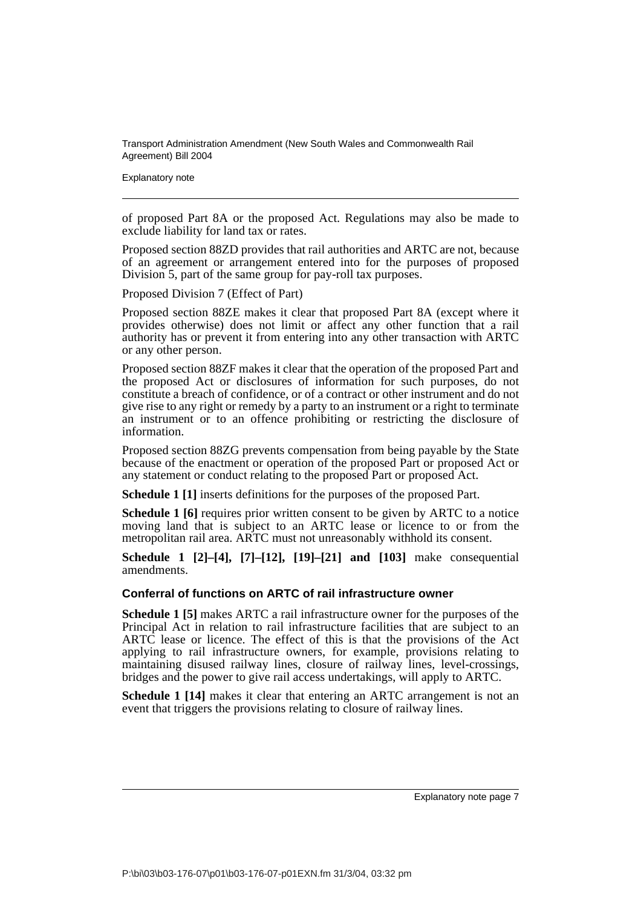of proposed Part 8A or the proposed Act. Regulations may also be made to exclude liability for land tax or rates.

Proposed section 88ZD provides that rail authorities and ARTC are not, because of an agreement or arrangement entered into for the purposes of proposed Division 5, part of the same group for pay-roll tax purposes.

Proposed Division 7 (Effect of Part)

Proposed section 88ZE makes it clear that proposed Part 8A (except where it provides otherwise) does not limit or affect any other function that a rail authority has or prevent it from entering into any other transaction with ARTC or any other person.

Proposed section 88ZF makes it clear that the operation of the proposed Part and the proposed Act or disclosures of information for such purposes, do not constitute a breach of confidence, or of a contract or other instrument and do not give rise to any right or remedy by a party to an instrument or a right to terminate an instrument or to an offence prohibiting or restricting the disclosure of information.

Proposed section 88ZG prevents compensation from being payable by the State because of the enactment or operation of the proposed Part or proposed Act or any statement or conduct relating to the proposed Part or proposed Act.

**Schedule 1 [1]** inserts definitions for the purposes of the proposed Part.

**Schedule 1 [6]** requires prior written consent to be given by ARTC to a notice moving land that is subject to an ARTC lease or licence to or from the metropolitan rail area. ARTC must not unreasonably withhold its consent.

**Schedule 1 [2]–[4], [7]–[12], [19]–[21] and [103]** make consequential amendments.

### Conferral of functions on ARTC of rail infrastructure owner

**Schedule 1 [5]** makes ARTC a rail infrastructure owner for the purposes of the Principal Act in relation to rail infrastructure facilities that are subject to an ARTC lease or licence. The effect of this is that the provisions of the Act applying to rail infrastructure owners, for example, provisions relating to maintaining disused railway lines, closure of railway lines, level-crossings, bridges and the power to give rail access undertakings, will apply to ARTC.

**Schedule 1 [14]** makes it clear that entering an ARTC arrangement is not an event that triggers the provisions relating to closure of railway lines.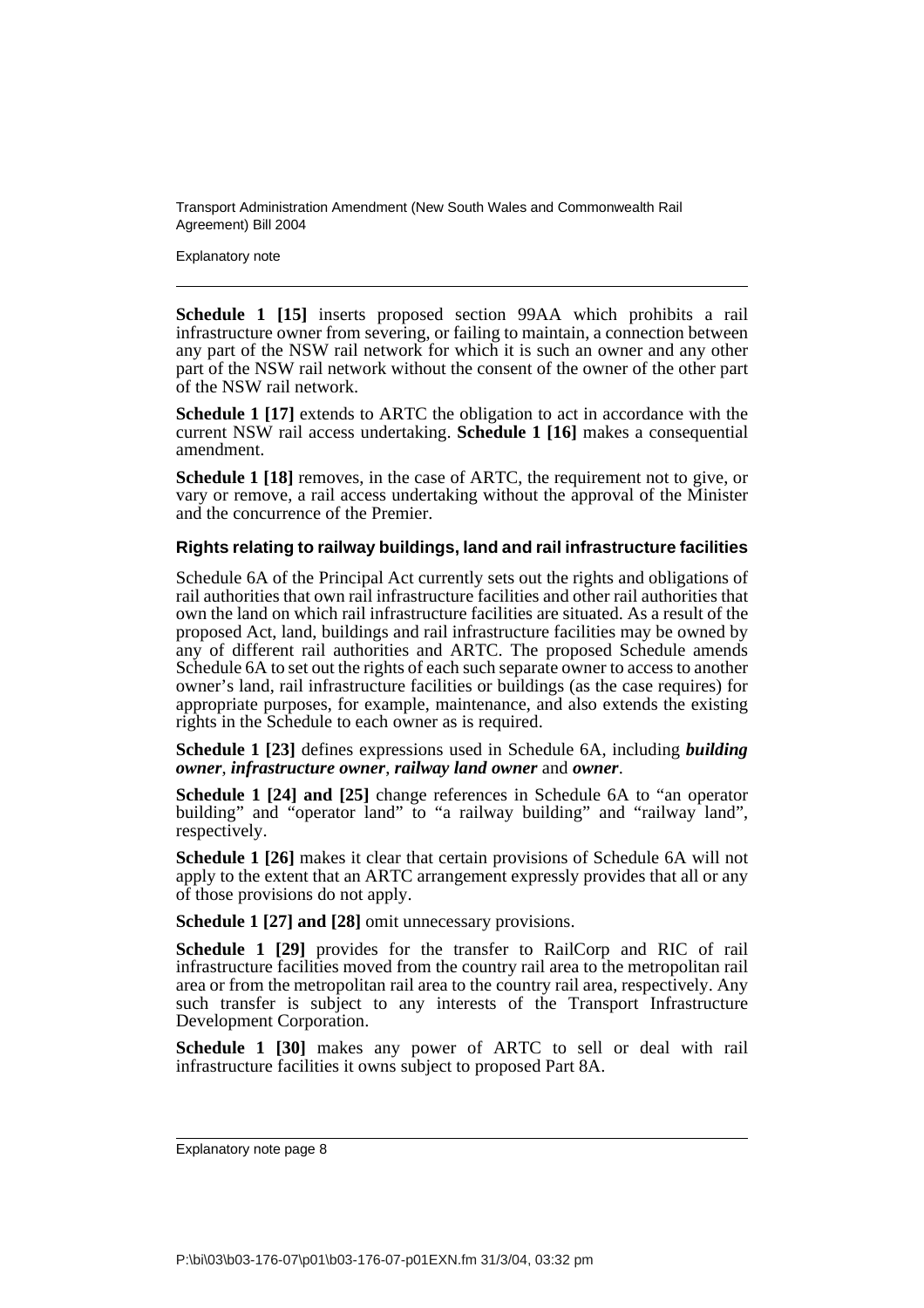**Schedule 1 [15]** inserts proposed section 99AA which prohibits a rail infrastructure owner from severing, or failing to maintain, a connection between any part of the NSW rail network for which it is such an owner and any other part of the NSW rail network without the consent of the owner of the other part of the NSW rail network.

**Schedule 1 [17]** extends to ARTC the obligation to act in accordance with the current NSW rail access undertaking. **Schedule 1 [16]** makes a consequential amendment.

**Schedule 1 [18]** removes, in the case of ARTC, the requirement not to give, or vary or remove, a rail access undertaking without the approval of the Minister and the concurrence of the Premier.

### Rights relating to railway buildings, land and rail infrastructure facilities

Schedule 6A of the Principal Act currently sets out the rights and obligations of rail authorities that own rail infrastructure facilities and other rail authorities that own the land on which rail infrastructure facilities are situated. As a result of the proposed Act, land, buildings and rail infrastructure facilities may be owned by any of different rail authorities and ARTC. The proposed Schedule amends Schedule 6A to set out the rights of each such separate owner to access to another owner's land, rail infrastructure facilities or buildings (as the case requires) for appropriate purposes, for example, maintenance, and also extends the existing rights in the Schedule to each owner as is required.

**Schedule 1 [23]** defines expressions used in Schedule 6A, including ***building owner***, ***infrastructure owner***, ***railway land owner*** and ***owner***.

**Schedule 1 [24] and [25]** change references in Schedule 6A to "an operator building" and "operator land" to "a railway building" and "railway land", respectively.

**Schedule 1 [26]** makes it clear that certain provisions of Schedule 6A will not apply to the extent that an ARTC arrangement expressly provides that all or any of those provisions do not apply.

**Schedule 1 [27] and [28]** omit unnecessary provisions.

**Schedule 1 [29]** provides for the transfer to RailCorp and RIC of rail infrastructure facilities moved from the country rail area to the metropolitan rail area or from the metropolitan rail area to the country rail area, respectively. Any such transfer is subject to any interests of the Transport Infrastructure Development Corporation.

**Schedule 1 [30]** makes any power of ARTC to sell or deal with rail infrastructure facilities it owns subject to proposed Part 8A.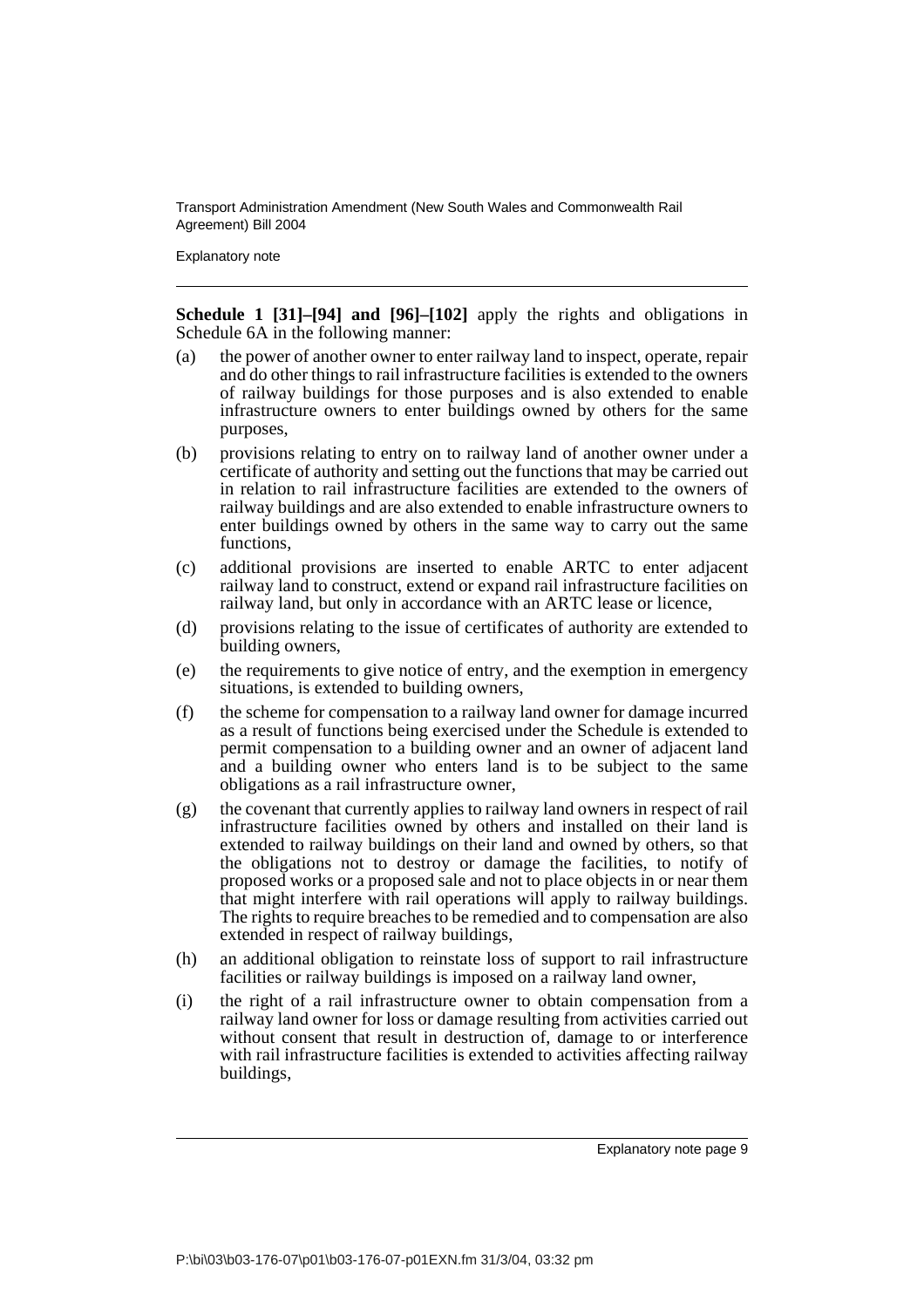**Schedule 1 [31]–[94] and [96]–[102]** apply the rights and obligations in Schedule 6A in the following manner:

(a) the power of another owner to enter railway land to inspect, operate, repair and do other things to rail infrastructure facilities is extended to the owners of railway buildings for those purposes and is also extended to enable infrastructure owners to enter buildings owned by others for the same purposes,

(b) provisions relating to entry on to railway land of another owner under a certificate of authority and setting out the functions that may be carried out in relation to rail infrastructure facilities are extended to the owners of railway buildings and are also extended to enable infrastructure owners to enter buildings owned by others in the same way to carry out the same functions,

(c) additional provisions are inserted to enable ARTC to enter adjacent railway land to construct, extend or expand rail infrastructure facilities on railway land, but only in accordance with an ARTC lease or licence,

(d) provisions relating to the issue of certificates of authority are extended to building owners,

(e) the requirements to give notice of entry, and the exemption in emergency situations, is extended to building owners,

(f) the scheme for compensation to a railway land owner for damage incurred as a result of functions being exercised under the Schedule is extended to permit compensation to a building owner and an owner of adjacent land and a building owner who enters land is to be subject to the same obligations as a rail infrastructure owner,

(g) the covenant that currently applies to railway land owners in respect of rail infrastructure facilities owned by others and installed on their land is extended to railway buildings on their land and owned by others, so that the obligations not to destroy or damage the facilities, to notify of proposed works or a proposed sale and not to place objects in or near them that might interfere with rail operations will apply to railway buildings. The rights to require breaches to be remedied and to compensation are also extended in respect of railway buildings,

(h) an additional obligation to reinstate loss of support to rail infrastructure facilities or railway buildings is imposed on a railway land owner,

(i) the right of a rail infrastructure owner to obtain compensation from a railway land owner for loss or damage resulting from activities carried out without consent that result in destruction of, damage to or interference with rail infrastructure facilities is extended to activities affecting railway buildings,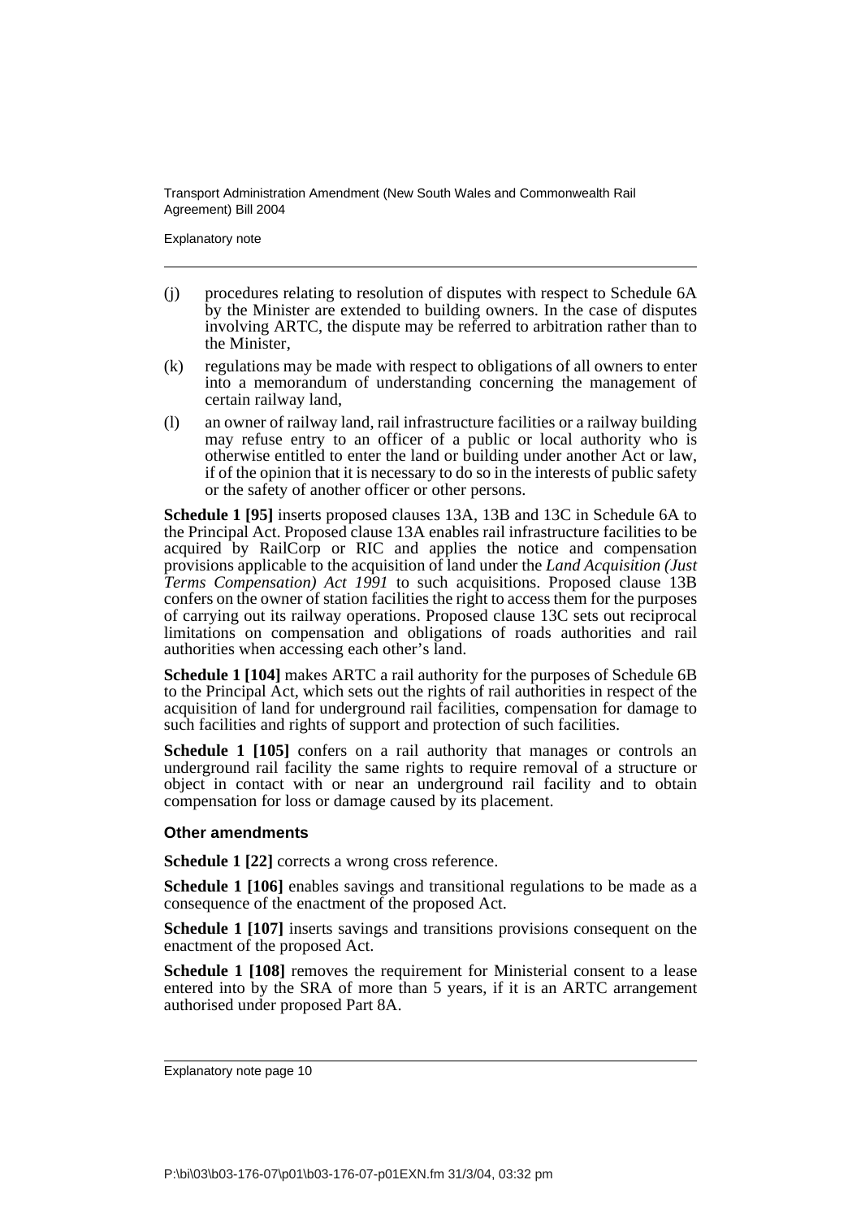(j) procedures relating to resolution of disputes with respect to Schedule 6A by the Minister are extended to building owners. In the case of disputes involving ARTC, the dispute may be referred to arbitration rather than to the Minister,

(k) regulations may be made with respect to obligations of all owners to enter into a memorandum of understanding concerning the management of certain railway land,

(l) an owner of railway land, rail infrastructure facilities or a railway building may refuse entry to an officer of a public or local authority who is otherwise entitled to enter the land or building under another Act or law, if of the opinion that it is necessary to do so in the interests of public safety or the safety of another officer or other persons.

**Schedule 1 [95]** inserts proposed clauses 13A, 13B and 13C in Schedule 6A to the Principal Act. Proposed clause 13A enables rail infrastructure facilities to be acquired by RailCorp or RIC and applies the notice and compensation provisions applicable to the acquisition of land under the *Land Acquisition (Just Terms Compensation) Act 1991* to such acquisitions. Proposed clause 13B confers on the owner of station facilities the right to access them for the purposes of carrying out its railway operations. Proposed clause 13C sets out reciprocal limitations on compensation and obligations of roads authorities and rail authorities when accessing each other's land.

**Schedule 1 [104]** makes ARTC a rail authority for the purposes of Schedule 6B to the Principal Act, which sets out the rights of rail authorities in respect of the acquisition of land for underground rail facilities, compensation for damage to such facilities and rights of support and protection of such facilities.

**Schedule 1 [105]** confers on a rail authority that manages or controls an underground rail facility the same rights to require removal of a structure or object in contact with or near an underground rail facility and to obtain compensation for loss or damage caused by its placement.

#### Other amendments

**Schedule 1 [22]** corrects a wrong cross reference.

**Schedule 1 [106]** enables savings and transitional regulations to be made as a consequence of the enactment of the proposed Act.

**Schedule 1 [107]** inserts savings and transitions provisions consequent on the enactment of the proposed Act.

**Schedule 1 [108]** removes the requirement for Ministerial consent to a lease entered into by the SRA of more than 5 years, if it is an ARTC arrangement authorised under proposed Part 8A.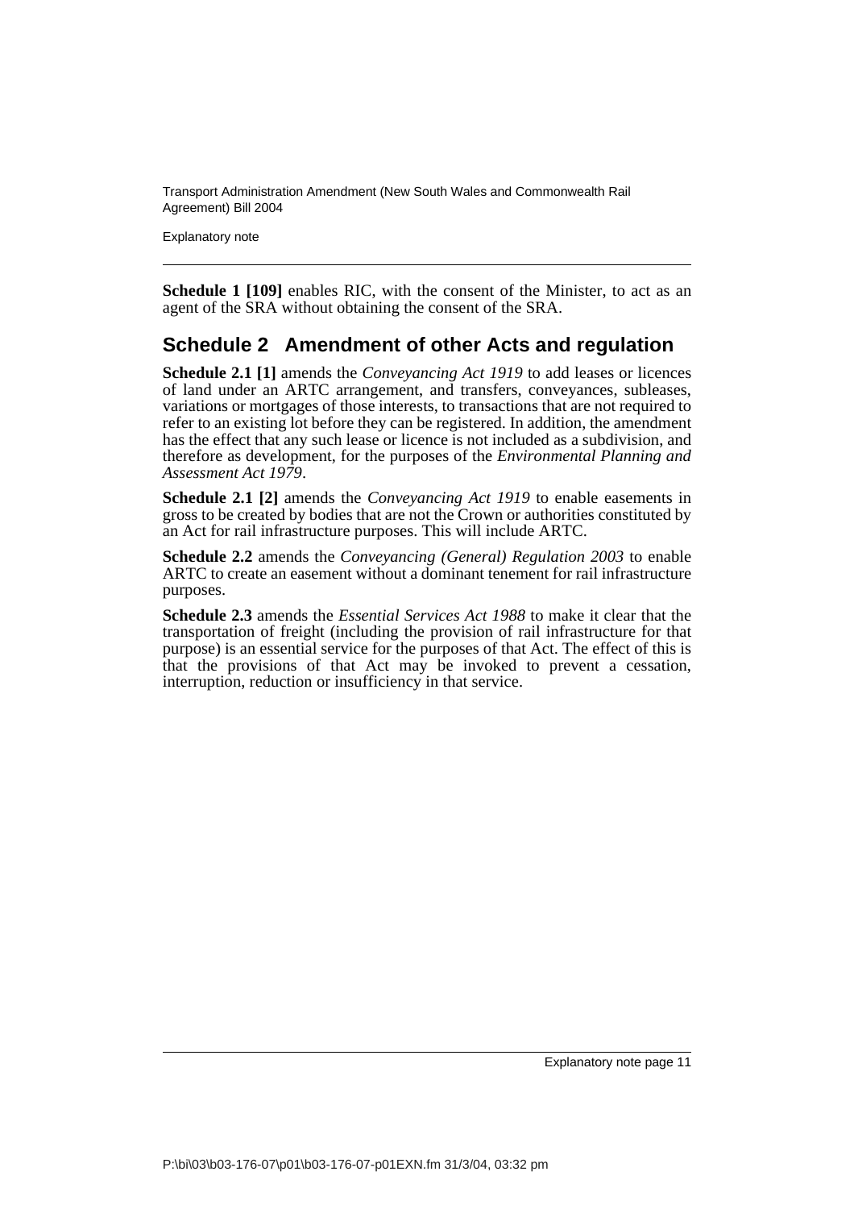**Schedule 1 [109]** enables RIC, with the consent of the Minister, to act as an agent of the SRA without obtaining the consent of the SRA.

## Schedule 2 Amendment of other Acts and regulation

**Schedule 2.1 [1]** amends the *Conveyancing Act 1919* to add leases or licences of land under an ARTC arrangement, and transfers, conveyances, subleases, variations or mortgages of those interests, to transactions that are not required to refer to an existing lot before they can be registered. In addition, the amendment has the effect that any such lease or licence is not included as a subdivision, and therefore as development, for the purposes of the *Environmental Planning and Assessment Act 1979*.

**Schedule 2.1 [2]** amends the *Conveyancing Act 1919* to enable easements in gross to be created by bodies that are not the Crown or authorities constituted by an Act for rail infrastructure purposes. This will include ARTC.

**Schedule 2.2** amends the *Conveyancing (General) Regulation 2003* to enable ARTC to create an easement without a dominant tenement for rail infrastructure purposes.

**Schedule 2.3** amends the *Essential Services Act 1988* to make it clear that the transportation of freight (including the provision of rail infrastructure for that purpose) is an essential service for the purposes of that Act. The effect of this is that the provisions of that Act may be invoked to prevent a cessation, interruption, reduction or insufficiency in that service.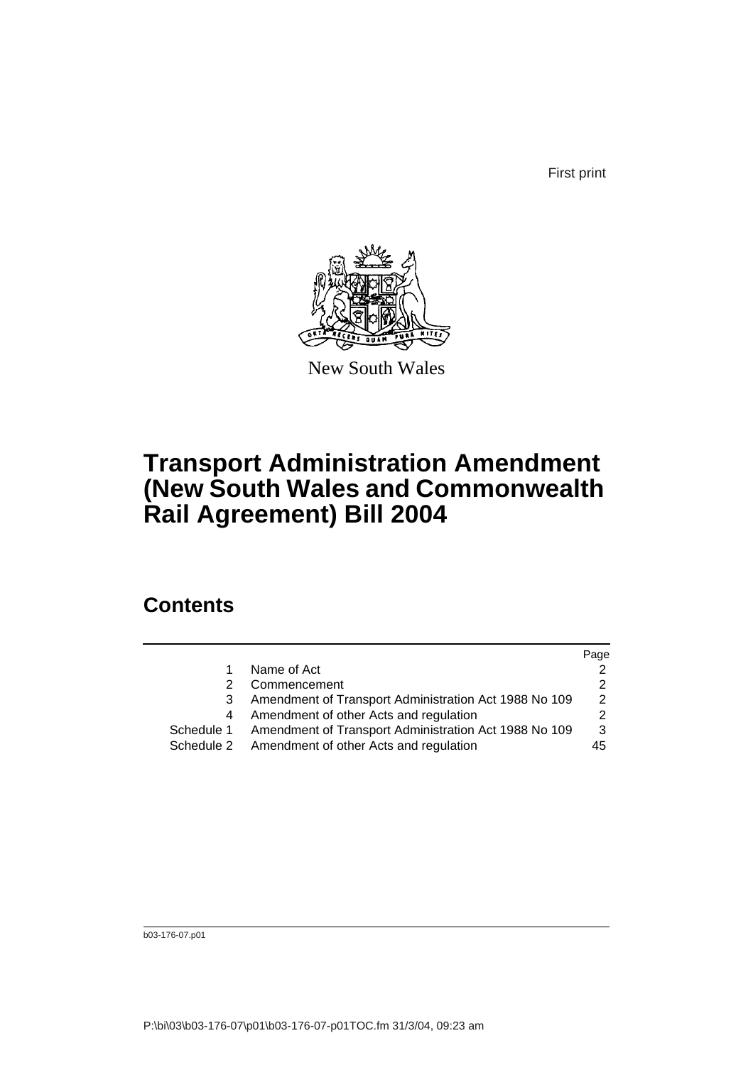First print

New South Wales

# Transport Administration Amendment (New South Wales and Commonwealth Rail Agreement) Bill 2004

## Contents

| | | Page |
|---|---|---|
| 1 | Name of Act | 2 |
| 2 | Commencement | 2 |
| 3 | Amendment of Transport Administration Act 1988 No 109 | 2 |
| 4 | Amendment of other Acts and regulation | 2 |
| Schedule 1 | Amendment of Transport Administration Act 1988 No 109 | 3 |
| Schedule 2 | Amendment of other Acts and regulation | 45 |

b03-176-07.p01

P:\bi\03\b03-176-07\p01\b03-176-07-p01TOC.fm 31/3/04, 09:23 am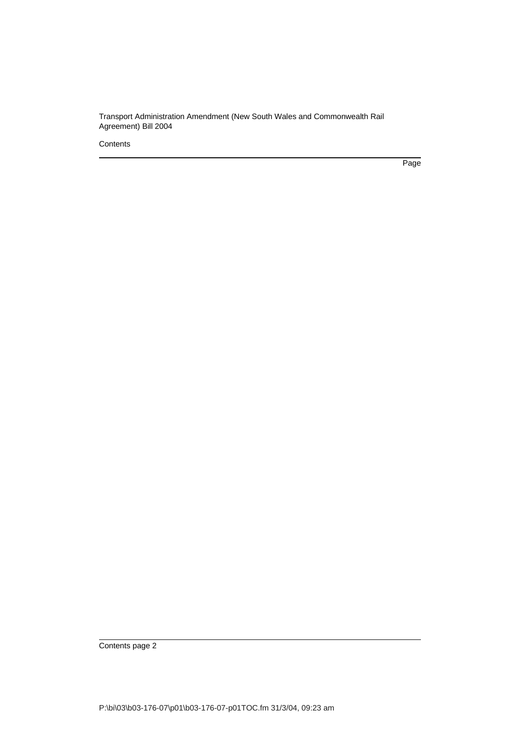Contents

Page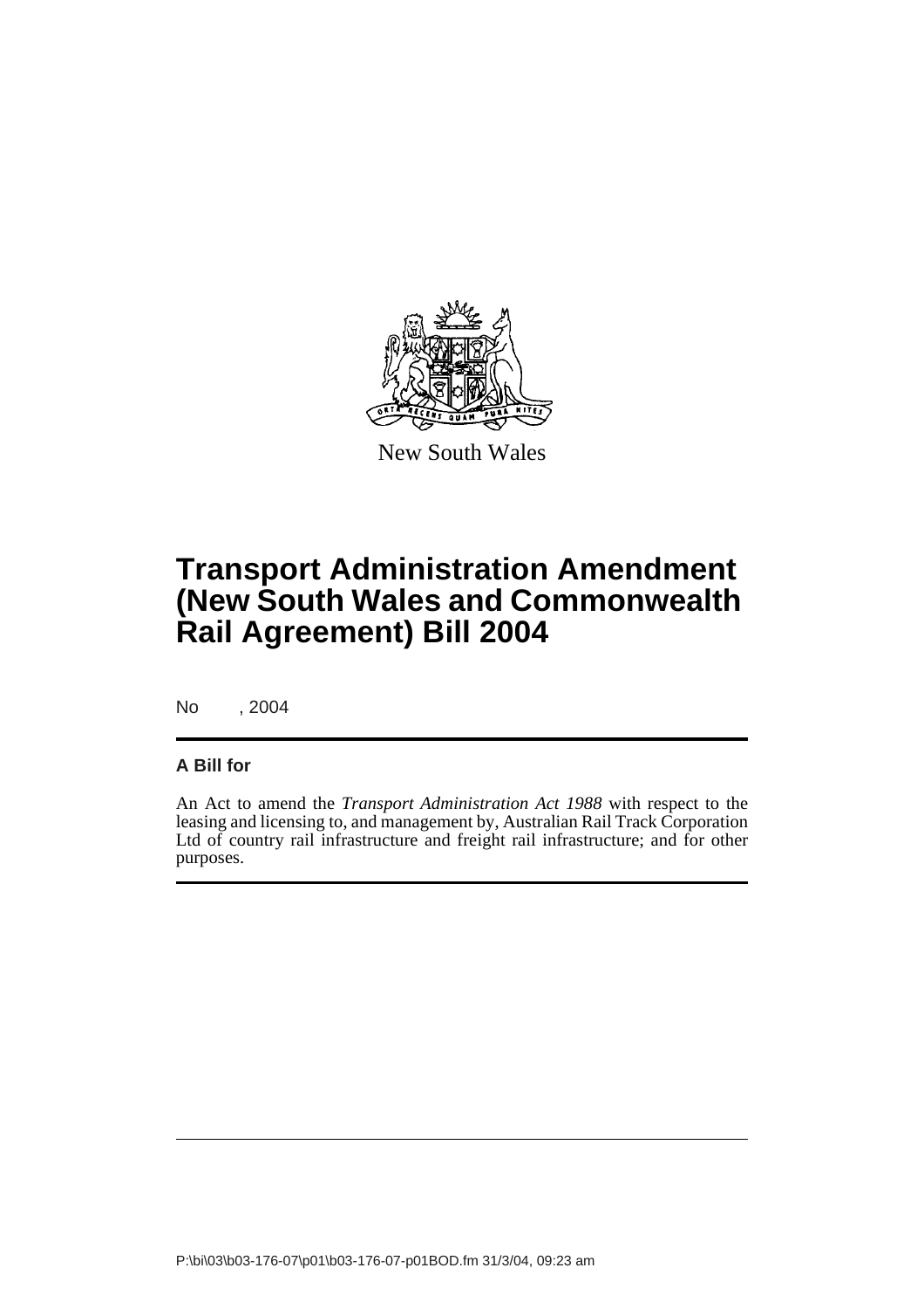New South Wales

# Transport Administration Amendment (New South Wales and Commonwealth Rail Agreement) Bill 2004

No , 2004

**A Bill for**

An Act to amend the *Transport Administration Act 1988* with respect to the leasing and licensing to, and management by, Australian Rail Track Corporation Ltd of country rail infrastructure and freight rail infrastructure; and for other purposes.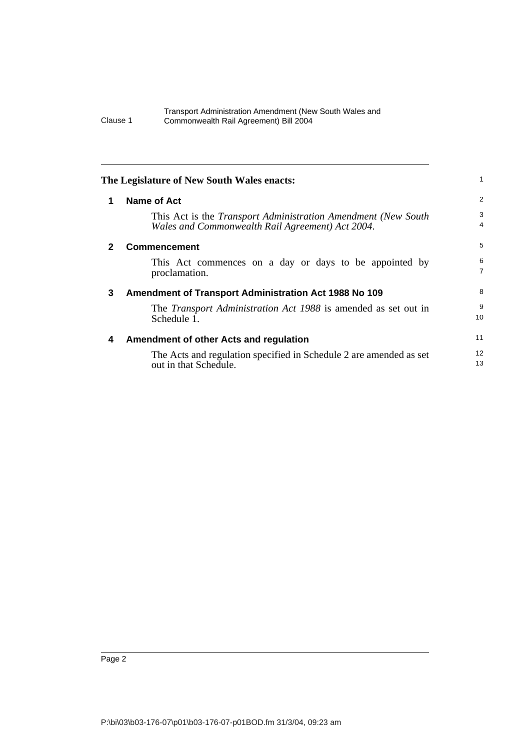**The Legislature of New South Wales enacts:**

## 1 Name of Act

This Act is the *Transport Administration Amendment (New South Wales and Commonwealth Rail Agreement) Act 2004*.

## 2 Commencement

This Act commences on a day or days to be appointed by proclamation.

## 3 Amendment of Transport Administration Act 1988 No 109

The *Transport Administration Act 1988* is amended as set out in Schedule 1.

## 4 Amendment of other Acts and regulation

The Acts and regulation specified in Schedule 2 are amended as set out in that Schedule.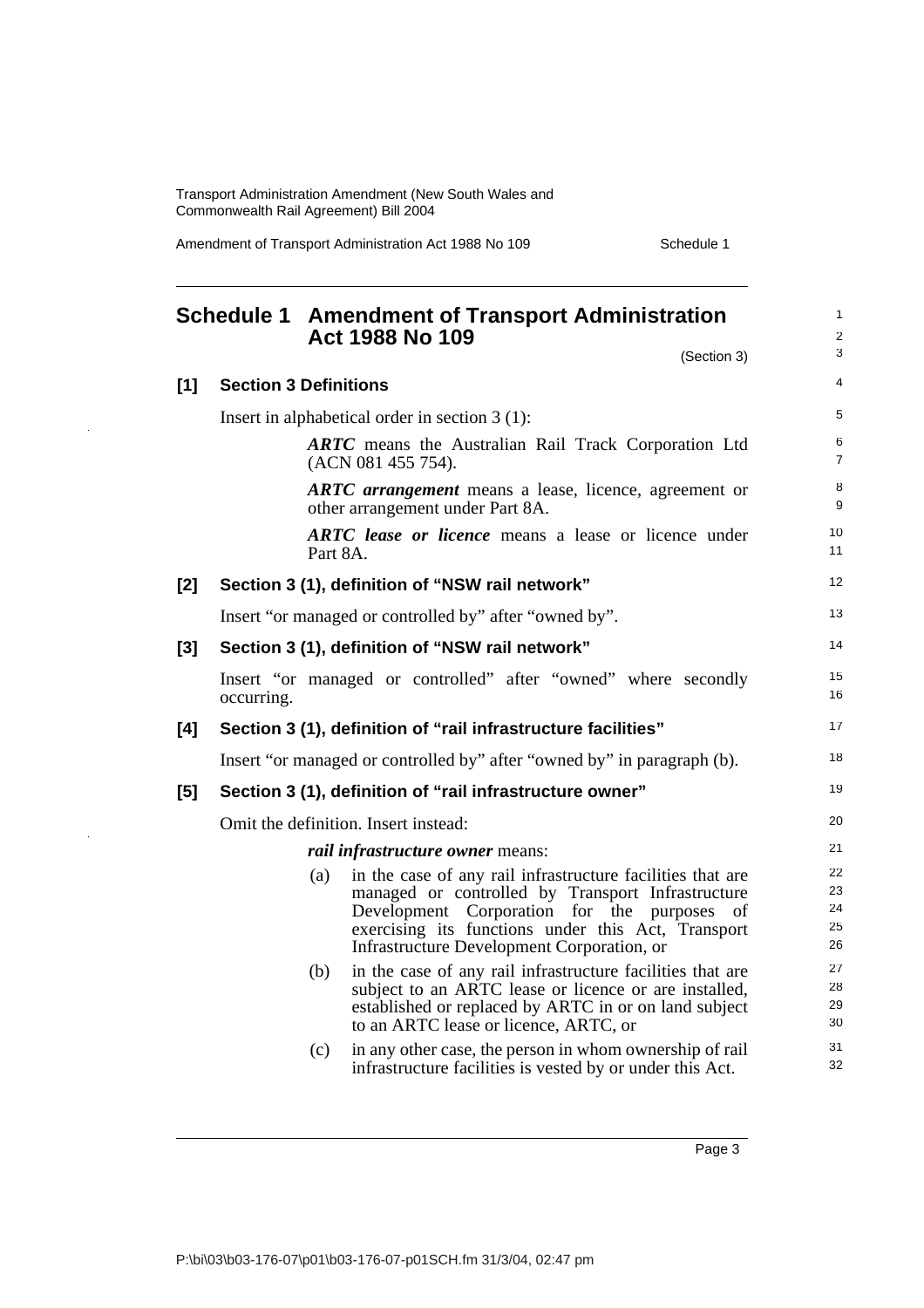## Schedule 1 Amendment of Transport Administration Act 1988 No 109

(Section 3)

### [1] Section 3 Definitions

Insert in alphabetical order in section 3 (1):

> ***ARTC*** means the Australian Rail Track Corporation Ltd (ACN 081 455 754).
>
> ***ARTC arrangement*** means a lease, licence, agreement or other arrangement under Part 8A.
>
> ***ARTC lease or licence*** means a lease or licence under Part 8A.

### [2] Section 3 (1), definition of "NSW rail network"

Insert "or managed or controlled by" after "owned by".

### [3] Section 3 (1), definition of "NSW rail network"

Insert "or managed or controlled" after "owned" where secondly occurring.

### [4] Section 3 (1), definition of "rail infrastructure facilities"

Insert "or managed or controlled by" after "owned by" in paragraph (b).

### [5] Section 3 (1), definition of "rail infrastructure owner"

Omit the definition. Insert instead:

> ***rail infrastructure owner*** means:
>
> (a) in the case of any rail infrastructure facilities that are managed or controlled by Transport Infrastructure Development Corporation for the purposes of exercising its functions under this Act, Transport Infrastructure Development Corporation, or
>
> (b) in the case of any rail infrastructure facilities that are subject to an ARTC lease or licence or are installed, established or replaced by ARTC in or on land subject to an ARTC lease or licence, ARTC, or
>
> (c) in any other case, the person in whom ownership of rail infrastructure facilities is vested by or under this Act.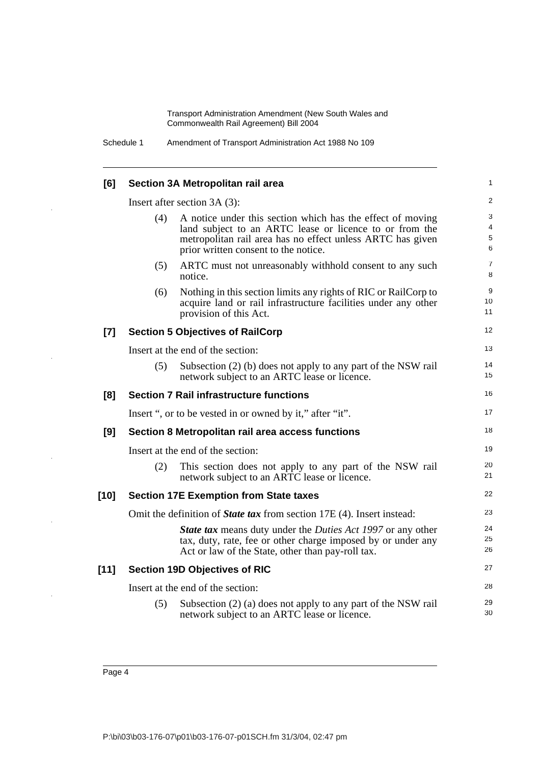**[6] Section 3A Metropolitan rail area**

Insert after section 3A (3):

(4) A notice under this section which has the effect of moving land subject to an ARTC lease or licence to or from the metropolitan rail area has no effect unless ARTC has given prior written consent to the notice.

(5) ARTC must not unreasonably withhold consent to any such notice.

(6) Nothing in this section limits any rights of RIC or RailCorp to acquire land or rail infrastructure facilities under any other provision of this Act.

**[7] Section 5 Objectives of RailCorp**

Insert at the end of the section:

(5) Subsection (2) (b) does not apply to any part of the NSW rail network subject to an ARTC lease or licence.

**[8] Section 7 Rail infrastructure functions**

Insert ", or to be vested in or owned by it," after "it".

**[9] Section 8 Metropolitan rail area access functions**

Insert at the end of the section:

(2) This section does not apply to any part of the NSW rail network subject to an ARTC lease or licence.

**[10] Section 17E Exemption from State taxes**

Omit the definition of ***State tax*** from section 17E (4). Insert instead:

***State tax*** means duty under the *Duties Act 1997* or any other tax, duty, rate, fee or other charge imposed by or under any Act or law of the State, other than pay-roll tax.

**[11] Section 19D Objectives of RIC**

Insert at the end of the section:

(5) Subsection (2) (a) does not apply to any part of the NSW rail network subject to an ARTC lease or licence.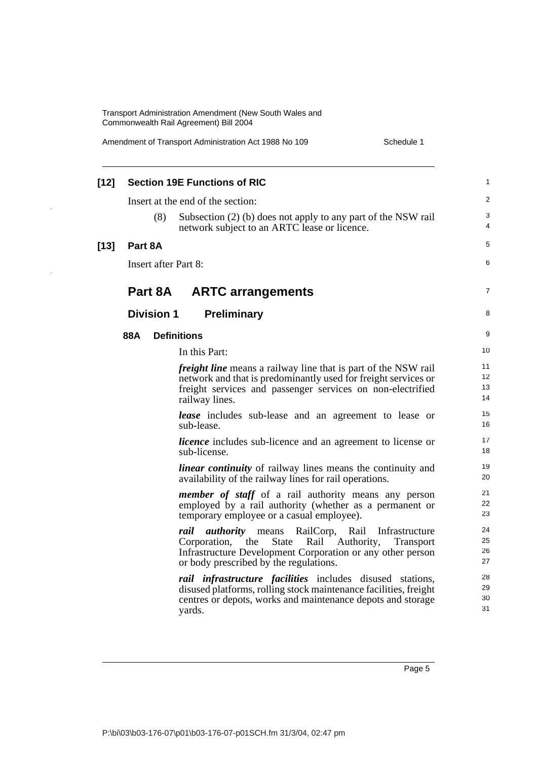**[12] Section 19E Functions of RIC**

Insert at the end of the section:

(8) Subsection (2) (b) does not apply to any part of the NSW rail network subject to an ARTC lease or licence.

**[13] Part 8A**

Insert after Part 8:

## Part 8A ARTC arrangements

### Division 1 Preliminary

#### 88A Definitions

In this Part:

***freight line*** means a railway line that is part of the NSW rail network and that is predominantly used for freight services or freight services and passenger services on non-electrified railway lines.

***lease*** includes sub-lease and an agreement to lease or sub-lease.

***licence*** includes sub-licence and an agreement to license or sub-license.

***linear continuity*** of railway lines means the continuity and availability of the railway lines for rail operations.

***member of staff*** of a rail authority means any person employed by a rail authority (whether as a permanent or temporary employee or a casual employee).

***rail authority*** means RailCorp, Rail Infrastructure Corporation, the State Rail Authority, Transport Infrastructure Development Corporation or any other person or body prescribed by the regulations.

***rail infrastructure facilities*** includes disused stations, disused platforms, rolling stock maintenance facilities, freight centres or depots, works and maintenance depots and storage yards.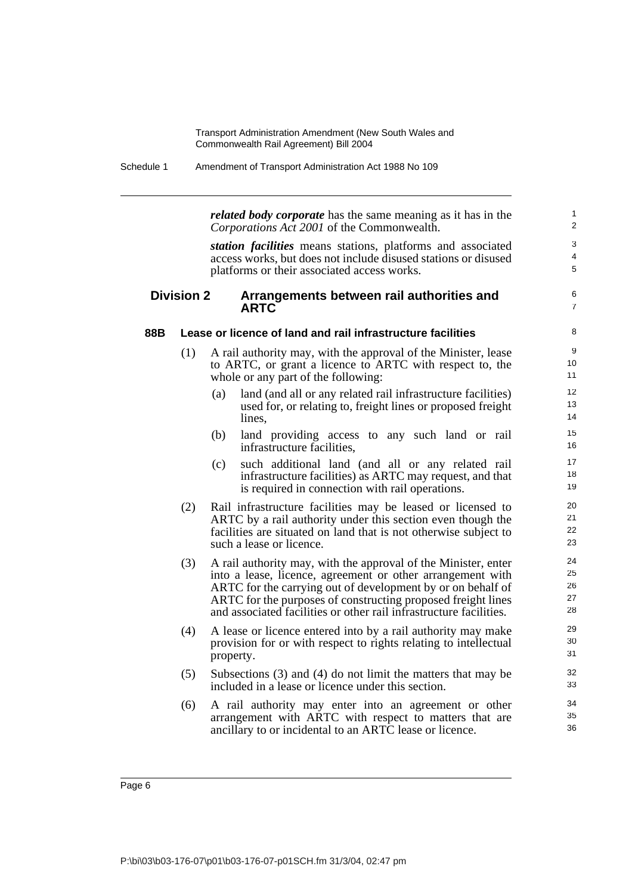***related body corporate*** has the same meaning as it has in the *Corporations Act 2001* of the Commonwealth.

***station facilities*** means stations, platforms and associated access works, but does not include disused stations or disused platforms or their associated access works.

## Division 2 Arrangements between rail authorities and ARTC

### 88B Lease or licence of land and rail infrastructure facilities

(1) A rail authority may, with the approval of the Minister, lease to ARTC, or grant a licence to ARTC with respect to, the whole or any part of the following:

- (a) land (and all or any related rail infrastructure facilities) used for, or relating to, freight lines or proposed freight lines,
- (b) land providing access to any such land or rail infrastructure facilities,
- (c) such additional land (and all or any related rail infrastructure facilities) as ARTC may request, and that is required in connection with rail operations.

(2) Rail infrastructure facilities may be leased or licensed to ARTC by a rail authority under this section even though the facilities are situated on land that is not otherwise subject to such a lease or licence.

(3) A rail authority may, with the approval of the Minister, enter into a lease, licence, agreement or other arrangement with ARTC for the carrying out of development by or on behalf of ARTC for the purposes of constructing proposed freight lines and associated facilities or other rail infrastructure facilities.

(4) A lease or licence entered into by a rail authority may make provision for or with respect to rights relating to intellectual property.

(5) Subsections (3) and (4) do not limit the matters that may be included in a lease or licence under this section.

(6) A rail authority may enter into an agreement or other arrangement with ARTC with respect to matters that are ancillary to or incidental to an ARTC lease or licence.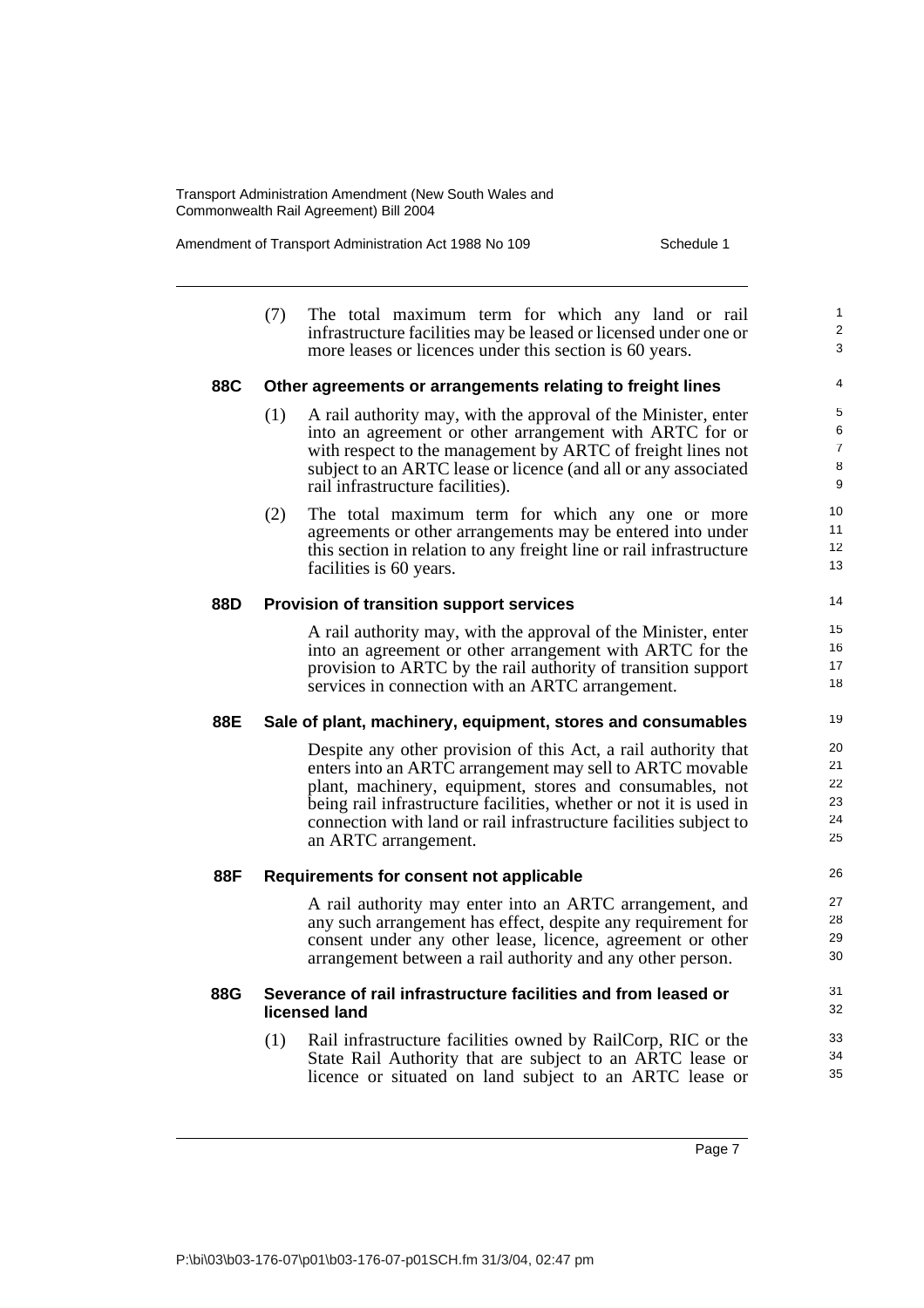(7) The total maximum term for which any land or rail infrastructure facilities may be leased or licensed under one or more leases or licences under this section is 60 years.

**88C Other agreements or arrangements relating to freight lines**

(1) A rail authority may, with the approval of the Minister, enter into an agreement or other arrangement with ARTC for or with respect to the management by ARTC of freight lines not subject to an ARTC lease or licence (and all or any associated rail infrastructure facilities).

(2) The total maximum term for which any one or more agreements or other arrangements may be entered into under this section in relation to any freight line or rail infrastructure facilities is 60 years.

**88D Provision of transition support services**

A rail authority may, with the approval of the Minister, enter into an agreement or other arrangement with ARTC for the provision to ARTC by the rail authority of transition support services in connection with an ARTC arrangement.

**88E Sale of plant, machinery, equipment, stores and consumables**

Despite any other provision of this Act, a rail authority that enters into an ARTC arrangement may sell to ARTC movable plant, machinery, equipment, stores and consumables, not being rail infrastructure facilities, whether or not it is used in connection with land or rail infrastructure facilities subject to an ARTC arrangement.

**88F Requirements for consent not applicable**

A rail authority may enter into an ARTC arrangement, and any such arrangement has effect, despite any requirement for consent under any other lease, licence, agreement or other arrangement between a rail authority and any other person.

**88G Severance of rail infrastructure facilities and from leased or licensed land**

(1) Rail infrastructure facilities owned by RailCorp, RIC or the State Rail Authority that are subject to an ARTC lease or licence or situated on land subject to an ARTC lease or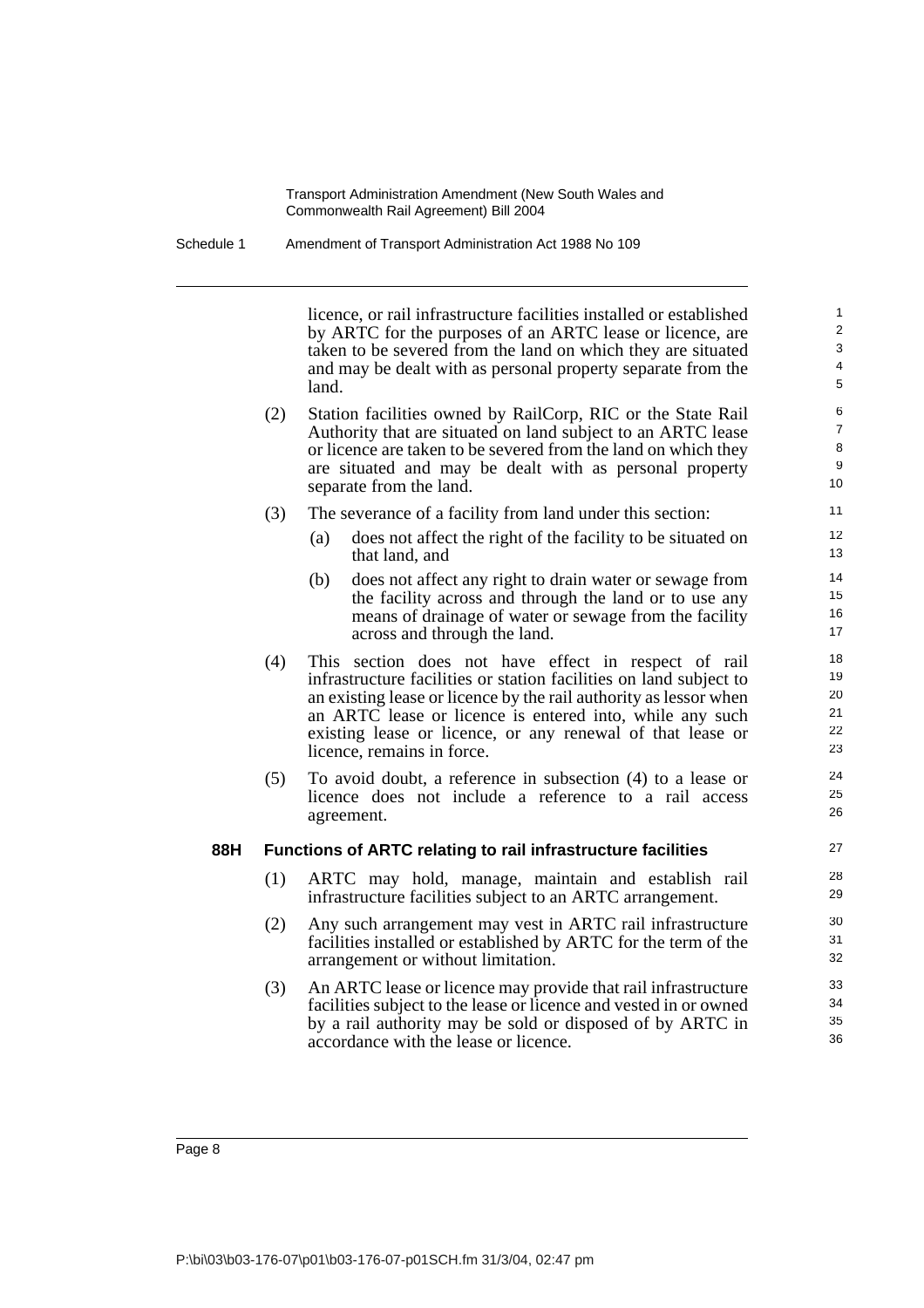licence, or rail infrastructure facilities installed or established by ARTC for the purposes of an ARTC lease or licence, are taken to be severed from the land on which they are situated and may be dealt with as personal property separate from the land.

(2) Station facilities owned by RailCorp, RIC or the State Rail Authority that are situated on land subject to an ARTC lease or licence are taken to be severed from the land on which they are situated and may be dealt with as personal property separate from the land.

(3) The severance of a facility from land under this section:

- (a) does not affect the right of the facility to be situated on that land, and
- (b) does not affect any right to drain water or sewage from the facility across and through the land or to use any means of drainage of water or sewage from the facility across and through the land.

(4) This section does not have effect in respect of rail infrastructure facilities or station facilities on land subject to an existing lease or licence by the rail authority as lessor when an ARTC lease or licence is entered into, while any such existing lease or licence, or any renewal of that lease or licence, remains in force.

(5) To avoid doubt, a reference in subsection (4) to a lease or licence does not include a reference to a rail access agreement.

**88H Functions of ARTC relating to rail infrastructure facilities**

(1) ARTC may hold, manage, maintain and establish rail infrastructure facilities subject to an ARTC arrangement.

(2) Any such arrangement may vest in ARTC rail infrastructure facilities installed or established by ARTC for the term of the arrangement or without limitation.

(3) An ARTC lease or licence may provide that rail infrastructure facilities subject to the lease or licence and vested in or owned by a rail authority may be sold or disposed of by ARTC in accordance with the lease or licence.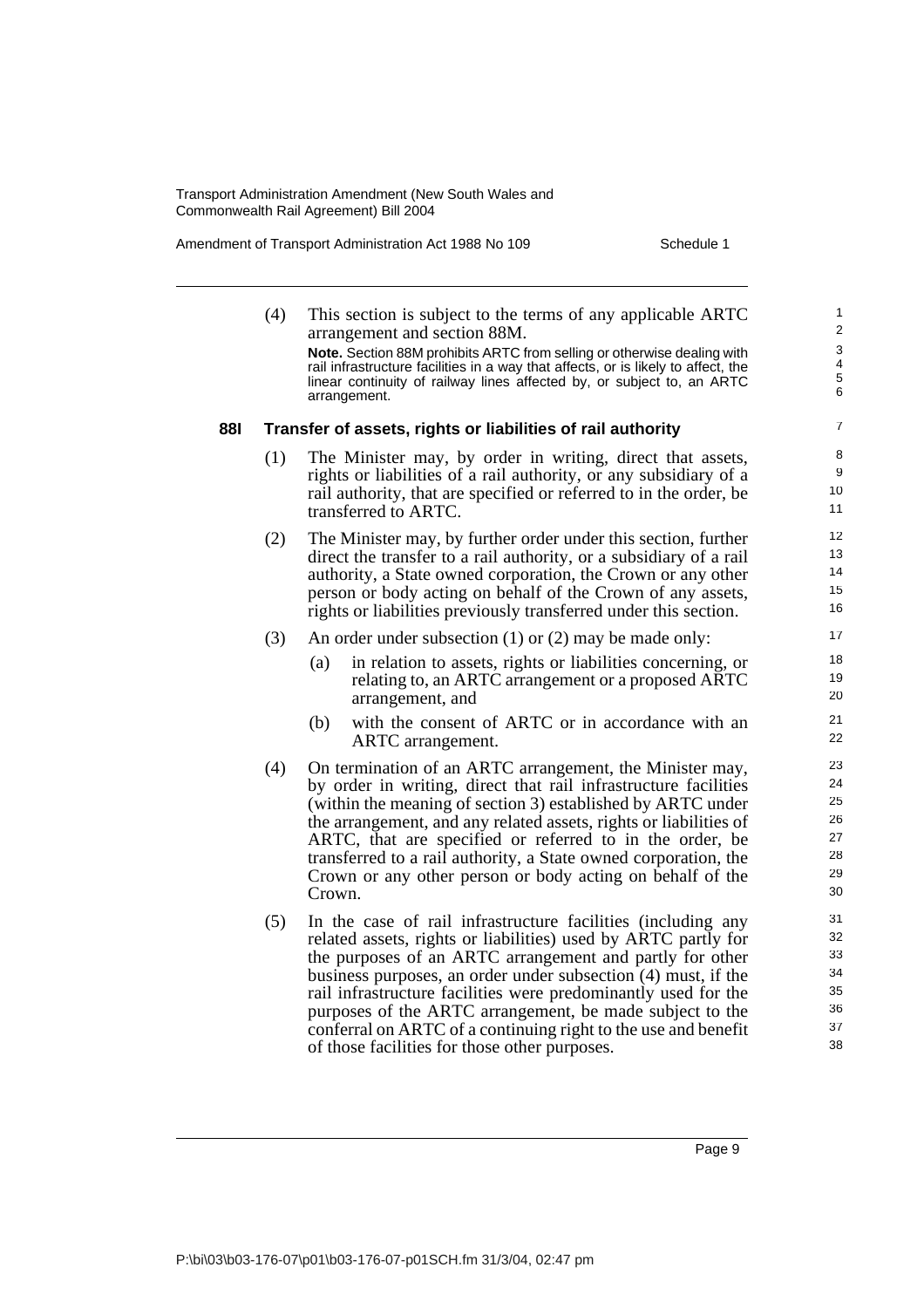(4) This section is subject to the terms of any applicable ARTC arrangement and section 88M.

**Note.** Section 88M prohibits ARTC from selling or otherwise dealing with rail infrastructure facilities in a way that affects, or is likely to affect, the linear continuity of railway lines affected by, or subject to, an ARTC arrangement.

### 88I Transfer of assets, rights or liabilities of rail authority

(1) The Minister may, by order in writing, direct that assets, rights or liabilities of a rail authority, or any subsidiary of a rail authority, that are specified or referred to in the order, be transferred to ARTC.

(2) The Minister may, by further order under this section, further direct the transfer to a rail authority, or a subsidiary of a rail authority, a State owned corporation, the Crown or any other person or body acting on behalf of the Crown of any assets, rights or liabilities previously transferred under this section.

(3) An order under subsection (1) or (2) may be made only:

- (a) in relation to assets, rights or liabilities concerning, or relating to, an ARTC arrangement or a proposed ARTC arrangement, and
- (b) with the consent of ARTC or in accordance with an ARTC arrangement.

(4) On termination of an ARTC arrangement, the Minister may, by order in writing, direct that rail infrastructure facilities (within the meaning of section 3) established by ARTC under the arrangement, and any related assets, rights or liabilities of ARTC, that are specified or referred to in the order, be transferred to a rail authority, a State owned corporation, the Crown or any other person or body acting on behalf of the Crown.

(5) In the case of rail infrastructure facilities (including any related assets, rights or liabilities) used by ARTC partly for the purposes of an ARTC arrangement and partly for other business purposes, an order under subsection (4) must, if the rail infrastructure facilities were predominantly used for the purposes of the ARTC arrangement, be made subject to the conferral on ARTC of a continuing right to the use and benefit of those facilities for those other purposes.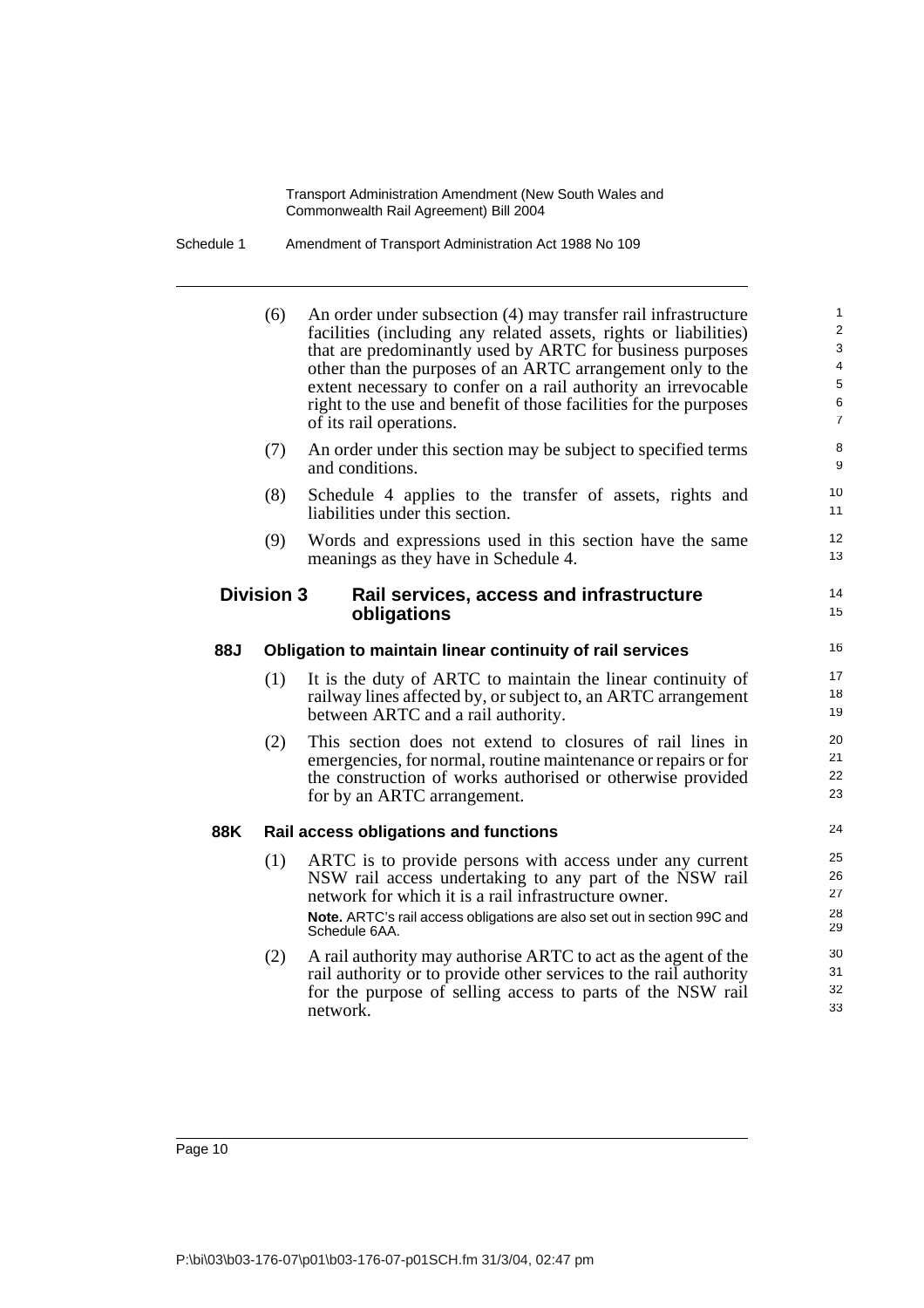(6) An order under subsection (4) may transfer rail infrastructure facilities (including any related assets, rights or liabilities) that are predominantly used by ARTC for business purposes other than the purposes of an ARTC arrangement only to the extent necessary to confer on a rail authority an irrevocable right to the use and benefit of those facilities for the purposes of its rail operations.

(7) An order under this section may be subject to specified terms and conditions.

(8) Schedule 4 applies to the transfer of assets, rights and liabilities under this section.

(9) Words and expressions used in this section have the same meanings as they have in Schedule 4.

## Division 3 Rail services, access and infrastructure obligations

### 88J Obligation to maintain linear continuity of rail services

(1) It is the duty of ARTC to maintain the linear continuity of railway lines affected by, or subject to, an ARTC arrangement between ARTC and a rail authority.

(2) This section does not extend to closures of rail lines in emergencies, for normal, routine maintenance or repairs or for the construction of works authorised or otherwise provided for by an ARTC arrangement.

### 88K Rail access obligations and functions

(1) ARTC is to provide persons with access under any current NSW rail access undertaking to any part of the NSW rail network for which it is a rail infrastructure owner.

**Note.** ARTC's rail access obligations are also set out in section 99C and Schedule 6AA.

(2) A rail authority may authorise ARTC to act as the agent of the rail authority or to provide other services to the rail authority for the purpose of selling access to parts of the NSW rail network.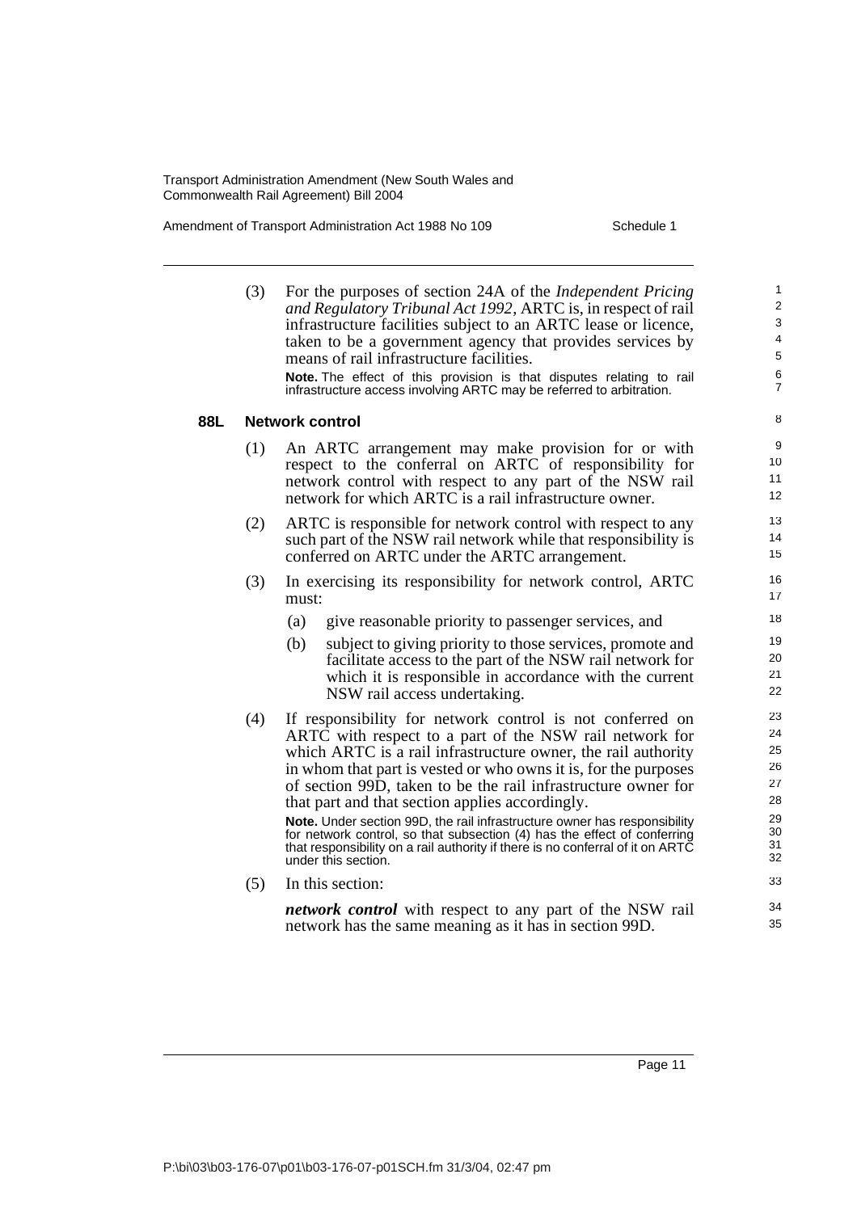(3) For the purposes of section 24A of the *Independent Pricing and Regulatory Tribunal Act 1992*, ARTC is, in respect of rail infrastructure facilities subject to an ARTC lease or licence, taken to be a government agency that provides services by means of rail infrastructure facilities.

**Note.** The effect of this provision is that disputes relating to rail infrastructure access involving ARTC may be referred to arbitration.

### 88L Network control

(1) An ARTC arrangement may make provision for or with respect to the conferral on ARTC of responsibility for network control with respect to any part of the NSW rail network for which ARTC is a rail infrastructure owner.

(2) ARTC is responsible for network control with respect to any such part of the NSW rail network while that responsibility is conferred on ARTC under the ARTC arrangement.

(3) In exercising its responsibility for network control, ARTC must:

- (a) give reasonable priority to passenger services, and
- (b) subject to giving priority to those services, promote and facilitate access to the part of the NSW rail network for which it is responsible in accordance with the current NSW rail access undertaking.

(4) If responsibility for network control is not conferred on ARTC with respect to a part of the NSW rail network for which ARTC is a rail infrastructure owner, the rail authority in whom that part is vested or who owns it is, for the purposes of section 99D, taken to be the rail infrastructure owner for that part and that section applies accordingly.

**Note.** Under section 99D, the rail infrastructure owner has responsibility for network control, so that subsection (4) has the effect of conferring that responsibility on a rail authority if there is no conferral of it on ARTC under this section.

(5) In this section:

***network control*** with respect to any part of the NSW rail network has the same meaning as it has in section 99D.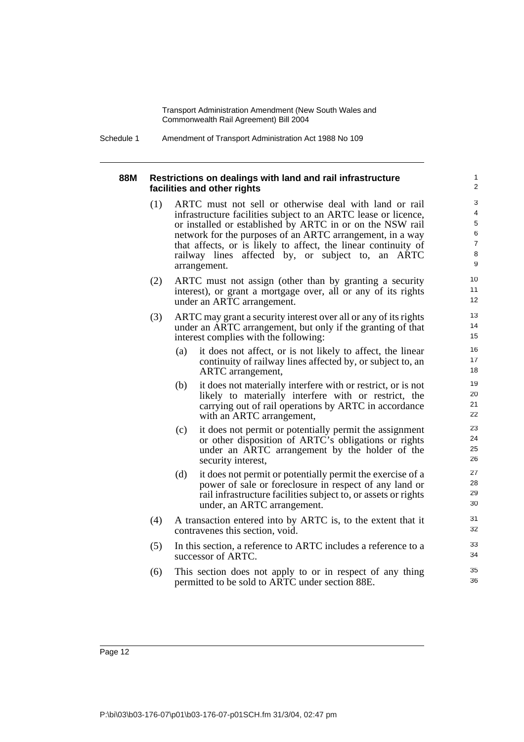#### 88M Restrictions on dealings with land and rail infrastructure facilities and other rights

(1) ARTC must not sell or otherwise deal with land or rail infrastructure facilities subject to an ARTC lease or licence, or installed or established by ARTC in or on the NSW rail network for the purposes of an ARTC arrangement, in a way that affects, or is likely to affect, the linear continuity of railway lines affected by, or subject to, an ARTC arrangement.

(2) ARTC must not assign (other than by granting a security interest), or grant a mortgage over, all or any of its rights under an ARTC arrangement.

(3) ARTC may grant a security interest over all or any of its rights under an ARTC arrangement, but only if the granting of that interest complies with the following:

(a) it does not affect, or is not likely to affect, the linear continuity of railway lines affected by, or subject to, an ARTC arrangement,

(b) it does not materially interfere with or restrict, or is not likely to materially interfere with or restrict, the carrying out of rail operations by ARTC in accordance with an ARTC arrangement,

(c) it does not permit or potentially permit the assignment or other disposition of ARTC's obligations or rights under an ARTC arrangement by the holder of the security interest,

(d) it does not permit or potentially permit the exercise of a power of sale or foreclosure in respect of any land or rail infrastructure facilities subject to, or assets or rights under, an ARTC arrangement.

(4) A transaction entered into by ARTC is, to the extent that it contravenes this section, void.

(5) In this section, a reference to ARTC includes a reference to a successor of ARTC.

(6) This section does not apply to or in respect of any thing permitted to be sold to ARTC under section 88E.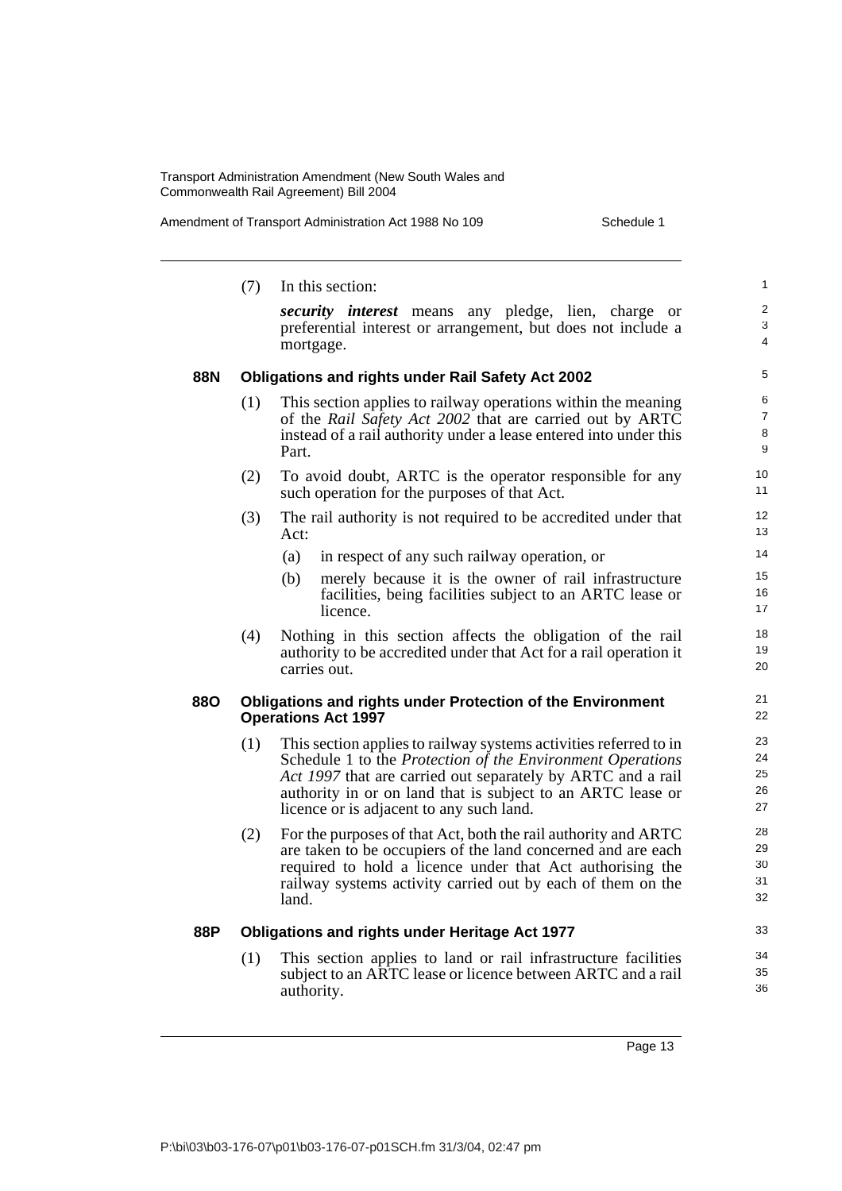(7) In this section:

***security interest*** means any pledge, lien, charge or preferential interest or arrangement, but does not include a mortgage.

### 88N Obligations and rights under Rail Safety Act 2002

(1) This section applies to railway operations within the meaning of the *Rail Safety Act 2002* that are carried out by ARTC instead of a rail authority under a lease entered into under this Part.

(2) To avoid doubt, ARTC is the operator responsible for any such operation for the purposes of that Act.

(3) The rail authority is not required to be accredited under that Act:

- (a) in respect of any such railway operation, or
- (b) merely because it is the owner of rail infrastructure facilities, being facilities subject to an ARTC lease or licence.

(4) Nothing in this section affects the obligation of the rail authority to be accredited under that Act for a rail operation it carries out.

### 88O Obligations and rights under Protection of the Environment Operations Act 1997

(1) This section applies to railway systems activities referred to in Schedule 1 to the *Protection of the Environment Operations Act 1997* that are carried out separately by ARTC and a rail authority in or on land that is subject to an ARTC lease or licence or is adjacent to any such land.

(2) For the purposes of that Act, both the rail authority and ARTC are taken to be occupiers of the land concerned and are each required to hold a licence under that Act authorising the railway systems activity carried out by each of them on the land.

### 88P Obligations and rights under Heritage Act 1977

(1) This section applies to land or rail infrastructure facilities subject to an ARTC lease or licence between ARTC and a rail authority.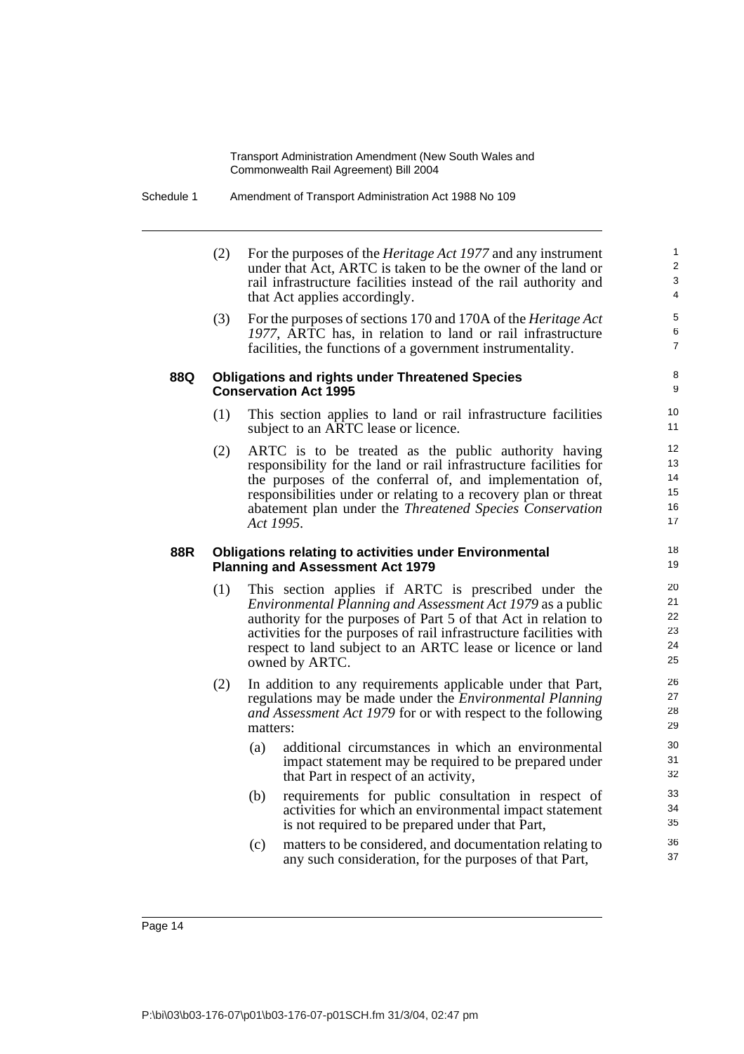(2) For the purposes of the *Heritage Act 1977* and any instrument under that Act, ARTC is taken to be the owner of the land or rail infrastructure facilities instead of the rail authority and that Act applies accordingly.

(3) For the purposes of sections 170 and 170A of the *Heritage Act 1977*, ARTC has, in relation to land or rail infrastructure facilities, the functions of a government instrumentality.

### 88Q Obligations and rights under Threatened Species Conservation Act 1995

(1) This section applies to land or rail infrastructure facilities subject to an ARTC lease or licence.

(2) ARTC is to be treated as the public authority having responsibility for the land or rail infrastructure facilities for the purposes of the conferral of, and implementation of, responsibilities under or relating to a recovery plan or threat abatement plan under the *Threatened Species Conservation Act 1995*.

### 88R Obligations relating to activities under Environmental Planning and Assessment Act 1979

(1) This section applies if ARTC is prescribed under the *Environmental Planning and Assessment Act 1979* as a public authority for the purposes of Part 5 of that Act in relation to activities for the purposes of rail infrastructure facilities with respect to land subject to an ARTC lease or licence or land owned by ARTC.

(2) In addition to any requirements applicable under that Part, regulations may be made under the *Environmental Planning and Assessment Act 1979* for or with respect to the following matters:

(a) additional circumstances in which an environmental impact statement may be required to be prepared under that Part in respect of an activity,

(b) requirements for public consultation in respect of activities for which an environmental impact statement is not required to be prepared under that Part,

(c) matters to be considered, and documentation relating to any such consideration, for the purposes of that Part,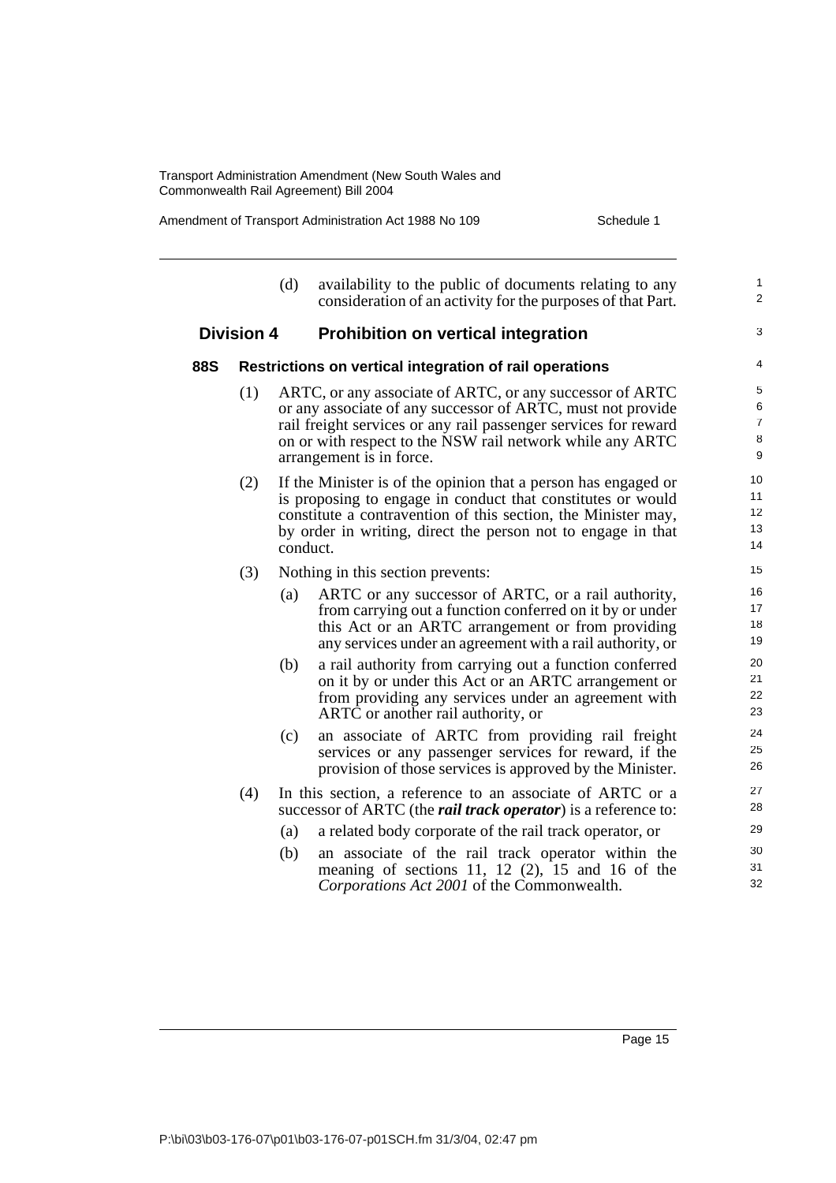(d) availability to the public of documents relating to any consideration of an activity for the purposes of that Part.

## Division 4 Prohibition on vertical integration

### 88S Restrictions on vertical integration of rail operations

(1) ARTC, or any associate of ARTC, or any successor of ARTC or any associate of any successor of ARTC, must not provide rail freight services or any rail passenger services for reward on or with respect to the NSW rail network while any ARTC arrangement is in force.

(2) If the Minister is of the opinion that a person has engaged or is proposing to engage in conduct that constitutes or would constitute a contravention of this section, the Minister may, by order in writing, direct the person not to engage in that conduct.

(3) Nothing in this section prevents:

(a) ARTC or any successor of ARTC, or a rail authority, from carrying out a function conferred on it by or under this Act or an ARTC arrangement or from providing any services under an agreement with a rail authority, or

(b) a rail authority from carrying out a function conferred on it by or under this Act or an ARTC arrangement or from providing any services under an agreement with ARTC or another rail authority, or

(c) an associate of ARTC from providing rail freight services or any passenger services for reward, if the provision of those services is approved by the Minister.

(4) In this section, a reference to an associate of ARTC or a successor of ARTC (the ***rail track operator***) is a reference to:

(a) a related body corporate of the rail track operator, or

(b) an associate of the rail track operator within the meaning of sections 11, 12 (2), 15 and 16 of the *Corporations Act 2001* of the Commonwealth.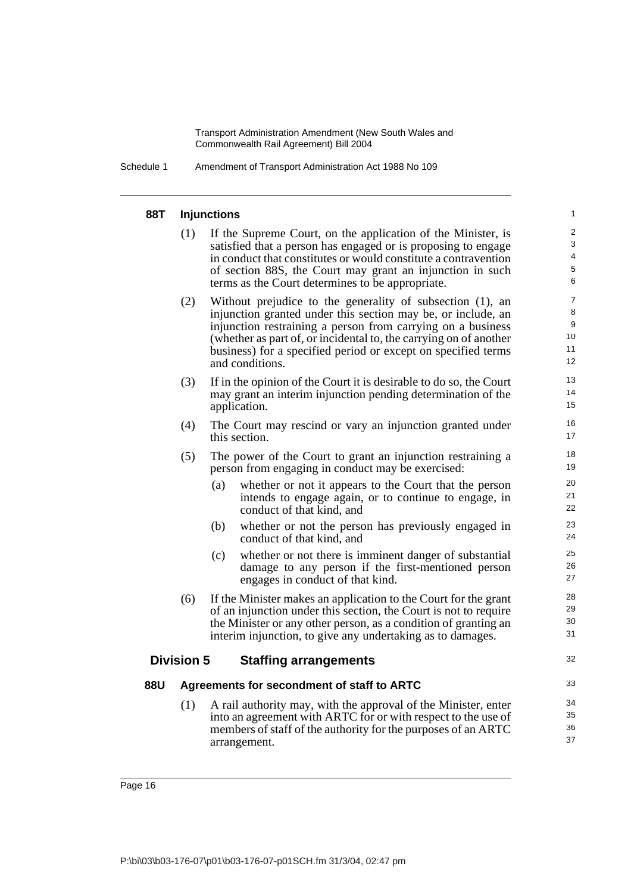#### 88T Injunctions

(1) If the Supreme Court, on the application of the Minister, is satisfied that a person has engaged or is proposing to engage in conduct that constitutes or would constitute a contravention of section 88S, the Court may grant an injunction in such terms as the Court determines to be appropriate.

(2) Without prejudice to the generality of subsection (1), an injunction granted under this section may be, or include, an injunction restraining a person from carrying on a business (whether as part of, or incidental to, the carrying on of another business) for a specified period or except on specified terms and conditions.

(3) If in the opinion of the Court it is desirable to do so, the Court may grant an interim injunction pending determination of the application.

(4) The Court may rescind or vary an injunction granted under this section.

(5) The power of the Court to grant an injunction restraining a person from engaging in conduct may be exercised:

- (a) whether or not it appears to the Court that the person intends to engage again, or to continue to engage, in conduct of that kind, and
- (b) whether or not the person has previously engaged in conduct of that kind, and
- (c) whether or not there is imminent danger of substantial damage to any person if the first-mentioned person engages in conduct of that kind.

(6) If the Minister makes an application to the Court for the grant of an injunction under this section, the Court is not to require the Minister or any other person, as a condition of granting an interim injunction, to give any undertaking as to damages.

### Division 5 Staffing arrangements

#### 88U Agreements for secondment of staff to ARTC

(1) A rail authority may, with the approval of the Minister, enter into an agreement with ARTC for or with respect to the use of members of staff of the authority for the purposes of an ARTC arrangement.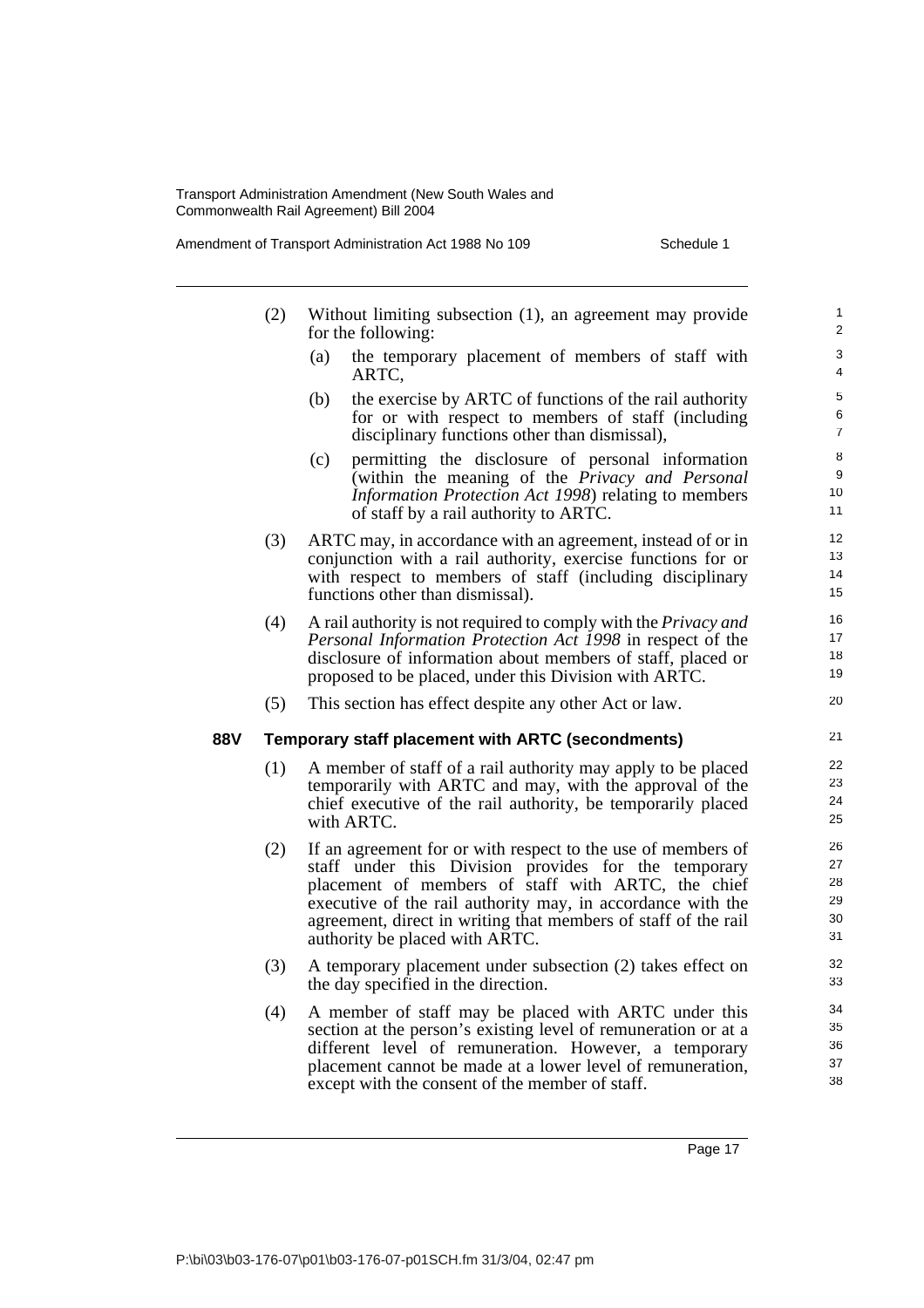(2) Without limiting subsection (1), an agreement may provide for the following:

- (a) the temporary placement of members of staff with ARTC,
- (b) the exercise by ARTC of functions of the rail authority for or with respect to members of staff (including disciplinary functions other than dismissal),
- (c) permitting the disclosure of personal information (within the meaning of the *Privacy and Personal Information Protection Act 1998*) relating to members of staff by a rail authority to ARTC.

(3) ARTC may, in accordance with an agreement, instead of or in conjunction with a rail authority, exercise functions for or with respect to members of staff (including disciplinary functions other than dismissal).

(4) A rail authority is not required to comply with the *Privacy and Personal Information Protection Act 1998* in respect of the disclosure of information about members of staff, placed or proposed to be placed, under this Division with ARTC.

(5) This section has effect despite any other Act or law.

### 88V Temporary staff placement with ARTC (secondments)

(1) A member of staff of a rail authority may apply to be placed temporarily with ARTC and may, with the approval of the chief executive of the rail authority, be temporarily placed with ARTC.

(2) If an agreement for or with respect to the use of members of staff under this Division provides for the temporary placement of members of staff with ARTC, the chief executive of the rail authority may, in accordance with the agreement, direct in writing that members of staff of the rail authority be placed with ARTC.

(3) A temporary placement under subsection (2) takes effect on the day specified in the direction.

(4) A member of staff may be placed with ARTC under this section at the person's existing level of remuneration or at a different level of remuneration. However, a temporary placement cannot be made at a lower level of remuneration, except with the consent of the member of staff.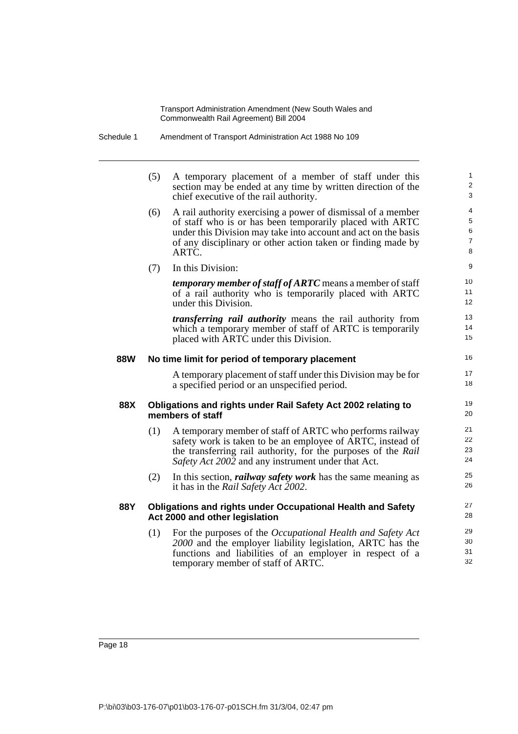(5) A temporary placement of a member of staff under this section may be ended at any time by written direction of the chief executive of the rail authority.

(6) A rail authority exercising a power of dismissal of a member of staff who is or has been temporarily placed with ARTC under this Division may take into account and act on the basis of any disciplinary or other action taken or finding made by ARTC.

(7) In this Division:

***temporary member of staff of ARTC*** means a member of staff of a rail authority who is temporarily placed with ARTC under this Division.

***transferring rail authority*** means the rail authority from which a temporary member of staff of ARTC is temporarily placed with ARTC under this Division.

**88W No time limit for period of temporary placement**

A temporary placement of staff under this Division may be for a specified period or an unspecified period.

**88X Obligations and rights under Rail Safety Act 2002 relating to members of staff**

(1) A temporary member of staff of ARTC who performs railway safety work is taken to be an employee of ARTC, instead of the transferring rail authority, for the purposes of the *Rail Safety Act 2002* and any instrument under that Act.

(2) In this section, ***railway safety work*** has the same meaning as it has in the *Rail Safety Act 2002*.

**88Y Obligations and rights under Occupational Health and Safety Act 2000 and other legislation**

(1) For the purposes of the *Occupational Health and Safety Act 2000* and the employer liability legislation, ARTC has the functions and liabilities of an employer in respect of a temporary member of staff of ARTC.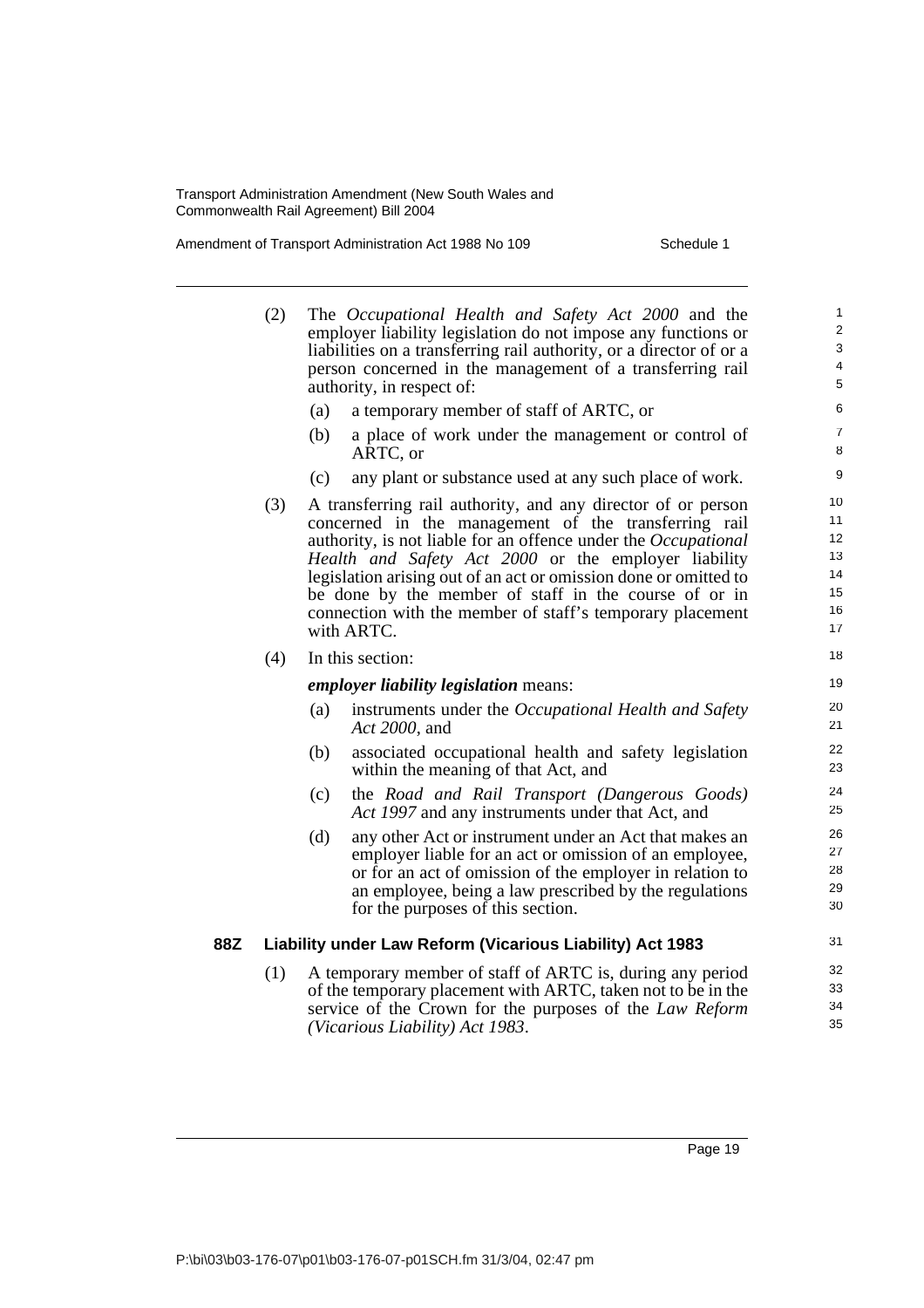(2) The *Occupational Health and Safety Act 2000* and the employer liability legislation do not impose any functions or liabilities on a transferring rail authority, or a director of or a person concerned in the management of a transferring rail authority, in respect of:

(a) a temporary member of staff of ARTC, or

(b) a place of work under the management or control of ARTC, or

(c) any plant or substance used at any such place of work.

(3) A transferring rail authority, and any director of or person concerned in the management of the transferring rail authority, is not liable for an offence under the *Occupational Health and Safety Act 2000* or the employer liability legislation arising out of an act or omission done or omitted to be done by the member of staff in the course of or in connection with the member of staff's temporary placement with ARTC.

(4) In this section:

***employer liability legislation*** means:

(a) instruments under the *Occupational Health and Safety Act 2000*, and

(b) associated occupational health and safety legislation within the meaning of that Act, and

(c) the *Road and Rail Transport (Dangerous Goods) Act 1997* and any instruments under that Act, and

(d) any other Act or instrument under an Act that makes an employer liable for an act or omission of an employee, or for an act of omission of the employer in relation to an employee, being a law prescribed by the regulations for the purposes of this section.

**88Z Liability under Law Reform (Vicarious Liability) Act 1983**

(1) A temporary member of staff of ARTC is, during any period of the temporary placement with ARTC, taken not to be in the service of the Crown for the purposes of the *Law Reform (Vicarious Liability) Act 1983*.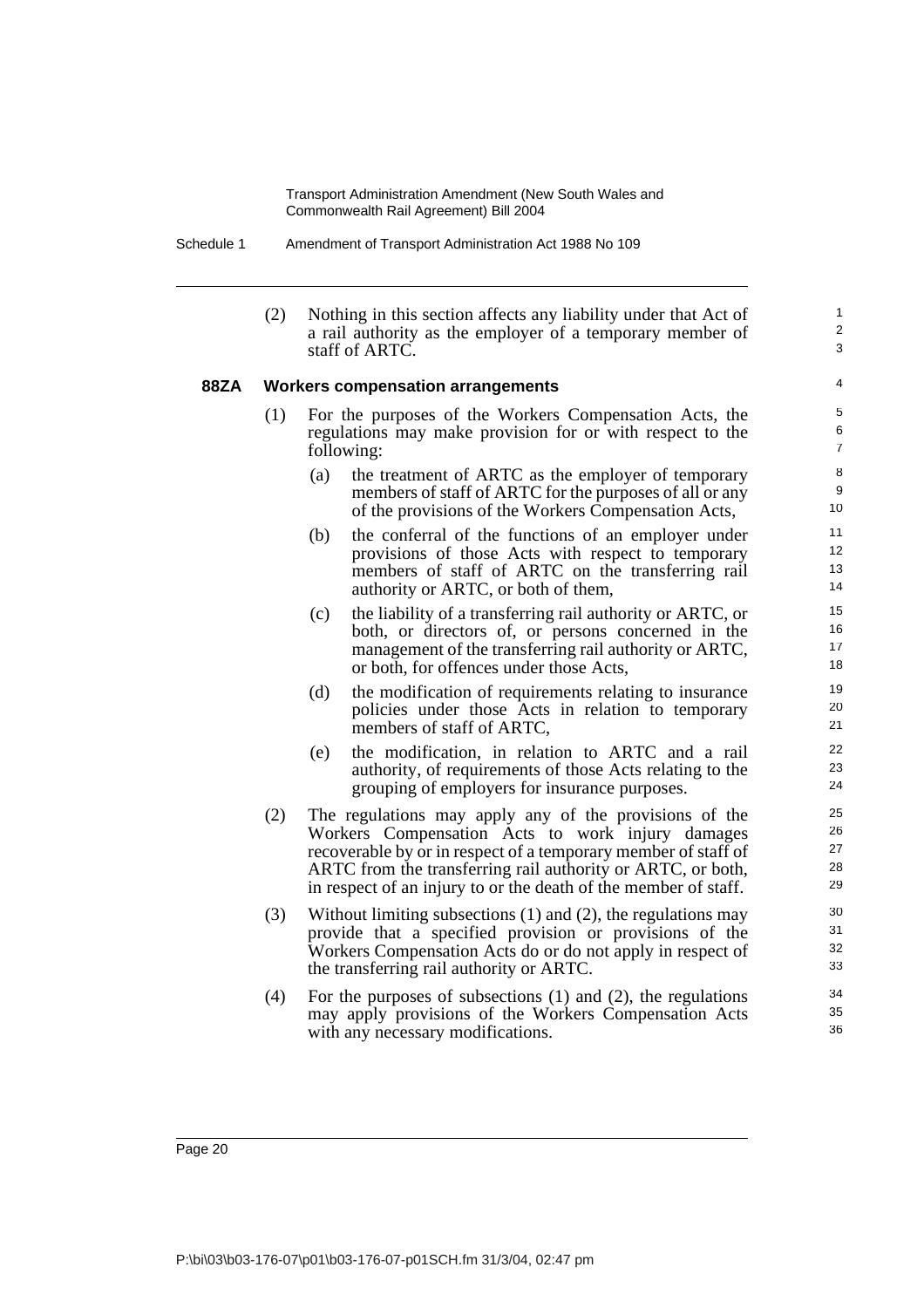(2) Nothing in this section affects any liability under that Act of a rail authority as the employer of a temporary member of staff of ARTC.

### 88ZA Workers compensation arrangements

(1) For the purposes of the Workers Compensation Acts, the regulations may make provision for or with respect to the following:

- (a) the treatment of ARTC as the employer of temporary members of staff of ARTC for the purposes of all or any of the provisions of the Workers Compensation Acts,
- (b) the conferral of the functions of an employer under provisions of those Acts with respect to temporary members of staff of ARTC on the transferring rail authority or ARTC, or both of them,
- (c) the liability of a transferring rail authority or ARTC, or both, or directors of, or persons concerned in the management of the transferring rail authority or ARTC, or both, for offences under those Acts,
- (d) the modification of requirements relating to insurance policies under those Acts in relation to temporary members of staff of ARTC,
- (e) the modification, in relation to ARTC and a rail authority, of requirements of those Acts relating to the grouping of employers for insurance purposes.

(2) The regulations may apply any of the provisions of the Workers Compensation Acts to work injury damages recoverable by or in respect of a temporary member of staff of ARTC from the transferring rail authority or ARTC, or both, in respect of an injury to or the death of the member of staff.

(3) Without limiting subsections (1) and (2), the regulations may provide that a specified provision or provisions of the Workers Compensation Acts do or do not apply in respect of the transferring rail authority or ARTC.

(4) For the purposes of subsections (1) and (2), the regulations may apply provisions of the Workers Compensation Acts with any necessary modifications.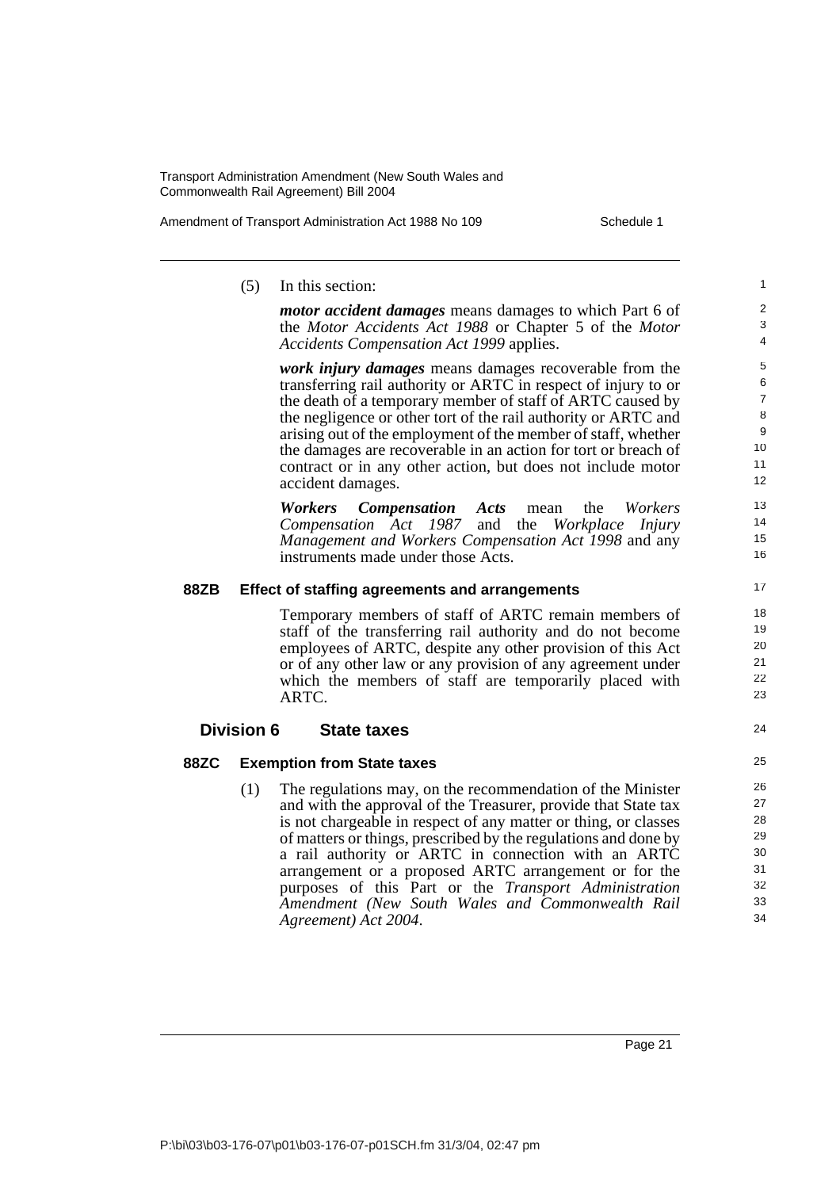(5) In this section:

***motor accident damages*** means damages to which Part 6 of the *Motor Accidents Act 1988* or Chapter 5 of the *Motor Accidents Compensation Act 1999* applies.

***work injury damages*** means damages recoverable from the transferring rail authority or ARTC in respect of injury to or the death of a temporary member of staff of ARTC caused by the negligence or other tort of the rail authority or ARTC and arising out of the employment of the member of staff, whether the damages are recoverable in an action for tort or breach of contract or in any other action, but does not include motor accident damages.

***Workers Compensation Acts*** mean the *Workers Compensation Act 1987* and the *Workplace Injury Management and Workers Compensation Act 1998* and any instruments made under those Acts.

**88ZB Effect of staffing agreements and arrangements**

Temporary members of staff of ARTC remain members of staff of the transferring rail authority and do not become employees of ARTC, despite any other provision of this Act or of any other law or any provision of any agreement under which the members of staff are temporarily placed with ARTC.

## Division 6 State taxes

**88ZC Exemption from State taxes**

(1) The regulations may, on the recommendation of the Minister and with the approval of the Treasurer, provide that State tax is not chargeable in respect of any matter or thing, or classes of matters or things, prescribed by the regulations and done by a rail authority or ARTC in connection with an ARTC arrangement or a proposed ARTC arrangement or for the purposes of this Part or the *Transport Administration Amendment (New South Wales and Commonwealth Rail Agreement) Act 2004*.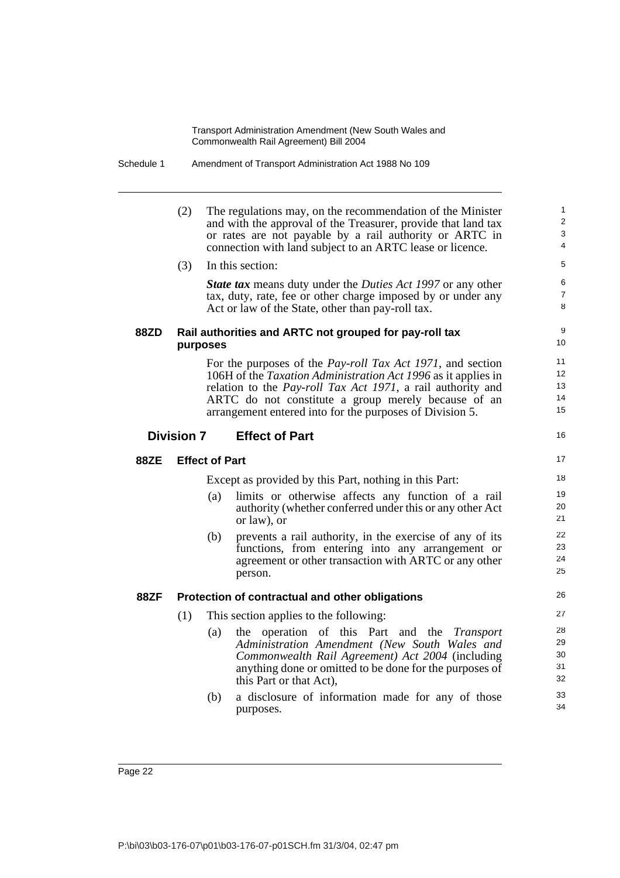(2) The regulations may, on the recommendation of the Minister and with the approval of the Treasurer, provide that land tax or rates are not payable by a rail authority or ARTC in connection with land subject to an ARTC lease or licence.

(3) In this section:

***State tax*** means duty under the *Duties Act 1997* or any other tax, duty, rate, fee or other charge imposed by or under any Act or law of the State, other than pay-roll tax.

#### 88ZD Rail authorities and ARTC not grouped for pay-roll tax purposes

For the purposes of the *Pay-roll Tax Act 1971*, and section 106H of the *Taxation Administration Act 1996* as it applies in relation to the *Pay-roll Tax Act 1971*, a rail authority and ARTC do not constitute a group merely because of an arrangement entered into for the purposes of Division 5.

### Division 7 Effect of Part

#### 88ZE Effect of Part

Except as provided by this Part, nothing in this Part:

(a) limits or otherwise affects any function of a rail authority (whether conferred under this or any other Act or law), or

(b) prevents a rail authority, in the exercise of any of its functions, from entering into any arrangement or agreement or other transaction with ARTC or any other person.

#### 88ZF Protection of contractual and other obligations

(1) This section applies to the following:

(a) the operation of this Part and the *Transport Administration Amendment (New South Wales and Commonwealth Rail Agreement) Act 2004* (including anything done or omitted to be done for the purposes of this Part or that Act),

(b) a disclosure of information made for any of those purposes.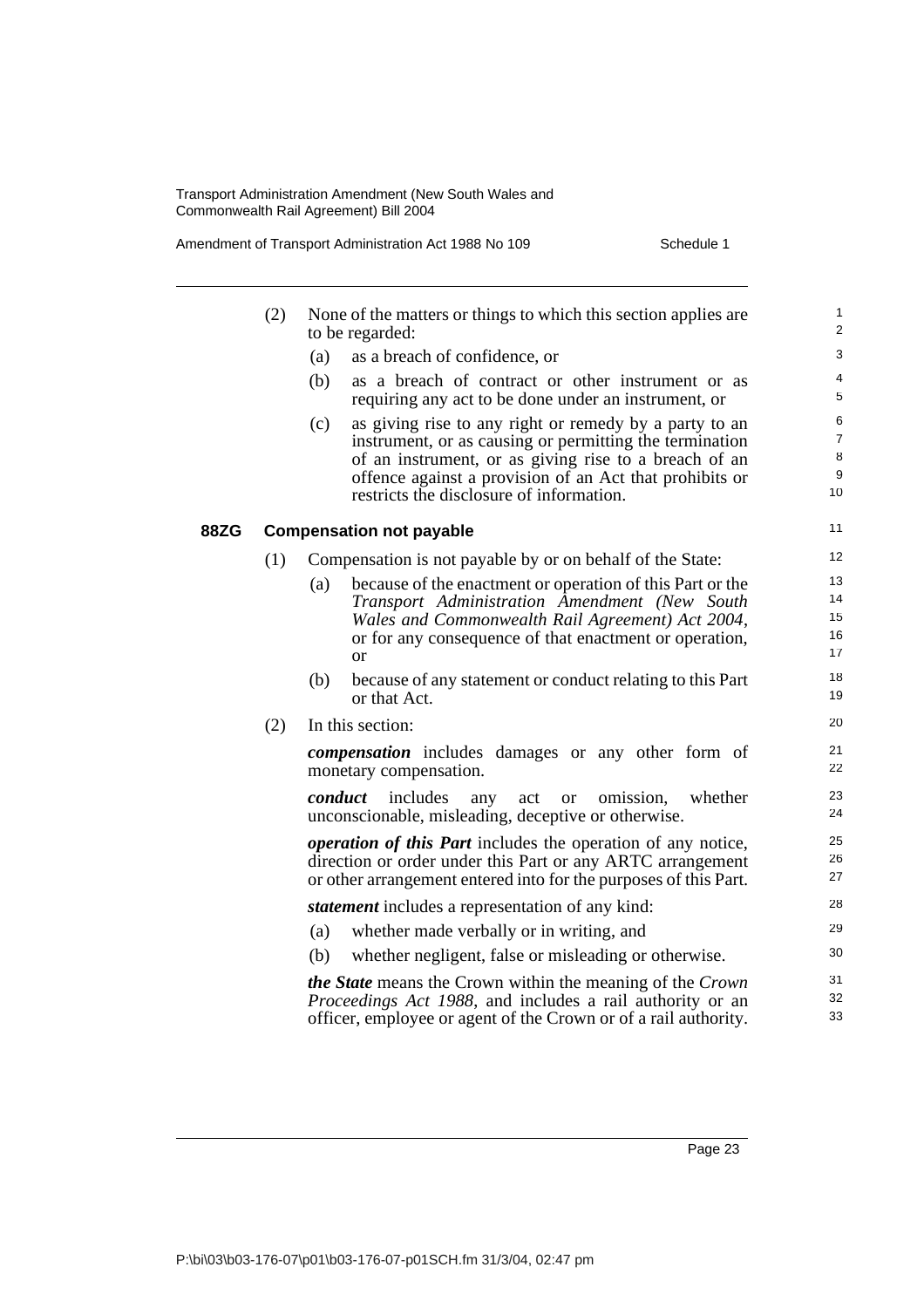(2) None of the matters or things to which this section applies are to be regarded:

(a) as a breach of confidence, or

(b) as a breach of contract or other instrument or as requiring any act to be done under an instrument, or

(c) as giving rise to any right or remedy by a party to an instrument, or as causing or permitting the termination of an instrument, or as giving rise to a breach of an offence against a provision of an Act that prohibits or restricts the disclosure of information.

### 88ZG Compensation not payable

(1) Compensation is not payable by or on behalf of the State:

(a) because of the enactment or operation of this Part or the *Transport Administration Amendment (New South Wales and Commonwealth Rail Agreement) Act 2004*, or for any consequence of that enactment or operation, or

(b) because of any statement or conduct relating to this Part or that Act.

(2) In this section:

***compensation*** includes damages or any other form of monetary compensation.

***conduct*** includes any act or omission, whether unconscionable, misleading, deceptive or otherwise.

***operation of this Part*** includes the operation of any notice, direction or order under this Part or any ARTC arrangement or other arrangement entered into for the purposes of this Part.

***statement*** includes a representation of any kind:

(a) whether made verbally or in writing, and

(b) whether negligent, false or misleading or otherwise.

***the State*** means the Crown within the meaning of the *Crown Proceedings Act 1988*, and includes a rail authority or an officer, employee or agent of the Crown or of a rail authority.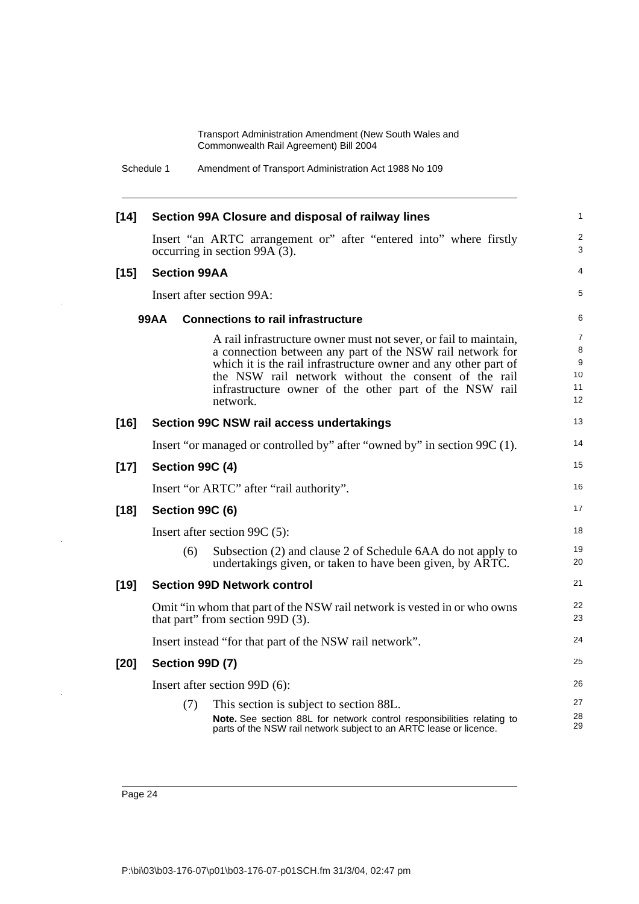**[14] Section 99A Closure and disposal of railway lines**

Insert "an ARTC arrangement or" after "entered into" where firstly occurring in section 99A (3).

**[15] Section 99AA**

Insert after section 99A:

**99AA Connections to rail infrastructure**

A rail infrastructure owner must not sever, or fail to maintain, a connection between any part of the NSW rail network for which it is the rail infrastructure owner and any other part of the NSW rail network without the consent of the rail infrastructure owner of the other part of the NSW rail network.

**[16] Section 99C NSW rail access undertakings**

Insert "or managed or controlled by" after "owned by" in section 99C (1).

**[17] Section 99C (4)**

Insert "or ARTC" after "rail authority".

**[18] Section 99C (6)**

Insert after section 99C (5):

(6) Subsection (2) and clause 2 of Schedule 6AA do not apply to undertakings given, or taken to have been given, by ARTC.

**[19] Section 99D Network control**

Omit "in whom that part of the NSW rail network is vested in or who owns that part" from section 99D (3).

Insert instead "for that part of the NSW rail network".

**[20] Section 99D (7)**

Insert after section 99D (6):

(7) This section is subject to section 88L.

**Note.** See section 88L for network control responsibilities relating to parts of the NSW rail network subject to an ARTC lease or licence.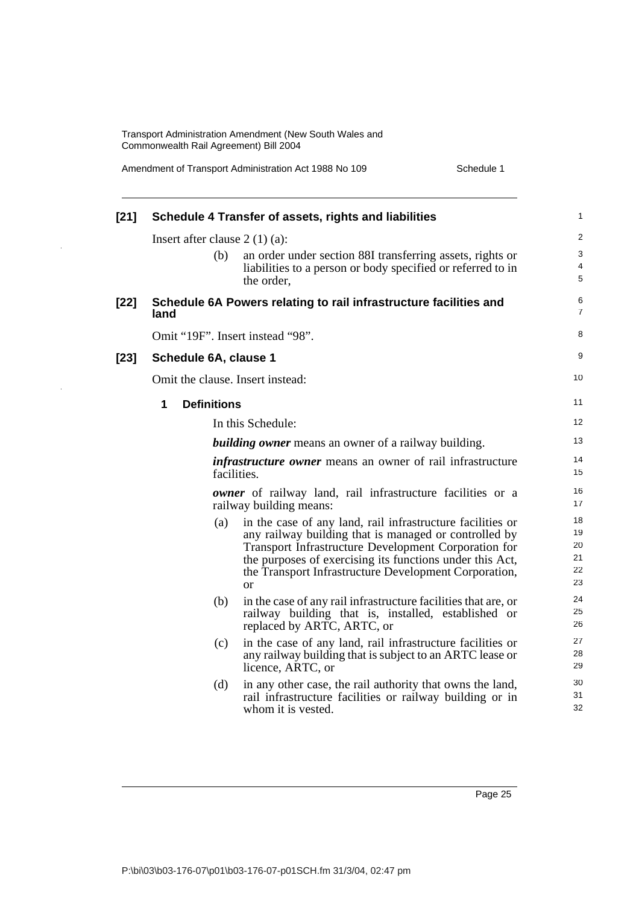**[21] Schedule 4 Transfer of assets, rights and liabilities**

Insert after clause 2 (1) (a):

(b) an order under section 88I transferring assets, rights or liabilities to a person or body specified or referred to in the order,

**[22] Schedule 6A Powers relating to rail infrastructure facilities and land**

Omit "19F". Insert instead "98".

**[23] Schedule 6A, clause 1**

Omit the clause. Insert instead:

**1 Definitions**

In this Schedule:

***building owner*** means an owner of a railway building.

***infrastructure owner*** means an owner of rail infrastructure facilities.

***owner*** of railway land, rail infrastructure facilities or a railway building means:

(a) in the case of any land, rail infrastructure facilities or any railway building that is managed or controlled by Transport Infrastructure Development Corporation for the purposes of exercising its functions under this Act, the Transport Infrastructure Development Corporation, or

(b) in the case of any rail infrastructure facilities that are, or railway building that is, installed, established or replaced by ARTC, ARTC, or

(c) in the case of any land, rail infrastructure facilities or any railway building that is subject to an ARTC lease or licence, ARTC, or

(d) in any other case, the rail authority that owns the land, rail infrastructure facilities or railway building or in whom it is vested.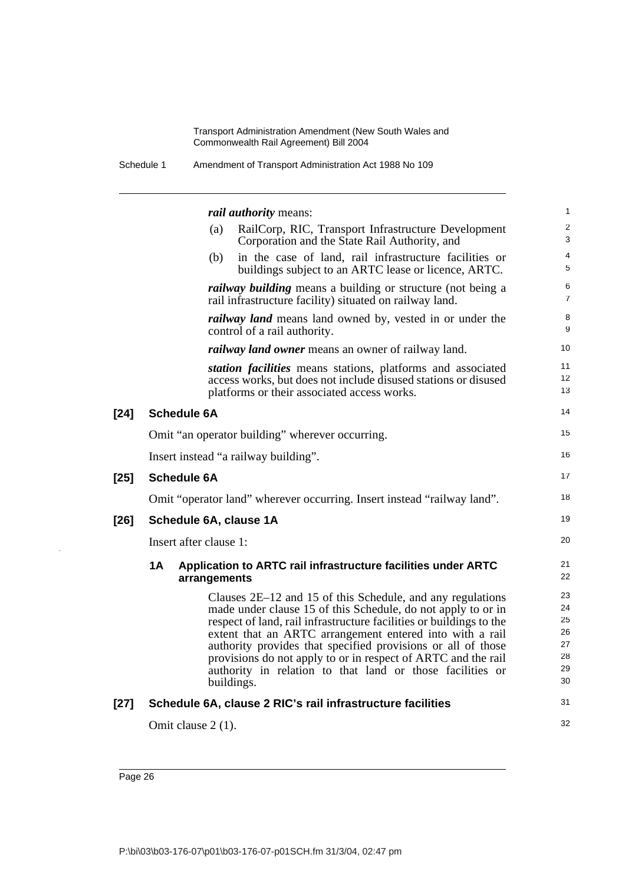***rail authority*** means:

(a) RailCorp, RIC, Transport Infrastructure Development Corporation and the State Rail Authority, and

(b) in the case of land, rail infrastructure facilities or buildings subject to an ARTC lease or licence, ARTC.

***railway building*** means a building or structure (not being a rail infrastructure facility) situated on railway land.

***railway land*** means land owned by, vested in or under the control of a rail authority.

***railway land owner*** means an owner of railway land.

***station facilities*** means stations, platforms and associated access works, but does not include disused stations or disused platforms or their associated access works.

**[24] Schedule 6A**

Omit "an operator building" wherever occurring.

Insert instead "a railway building".

**[25] Schedule 6A**

Omit "operator land" wherever occurring. Insert instead "railway land".

**[26] Schedule 6A, clause 1A**

Insert after clause 1:

**1A Application to ARTC rail infrastructure facilities under ARTC arrangements**

Clauses 2E–12 and 15 of this Schedule, and any regulations made under clause 15 of this Schedule, do not apply to or in respect of land, rail infrastructure facilities or buildings to the extent that an ARTC arrangement entered into with a rail authority provides that specified provisions or all of those provisions do not apply to or in respect of ARTC and the rail authority in relation to that land or those facilities or buildings.

**[27] Schedule 6A, clause 2 RIC's rail infrastructure facilities**

Omit clause 2 (1).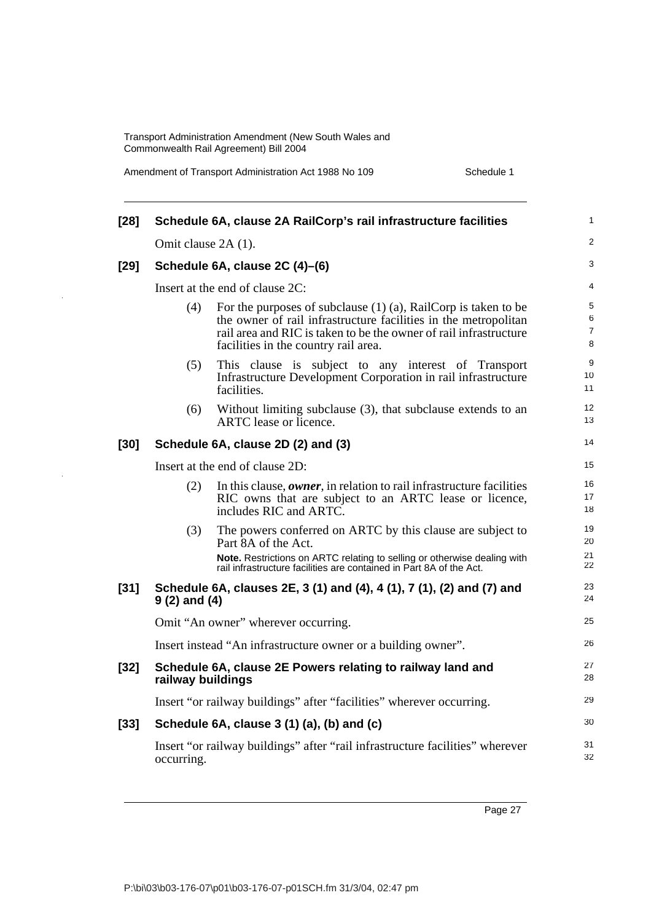**[28] Schedule 6A, clause 2A RailCorp's rail infrastructure facilities**

Omit clause 2A (1).

**[29] Schedule 6A, clause 2C (4)–(6)**

Insert at the end of clause 2C:

(4) For the purposes of subclause (1) (a), RailCorp is taken to be the owner of rail infrastructure facilities in the metropolitan rail area and RIC is taken to be the owner of rail infrastructure facilities in the country rail area.

(5) This clause is subject to any interest of Transport Infrastructure Development Corporation in rail infrastructure facilities.

(6) Without limiting subclause (3), that subclause extends to an ARTC lease or licence.

**[30] Schedule 6A, clause 2D (2) and (3)**

Insert at the end of clause 2D:

(2) In this clause, ***owner***, in relation to rail infrastructure facilities RIC owns that are subject to an ARTC lease or licence, includes RIC and ARTC.

(3) The powers conferred on ARTC by this clause are subject to Part 8A of the Act.

**Note.** Restrictions on ARTC relating to selling or otherwise dealing with rail infrastructure facilities are contained in Part 8A of the Act.

**[31] Schedule 6A, clauses 2E, 3 (1) and (4), 4 (1), 7 (1), (2) and (7) and 9 (2) and (4)**

Omit "An owner" wherever occurring.

Insert instead "An infrastructure owner or a building owner".

**[32] Schedule 6A, clause 2E Powers relating to railway land and railway buildings**

Insert "or railway buildings" after "facilities" wherever occurring.

**[33] Schedule 6A, clause 3 (1) (a), (b) and (c)**

Insert "or railway buildings" after "rail infrastructure facilities" wherever occurring.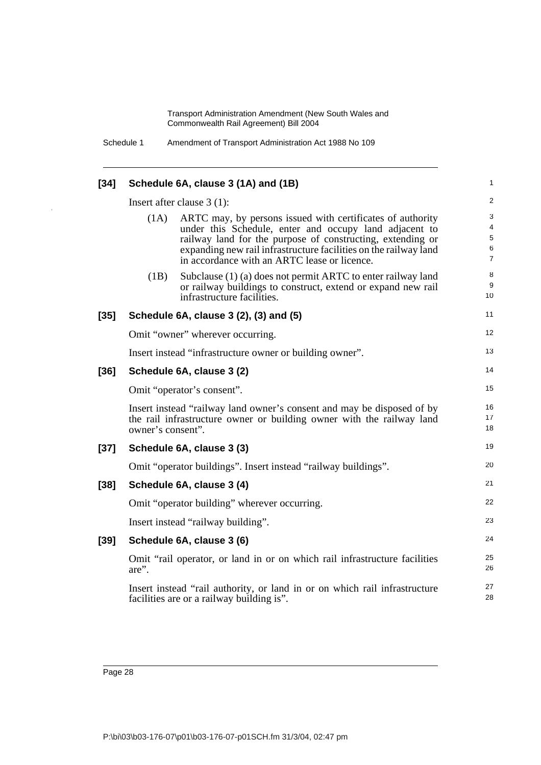**[34] Schedule 6A, clause 3 (1A) and (1B)**

Insert after clause 3 (1):

(1A) ARTC may, by persons issued with certificates of authority under this Schedule, enter and occupy land adjacent to railway land for the purpose of constructing, extending or expanding new rail infrastructure facilities on the railway land in accordance with an ARTC lease or licence.

(1B) Subclause (1) (a) does not permit ARTC to enter railway land or railway buildings to construct, extend or expand new rail infrastructure facilities.

**[35] Schedule 6A, clause 3 (2), (3) and (5)**

Omit "owner" wherever occurring.

Insert instead "infrastructure owner or building owner".

**[36] Schedule 6A, clause 3 (2)**

Omit "operator's consent".

Insert instead "railway land owner's consent and may be disposed of by the rail infrastructure owner or building owner with the railway land owner's consent".

**[37] Schedule 6A, clause 3 (3)**

Omit "operator buildings". Insert instead "railway buildings".

**[38] Schedule 6A, clause 3 (4)**

Omit "operator building" wherever occurring.

Insert instead "railway building".

**[39] Schedule 6A, clause 3 (6)**

Omit "rail operator, or land in or on which rail infrastructure facilities are".

Insert instead "rail authority, or land in or on which rail infrastructure facilities are or a railway building is".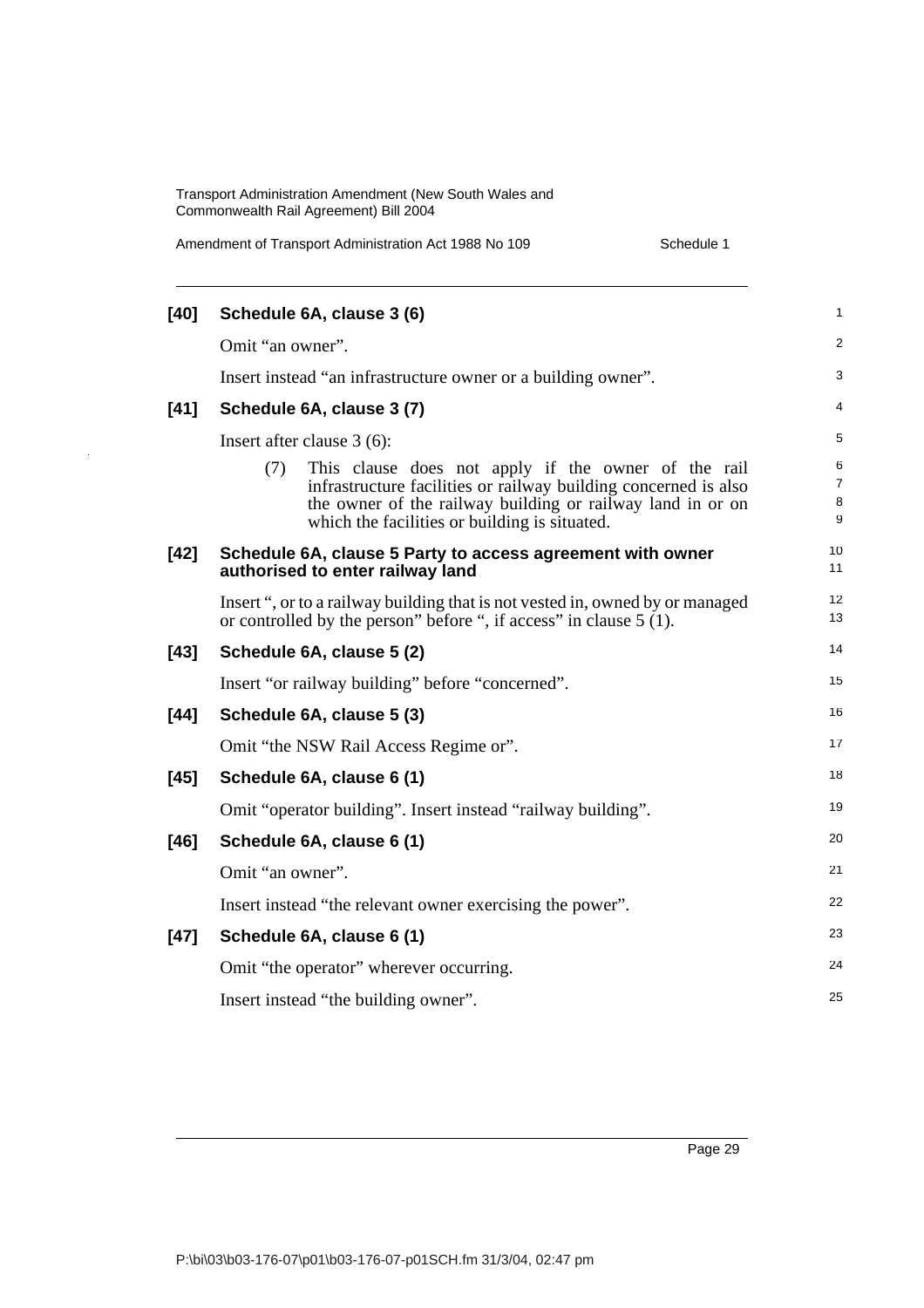**[40] Schedule 6A, clause 3 (6)**

Omit "an owner".

Insert instead "an infrastructure owner or a building owner".

**[41] Schedule 6A, clause 3 (7)**

Insert after clause 3 (6):

> (7) This clause does not apply if the owner of the rail infrastructure facilities or railway building concerned is also the owner of the railway building or railway land in or on which the facilities or building is situated.

**[42] Schedule 6A, clause 5 Party to access agreement with owner authorised to enter railway land**

Insert ", or to a railway building that is not vested in, owned by or managed or controlled by the person" before ", if access" in clause 5 (1).

**[43] Schedule 6A, clause 5 (2)**

Insert "or railway building" before "concerned".

**[44] Schedule 6A, clause 5 (3)**

Omit "the NSW Rail Access Regime or".

**[45] Schedule 6A, clause 6 (1)**

Omit "operator building". Insert instead "railway building".

**[46] Schedule 6A, clause 6 (1)**

Omit "an owner".

Insert instead "the relevant owner exercising the power".

**[47] Schedule 6A, clause 6 (1)**

Omit "the operator" wherever occurring.

Insert instead "the building owner".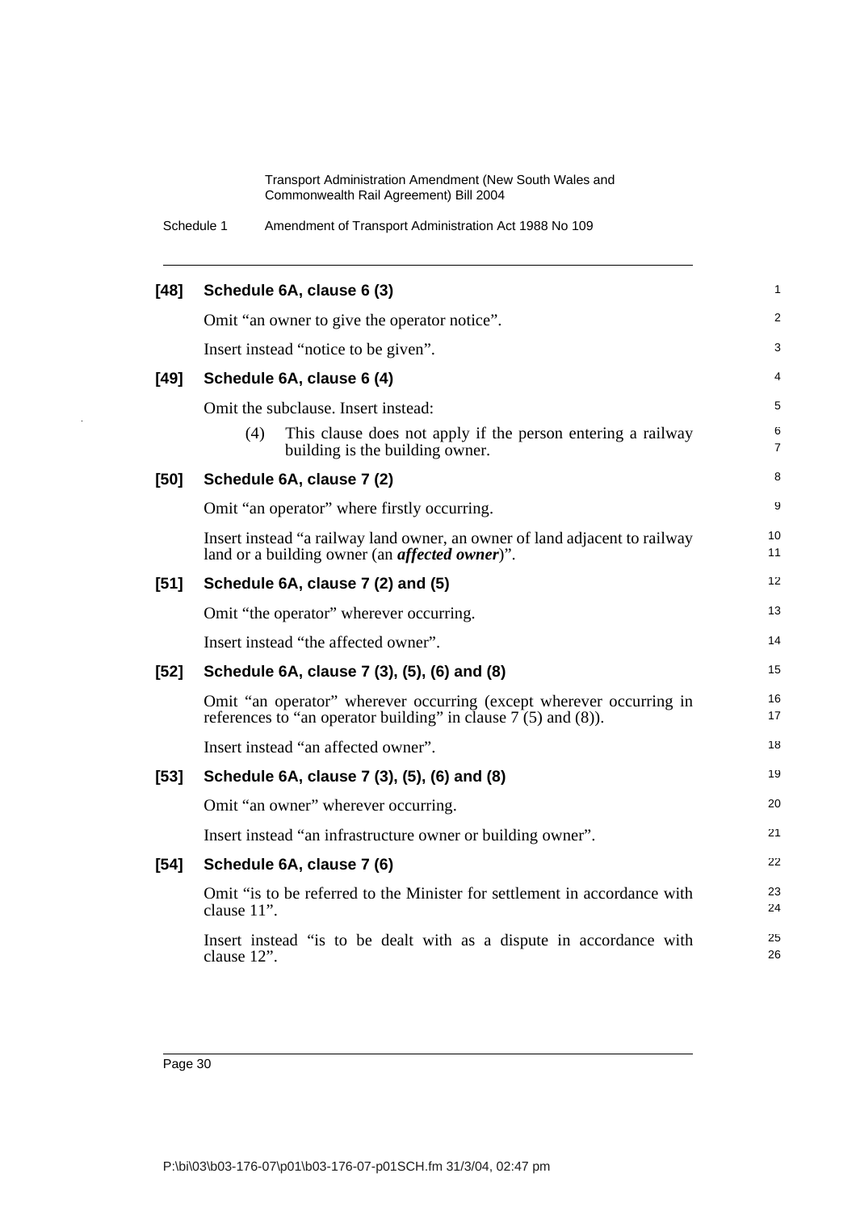**[48] Schedule 6A, clause 6 (3)**

Omit "an owner to give the operator notice".

Insert instead "notice to be given".

**[49] Schedule 6A, clause 6 (4)**

Omit the subclause. Insert instead:

(4) This clause does not apply if the person entering a railway building is the building owner.

**[50] Schedule 6A, clause 7 (2)**

Omit "an operator" where firstly occurring.

Insert instead "a railway land owner, an owner of land adjacent to railway land or a building owner (an ***affected owner***)".

**[51] Schedule 6A, clause 7 (2) and (5)**

Omit "the operator" wherever occurring.

Insert instead "the affected owner".

**[52] Schedule 6A, clause 7 (3), (5), (6) and (8)**

Omit "an operator" wherever occurring (except wherever occurring in references to "an operator building" in clause 7 (5) and (8)).

Insert instead "an affected owner".

**[53] Schedule 6A, clause 7 (3), (5), (6) and (8)**

Omit "an owner" wherever occurring.

Insert instead "an infrastructure owner or building owner".

**[54] Schedule 6A, clause 7 (6)**

Omit "is to be referred to the Minister for settlement in accordance with clause 11".

Insert instead "is to be dealt with as a dispute in accordance with clause 12".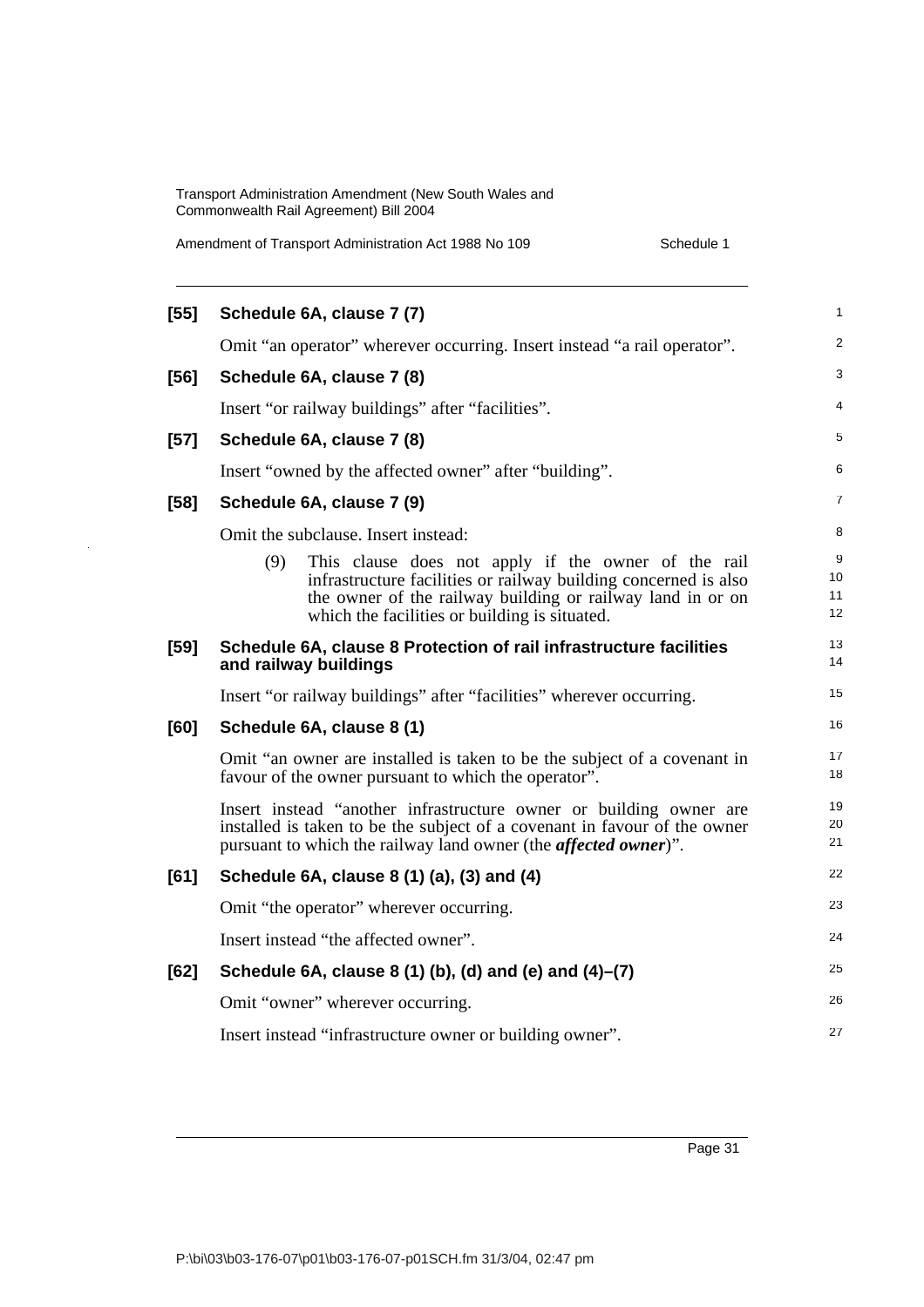**[55] Schedule 6A, clause 7 (7)**

Omit “an operator” wherever occurring. Insert instead “a rail operator”.

**[56] Schedule 6A, clause 7 (8)**

Insert “or railway buildings” after “facilities”.

**[57] Schedule 6A, clause 7 (8)**

Insert “owned by the affected owner” after “building”.

**[58] Schedule 6A, clause 7 (9)**

Omit the subclause. Insert instead:

(9) This clause does not apply if the owner of the rail infrastructure facilities or railway building concerned is also the owner of the railway building or railway land in or on which the facilities or building is situated.

**[59] Schedule 6A, clause 8 Protection of rail infrastructure facilities and railway buildings**

Insert “or railway buildings” after “facilities” wherever occurring.

**[60] Schedule 6A, clause 8 (1)**

Omit “an owner are installed is taken to be the subject of a covenant in favour of the owner pursuant to which the operator”.

Insert instead “another infrastructure owner or building owner are installed is taken to be the subject of a covenant in favour of the owner pursuant to which the railway land owner (the ***affected owner***)”.

**[61] Schedule 6A, clause 8 (1) (a), (3) and (4)**

Omit “the operator” wherever occurring.

Insert instead “the affected owner”.

**[62] Schedule 6A, clause 8 (1) (b), (d) and (e) and (4)–(7)**

Omit “owner” wherever occurring.

Insert instead “infrastructure owner or building owner”.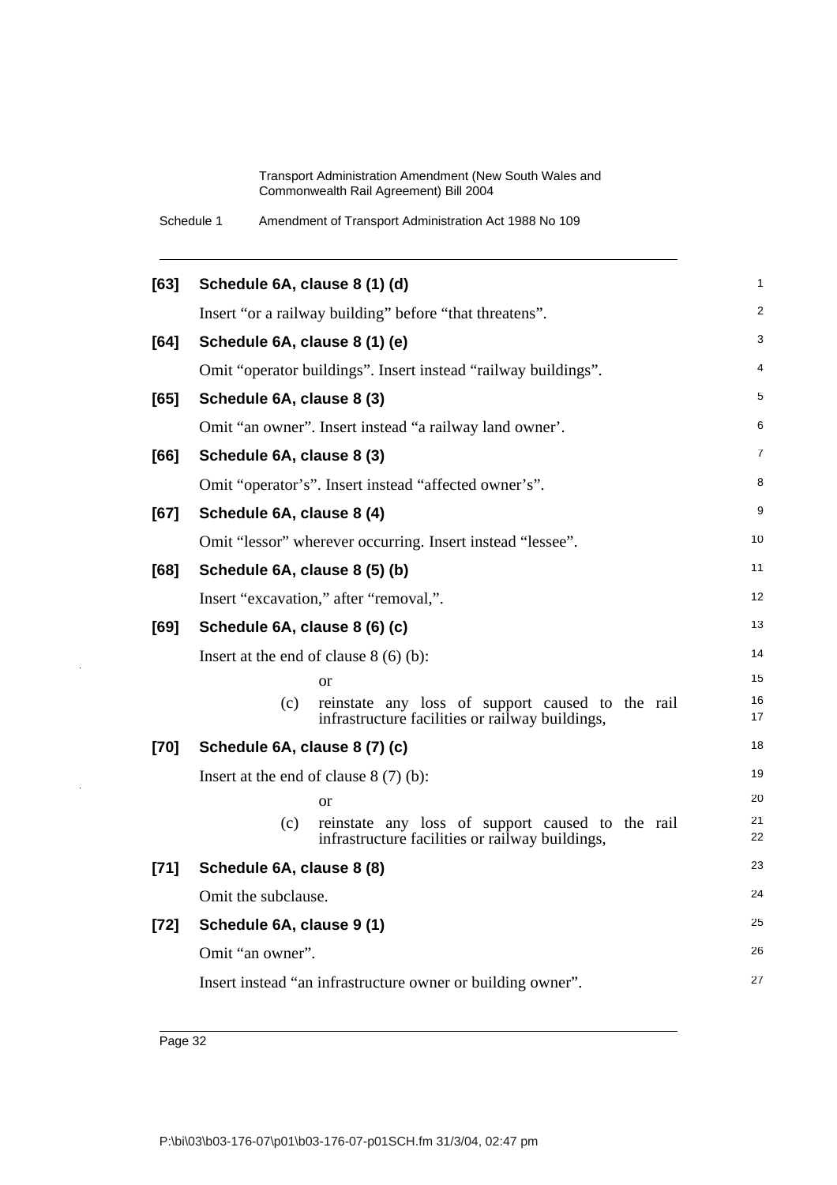**[63] Schedule 6A, clause 8 (1) (d)**

Insert “or a railway building” before “that threatens”.

**[64] Schedule 6A, clause 8 (1) (e)**

Omit “operator buildings”. Insert instead “railway buildings”.

**[65] Schedule 6A, clause 8 (3)**

Omit “an owner”. Insert instead “a railway land owner’.

**[66] Schedule 6A, clause 8 (3)**

Omit “operator’s”. Insert instead “affected owner’s”.

**[67] Schedule 6A, clause 8 (4)**

Omit “lessor” wherever occurring. Insert instead “lessee”.

**[68] Schedule 6A, clause 8 (5) (b)**

Insert “excavation,” after “removal,”.

**[69] Schedule 6A, clause 8 (6) (c)**

Insert at the end of clause 8 (6) (b):

or

(c) reinstate any loss of support caused to the rail infrastructure facilities or railway buildings,

**[70] Schedule 6A, clause 8 (7) (c)**

Insert at the end of clause 8 (7) (b):

or

(c) reinstate any loss of support caused to the rail infrastructure facilities or railway buildings,

**[71] Schedule 6A, clause 8 (8)**

Omit the subclause.

**[72] Schedule 6A, clause 9 (1)**

Omit “an owner”.

Insert instead “an infrastructure owner or building owner”.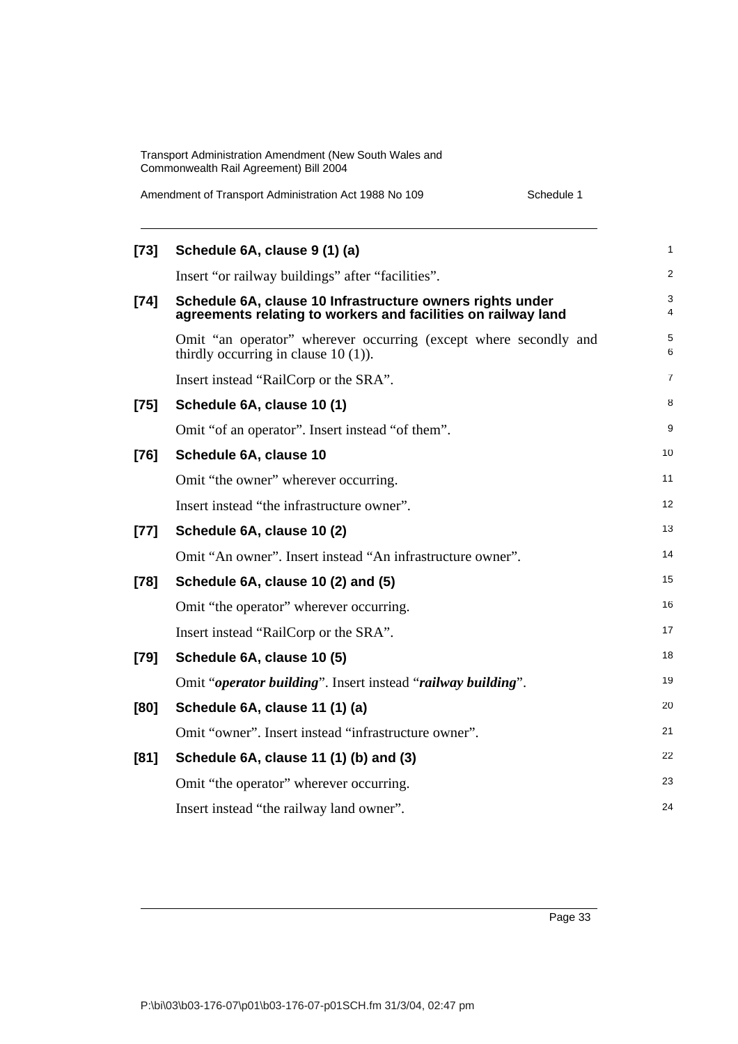**[73] Schedule 6A, clause 9 (1) (a)**

Insert "or railway buildings" after "facilities".

**[74] Schedule 6A, clause 10 Infrastructure owners rights under agreements relating to workers and facilities on railway land**

Omit "an operator" wherever occurring (except where secondly and thirdly occurring in clause 10 (1)).

Insert instead "RailCorp or the SRA".

**[75] Schedule 6A, clause 10 (1)**

Omit "of an operator". Insert instead "of them".

**[76] Schedule 6A, clause 10**

Omit "the owner" wherever occurring.

Insert instead "the infrastructure owner".

**[77] Schedule 6A, clause 10 (2)**

Omit "An owner". Insert instead "An infrastructure owner".

**[78] Schedule 6A, clause 10 (2) and (5)**

Omit "the operator" wherever occurring.

Insert instead "RailCorp or the SRA".

**[79] Schedule 6A, clause 10 (5)**

Omit "***operator building***". Insert instead "***railway building***".

**[80] Schedule 6A, clause 11 (1) (a)**

Omit "owner". Insert instead "infrastructure owner".

**[81] Schedule 6A, clause 11 (1) (b) and (3)**

Omit "the operator" wherever occurring.

Insert instead "the railway land owner".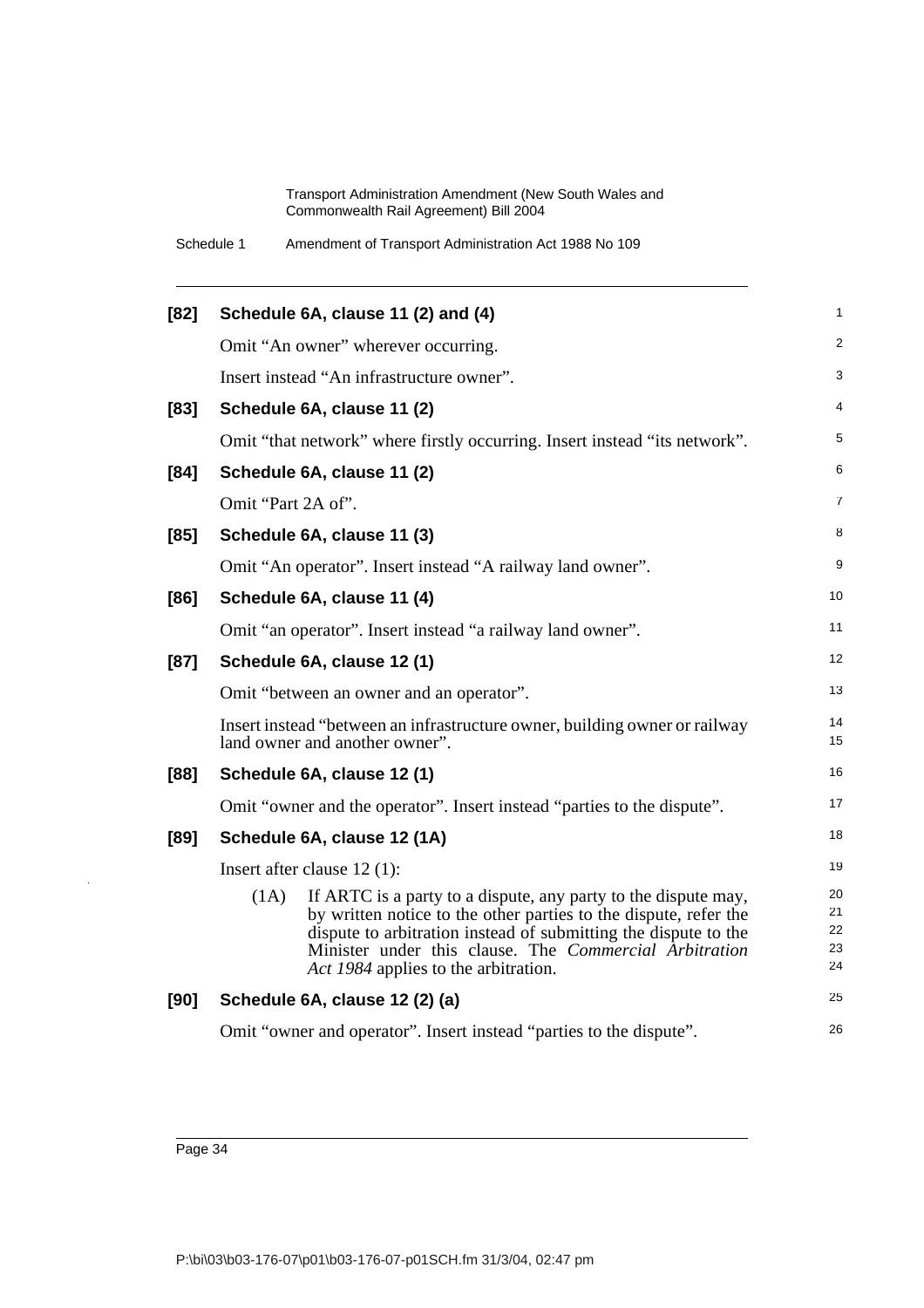**[82] Schedule 6A, clause 11 (2) and (4)**

Omit "An owner" wherever occurring.

Insert instead "An infrastructure owner".

**[83] Schedule 6A, clause 11 (2)**

Omit "that network" where firstly occurring. Insert instead "its network".

**[84] Schedule 6A, clause 11 (2)**

Omit "Part 2A of".

**[85] Schedule 6A, clause 11 (3)**

Omit "An operator". Insert instead "A railway land owner".

**[86] Schedule 6A, clause 11 (4)**

Omit "an operator". Insert instead "a railway land owner".

**[87] Schedule 6A, clause 12 (1)**

Omit "between an owner and an operator".

Insert instead "between an infrastructure owner, building owner or railway land owner and another owner".

**[88] Schedule 6A, clause 12 (1)**

Omit "owner and the operator". Insert instead "parties to the dispute".

**[89] Schedule 6A, clause 12 (1A)**

Insert after clause 12 (1):

(1A) If ARTC is a party to a dispute, any party to the dispute may, by written notice to the other parties to the dispute, refer the dispute to arbitration instead of submitting the dispute to the Minister under this clause. The *Commercial Arbitration Act 1984* applies to the arbitration.

**[90] Schedule 6A, clause 12 (2) (a)**

Omit "owner and operator". Insert instead "parties to the dispute".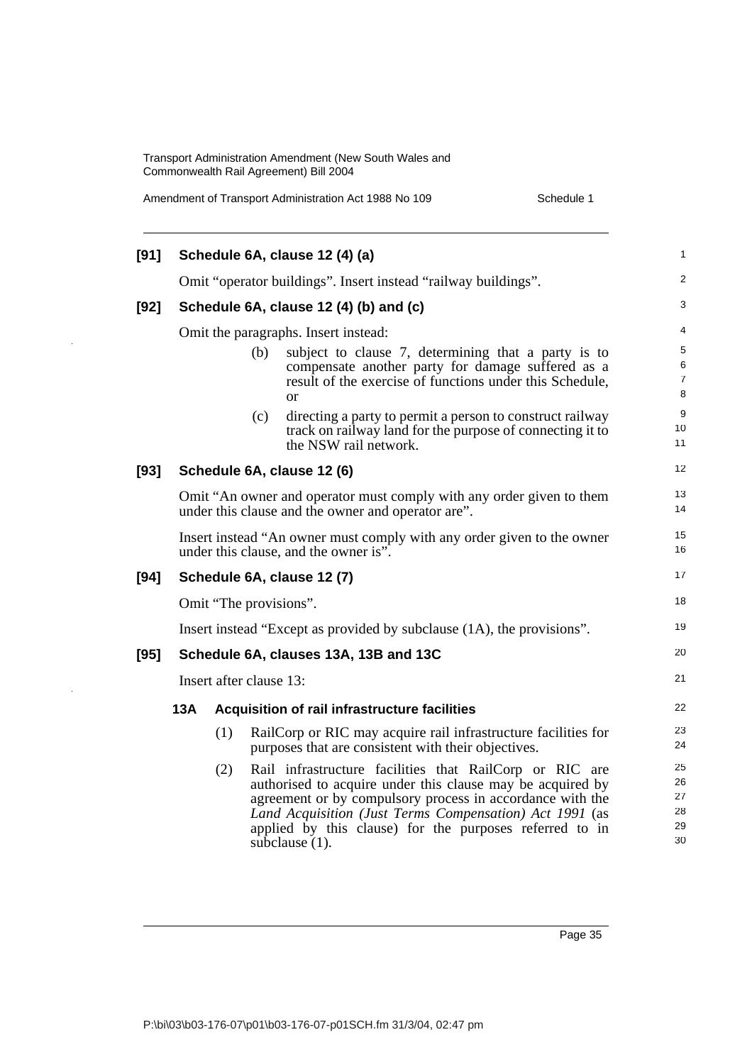**[91] Schedule 6A, clause 12 (4) (a)**

Omit "operator buildings". Insert instead "railway buildings".

**[92] Schedule 6A, clause 12 (4) (b) and (c)**

Omit the paragraphs. Insert instead:

(b) subject to clause 7, determining that a party is to compensate another party for damage suffered as a result of the exercise of functions under this Schedule, or

(c) directing a party to permit a person to construct railway track on railway land for the purpose of connecting it to the NSW rail network.

**[93] Schedule 6A, clause 12 (6)**

Omit "An owner and operator must comply with any order given to them under this clause and the owner and operator are".

Insert instead "An owner must comply with any order given to the owner under this clause, and the owner is".

**[94] Schedule 6A, clause 12 (7)**

Omit "The provisions".

Insert instead "Except as provided by subclause (1A), the provisions".

**[95] Schedule 6A, clauses 13A, 13B and 13C**

Insert after clause 13:

**13A Acquisition of rail infrastructure facilities**

(1) RailCorp or RIC may acquire rail infrastructure facilities for purposes that are consistent with their objectives.

(2) Rail infrastructure facilities that RailCorp or RIC are authorised to acquire under this clause may be acquired by agreement or by compulsory process in accordance with the *Land Acquisition (Just Terms Compensation) Act 1991* (as applied by this clause) for the purposes referred to in subclause (1).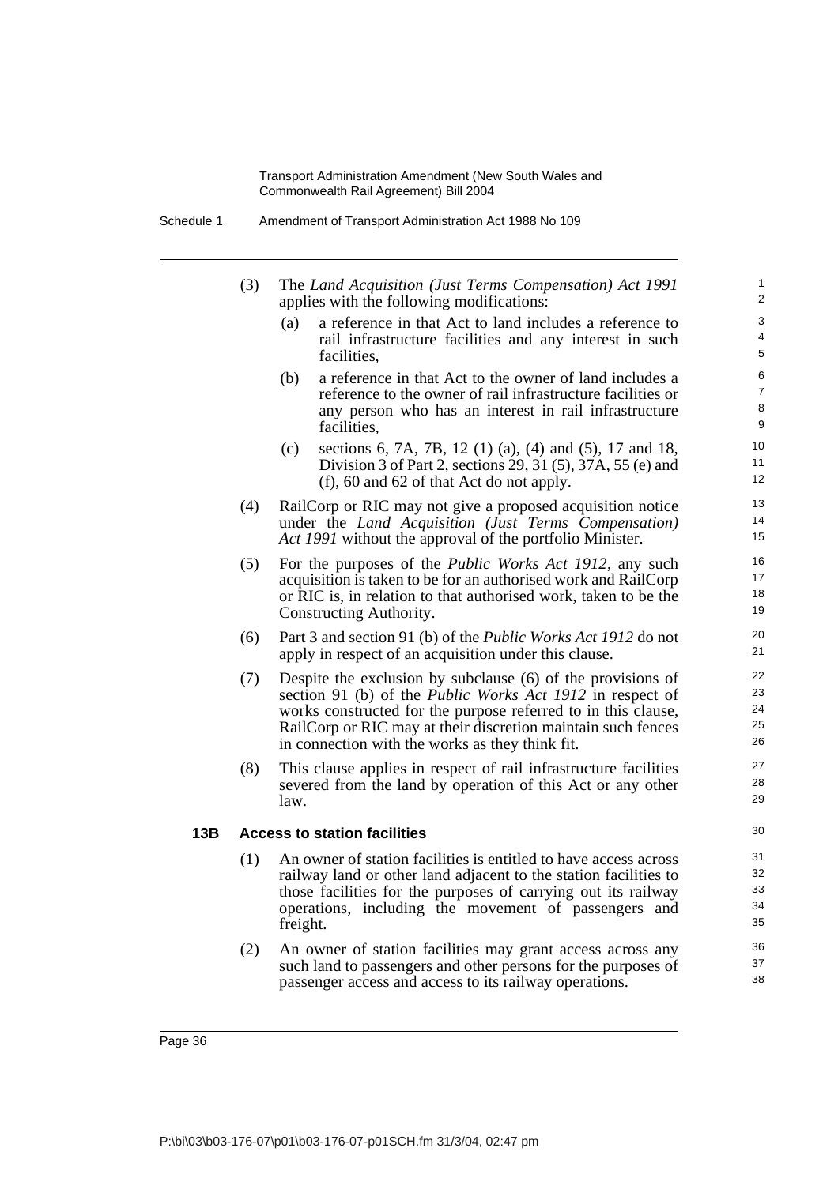(3) The *Land Acquisition (Just Terms Compensation) Act 1991* applies with the following modifications:

   (a) a reference in that Act to land includes a reference to rail infrastructure facilities and any interest in such facilities,

   (b) a reference in that Act to the owner of land includes a reference to the owner of rail infrastructure facilities or any person who has an interest in rail infrastructure facilities,

   (c) sections 6, 7A, 7B, 12 (1) (a), (4) and (5), 17 and 18, Division 3 of Part 2, sections 29, 31 (5), 37A, 55 (e) and (f), 60 and 62 of that Act do not apply.

(4) RailCorp or RIC may not give a proposed acquisition notice under the *Land Acquisition (Just Terms Compensation) Act 1991* without the approval of the portfolio Minister.

(5) For the purposes of the *Public Works Act 1912*, any such acquisition is taken to be for an authorised work and RailCorp or RIC is, in relation to that authorised work, taken to be the Constructing Authority.

(6) Part 3 and section 91 (b) of the *Public Works Act 1912* do not apply in respect of an acquisition under this clause.

(7) Despite the exclusion by subclause (6) of the provisions of section 91 (b) of the *Public Works Act 1912* in respect of works constructed for the purpose referred to in this clause, RailCorp or RIC may at their discretion maintain such fences in connection with the works as they think fit.

(8) This clause applies in respect of rail infrastructure facilities severed from the land by operation of this Act or any other law.

**13B Access to station facilities**

(1) An owner of station facilities is entitled to have access across railway land or other land adjacent to the station facilities to those facilities for the purposes of carrying out its railway operations, including the movement of passengers and freight.

(2) An owner of station facilities may grant access across any such land to passengers and other persons for the purposes of passenger access and access to its railway operations.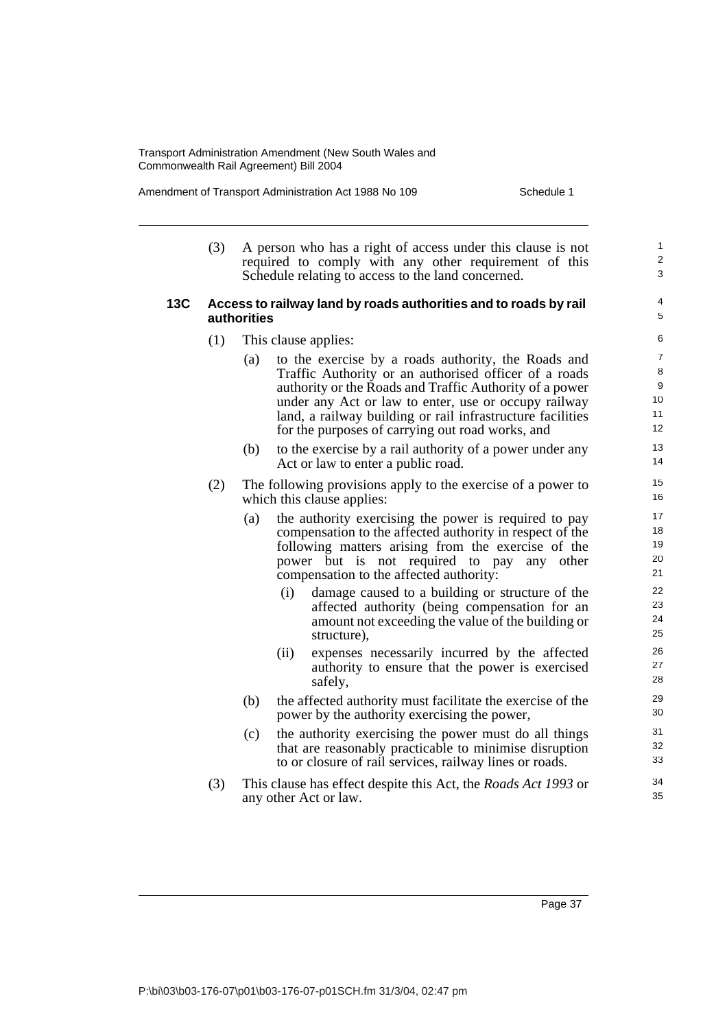(3) A person who has a right of access under this clause is not required to comply with any other requirement of this Schedule relating to access to the land concerned.

**13C Access to railway land by roads authorities and to roads by rail authorities**

(1) This clause applies:

(a) to the exercise by a roads authority, the Roads and Traffic Authority or an authorised officer of a roads authority or the Roads and Traffic Authority of a power under any Act or law to enter, use or occupy railway land, a railway building or rail infrastructure facilities for the purposes of carrying out road works, and

(b) to the exercise by a rail authority of a power under any Act or law to enter a public road.

(2) The following provisions apply to the exercise of a power to which this clause applies:

(a) the authority exercising the power is required to pay compensation to the affected authority in respect of the following matters arising from the exercise of the power but is not required to pay any other compensation to the affected authority:

(i) damage caused to a building or structure of the affected authority (being compensation for an amount not exceeding the value of the building or structure),

(ii) expenses necessarily incurred by the affected authority to ensure that the power is exercised safely,

(b) the affected authority must facilitate the exercise of the power by the authority exercising the power,

(c) the authority exercising the power must do all things that are reasonably practicable to minimise disruption to or closure of rail services, railway lines or roads.

(3) This clause has effect despite this Act, the *Roads Act 1993* or any other Act or law.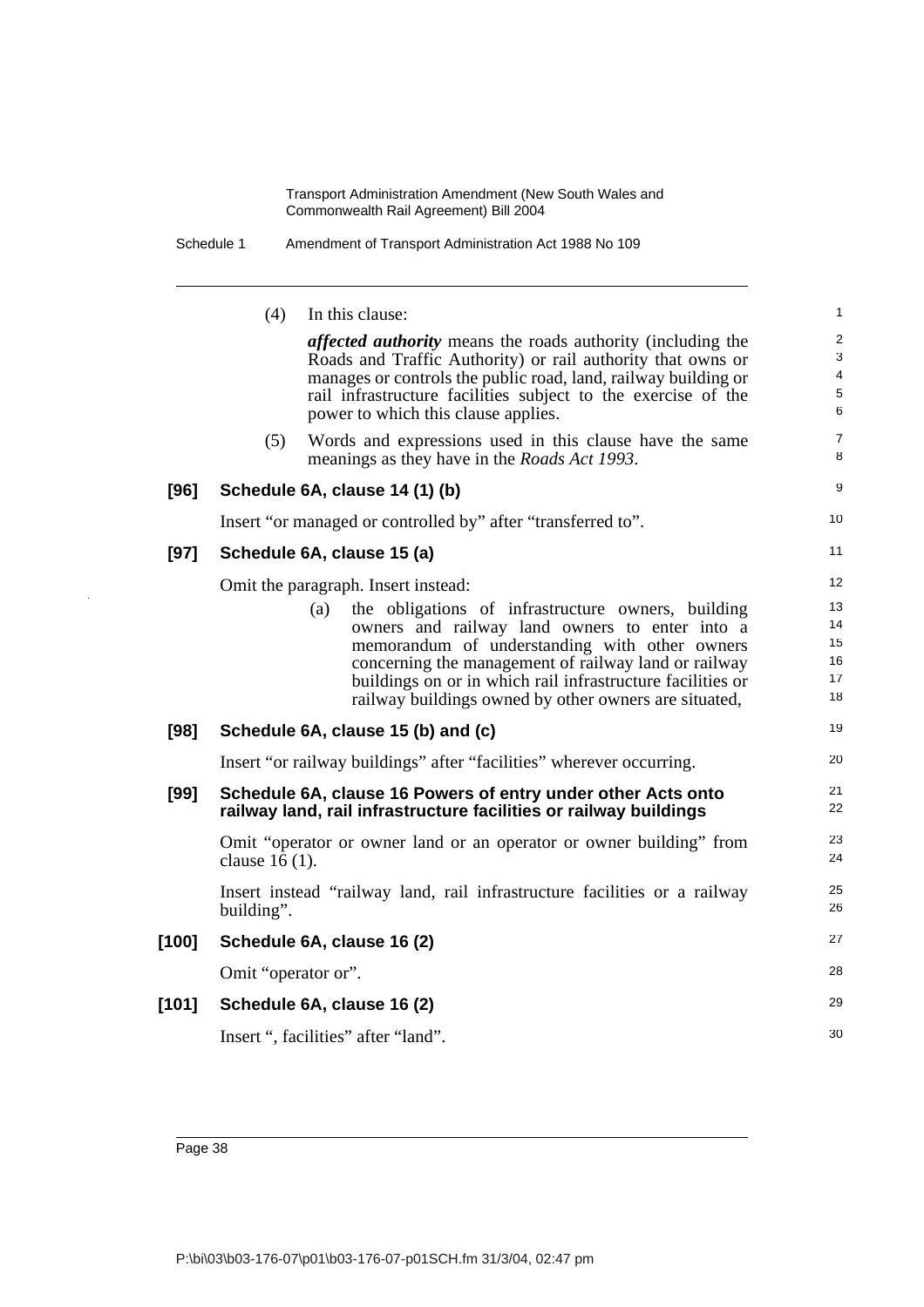(4) In this clause:

***affected authority*** means the roads authority (including the Roads and Traffic Authority) or rail authority that owns or manages or controls the public road, land, railway building or rail infrastructure facilities subject to the exercise of the power to which this clause applies.

(5) Words and expressions used in this clause have the same meanings as they have in the *Roads Act 1993*.

**[96] Schedule 6A, clause 14 (1) (b)**

Insert "or managed or controlled by" after "transferred to".

**[97] Schedule 6A, clause 15 (a)**

Omit the paragraph. Insert instead:

(a) the obligations of infrastructure owners, building owners and railway land owners to enter into a memorandum of understanding with other owners concerning the management of railway land or railway buildings on or in which rail infrastructure facilities or railway buildings owned by other owners are situated,

**[98] Schedule 6A, clause 15 (b) and (c)**

Insert "or railway buildings" after "facilities" wherever occurring.

**[99] Schedule 6A, clause 16 Powers of entry under other Acts onto railway land, rail infrastructure facilities or railway buildings**

Omit "operator or owner land or an operator or owner building" from clause 16 (1).

Insert instead "railway land, rail infrastructure facilities or a railway building".

**[100] Schedule 6A, clause 16 (2)**

Omit "operator or".

**[101] Schedule 6A, clause 16 (2)**

Insert ", facilities" after "land".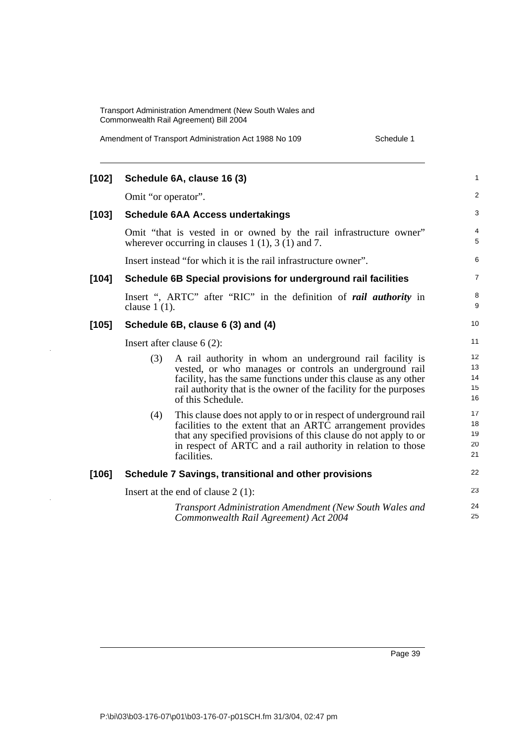**[102] Schedule 6A, clause 16 (3)**

Omit "or operator".

**[103] Schedule 6AA Access undertakings**

Omit "that is vested in or owned by the rail infrastructure owner" wherever occurring in clauses 1 (1), 3 (1) and 7.

Insert instead "for which it is the rail infrastructure owner".

**[104] Schedule 6B Special provisions for underground rail facilities**

Insert ", ARTC" after "RIC" in the definition of ***rail authority*** in clause 1 (1).

**[105] Schedule 6B, clause 6 (3) and (4)**

Insert after clause 6 (2):

> (3) A rail authority in whom an underground rail facility is vested, or who manages or controls an underground rail facility, has the same functions under this clause as any other rail authority that is the owner of the facility for the purposes of this Schedule.
>
> (4) This clause does not apply to or in respect of underground rail facilities to the extent that an ARTC arrangement provides that any specified provisions of this clause do not apply to or in respect of ARTC and a rail authority in relation to those facilities.

**[106] Schedule 7 Savings, transitional and other provisions**

Insert at the end of clause 2 (1):

> *Transport Administration Amendment (New South Wales and Commonwealth Rail Agreement) Act 2004*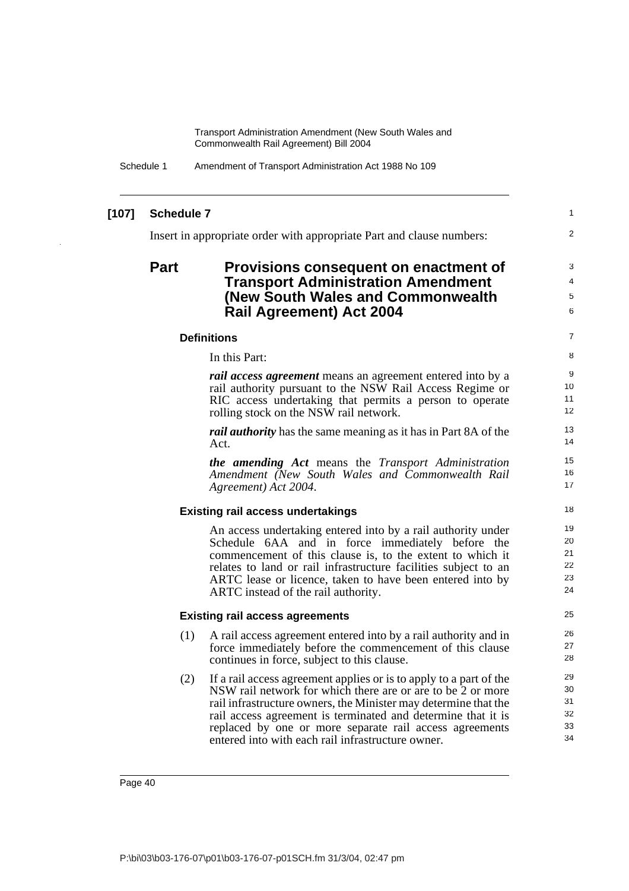**[107] Schedule 7**

Insert in appropriate order with appropriate Part and clause numbers:

## Part Provisions consequent on enactment of Transport Administration Amendment (New South Wales and Commonwealth Rail Agreement) Act 2004

### Definitions

In this Part:

***rail access agreement*** means an agreement entered into by a rail authority pursuant to the NSW Rail Access Regime or RIC access undertaking that permits a person to operate rolling stock on the NSW rail network.

***rail authority*** has the same meaning as it has in Part 8A of the Act.

***the amending Act*** means the *Transport Administration Amendment (New South Wales and Commonwealth Rail Agreement) Act 2004*.

### Existing rail access undertakings

An access undertaking entered into by a rail authority under Schedule 6AA and in force immediately before the commencement of this clause is, to the extent to which it relates to land or rail infrastructure facilities subject to an ARTC lease or licence, taken to have been entered into by ARTC instead of the rail authority.

### Existing rail access agreements

(1) A rail access agreement entered into by a rail authority and in force immediately before the commencement of this clause continues in force, subject to this clause.

(2) If a rail access agreement applies or is to apply to a part of the NSW rail network for which there are or are to be 2 or more rail infrastructure owners, the Minister may determine that the rail access agreement is terminated and determine that it is replaced by one or more separate rail access agreements entered into with each rail infrastructure owner.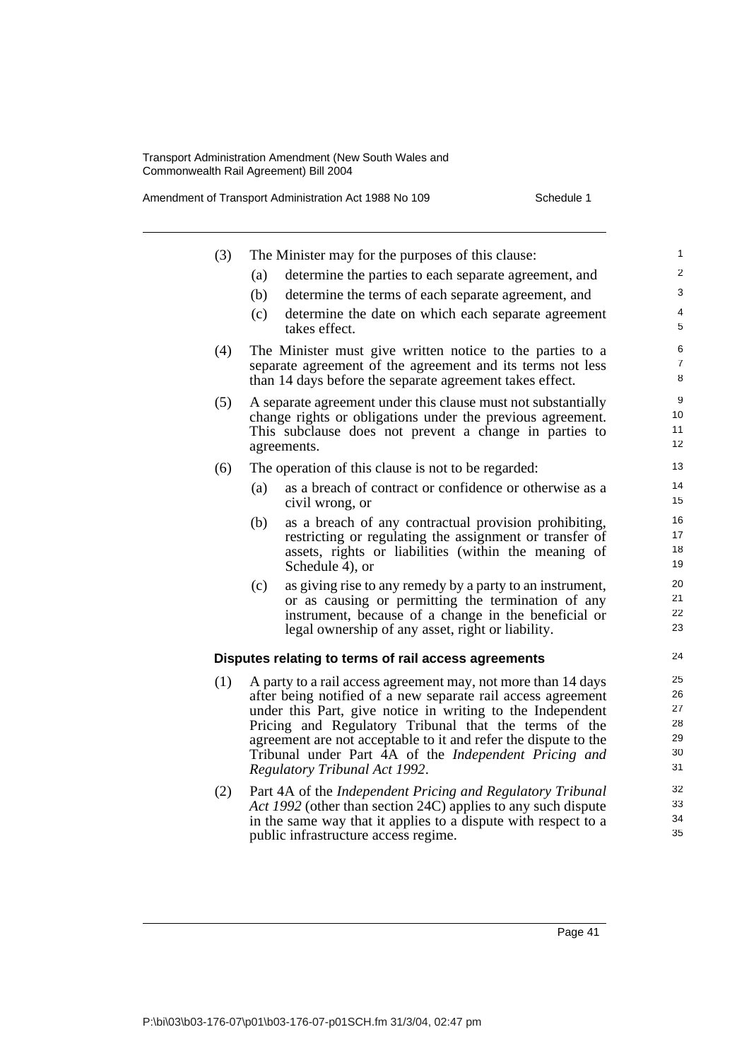(3) The Minister may for the purposes of this clause:

  (a) determine the parties to each separate agreement, and

  (b) determine the terms of each separate agreement, and

  (c) determine the date on which each separate agreement takes effect.

(4) The Minister must give written notice to the parties to a separate agreement of the agreement and its terms not less than 14 days before the separate agreement takes effect.

(5) A separate agreement under this clause must not substantially change rights or obligations under the previous agreement. This subclause does not prevent a change in parties to agreements.

(6) The operation of this clause is not to be regarded:

  (a) as a breach of contract or confidence or otherwise as a civil wrong, or

  (b) as a breach of any contractual provision prohibiting, restricting or regulating the assignment or transfer of assets, rights or liabilities (within the meaning of Schedule 4), or

  (c) as giving rise to any remedy by a party to an instrument, or as causing or permitting the termination of any instrument, because of a change in the beneficial or legal ownership of any asset, right or liability.

**Disputes relating to terms of rail access agreements**

(1) A party to a rail access agreement may, not more than 14 days after being notified of a new separate rail access agreement under this Part, give notice in writing to the Independent Pricing and Regulatory Tribunal that the terms of the agreement are not acceptable to it and refer the dispute to the Tribunal under Part 4A of the *Independent Pricing and Regulatory Tribunal Act 1992*.

(2) Part 4A of the *Independent Pricing and Regulatory Tribunal Act 1992* (other than section 24C) applies to any such dispute in the same way that it applies to a dispute with respect to a public infrastructure access regime.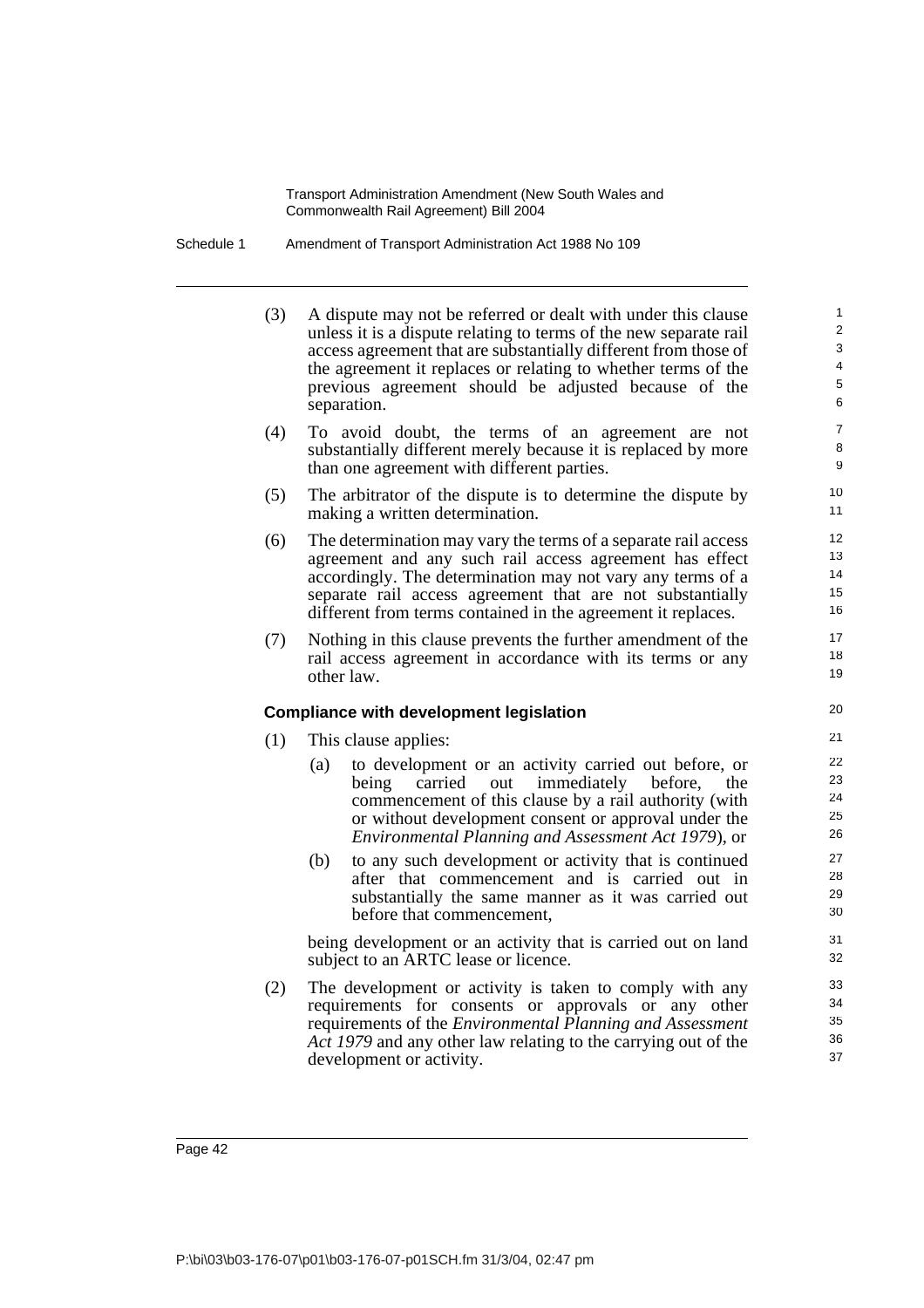(3) A dispute may not be referred or dealt with under this clause unless it is a dispute relating to terms of the new separate rail access agreement that are substantially different from those of the agreement it replaces or relating to whether terms of the previous agreement should be adjusted because of the separation.

(4) To avoid doubt, the terms of an agreement are not substantially different merely because it is replaced by more than one agreement with different parties.

(5) The arbitrator of the dispute is to determine the dispute by making a written determination.

(6) The determination may vary the terms of a separate rail access agreement and any such rail access agreement has effect accordingly. The determination may not vary any terms of a separate rail access agreement that are not substantially different from terms contained in the agreement it replaces.

(7) Nothing in this clause prevents the further amendment of the rail access agreement in accordance with its terms or any other law.

**Compliance with development legislation**

(1) This clause applies:

(a) to development or an activity carried out before, or being carried out immediately before, the commencement of this clause by a rail authority (with or without development consent or approval under the *Environmental Planning and Assessment Act 1979*), or

(b) to any such development or activity that is continued after that commencement and is carried out in substantially the same manner as it was carried out before that commencement,

being development or an activity that is carried out on land subject to an ARTC lease or licence.

(2) The development or activity is taken to comply with any requirements for consents or approvals or any other requirements of the *Environmental Planning and Assessment Act 1979* and any other law relating to the carrying out of the development or activity.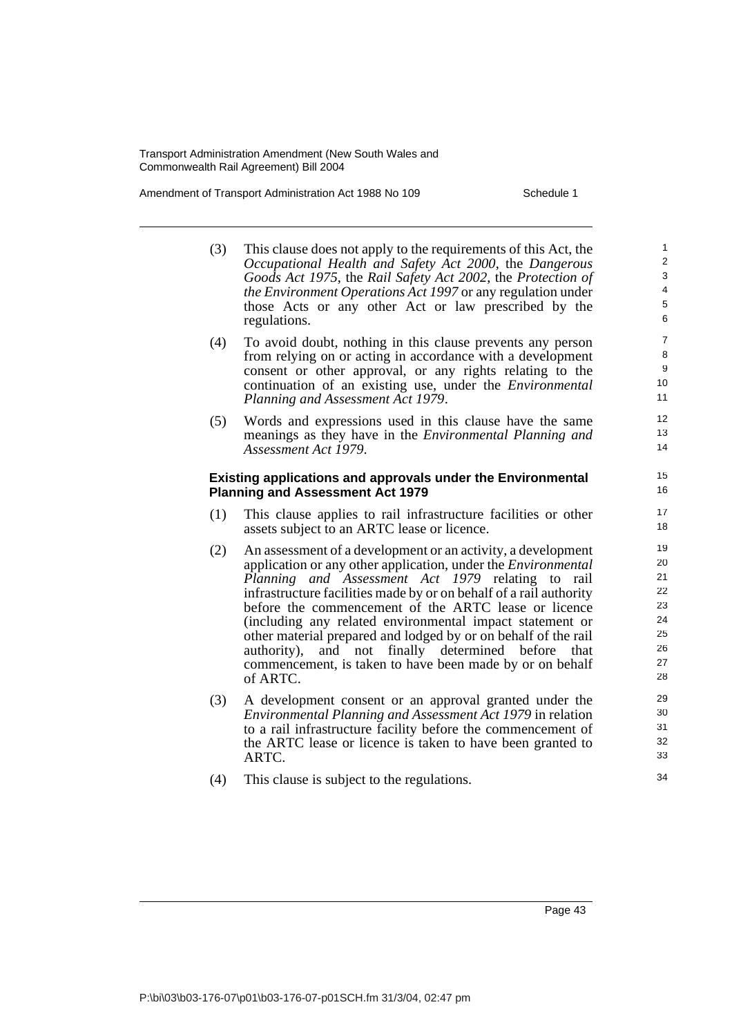(3) This clause does not apply to the requirements of this Act, the *Occupational Health and Safety Act 2000*, the *Dangerous Goods Act 1975*, the *Rail Safety Act 2002*, the *Protection of the Environment Operations Act 1997* or any regulation under those Acts or any other Act or law prescribed by the regulations.

(4) To avoid doubt, nothing in this clause prevents any person from relying on or acting in accordance with a development consent or other approval, or any rights relating to the continuation of an existing use, under the *Environmental Planning and Assessment Act 1979*.

(5) Words and expressions used in this clause have the same meanings as they have in the *Environmental Planning and Assessment Act 1979*.

**Existing applications and approvals under the Environmental Planning and Assessment Act 1979**

(1) This clause applies to rail infrastructure facilities or other assets subject to an ARTC lease or licence.

(2) An assessment of a development or an activity, a development application or any other application, under the *Environmental Planning and Assessment Act 1979* relating to rail infrastructure facilities made by or on behalf of a rail authority before the commencement of the ARTC lease or licence (including any related environmental impact statement or other material prepared and lodged by or on behalf of the rail authority), and not finally determined before that commencement, is taken to have been made by or on behalf of ARTC.

(3) A development consent or an approval granted under the *Environmental Planning and Assessment Act 1979* in relation to a rail infrastructure facility before the commencement of the ARTC lease or licence is taken to have been granted to ARTC.

(4) This clause is subject to the regulations.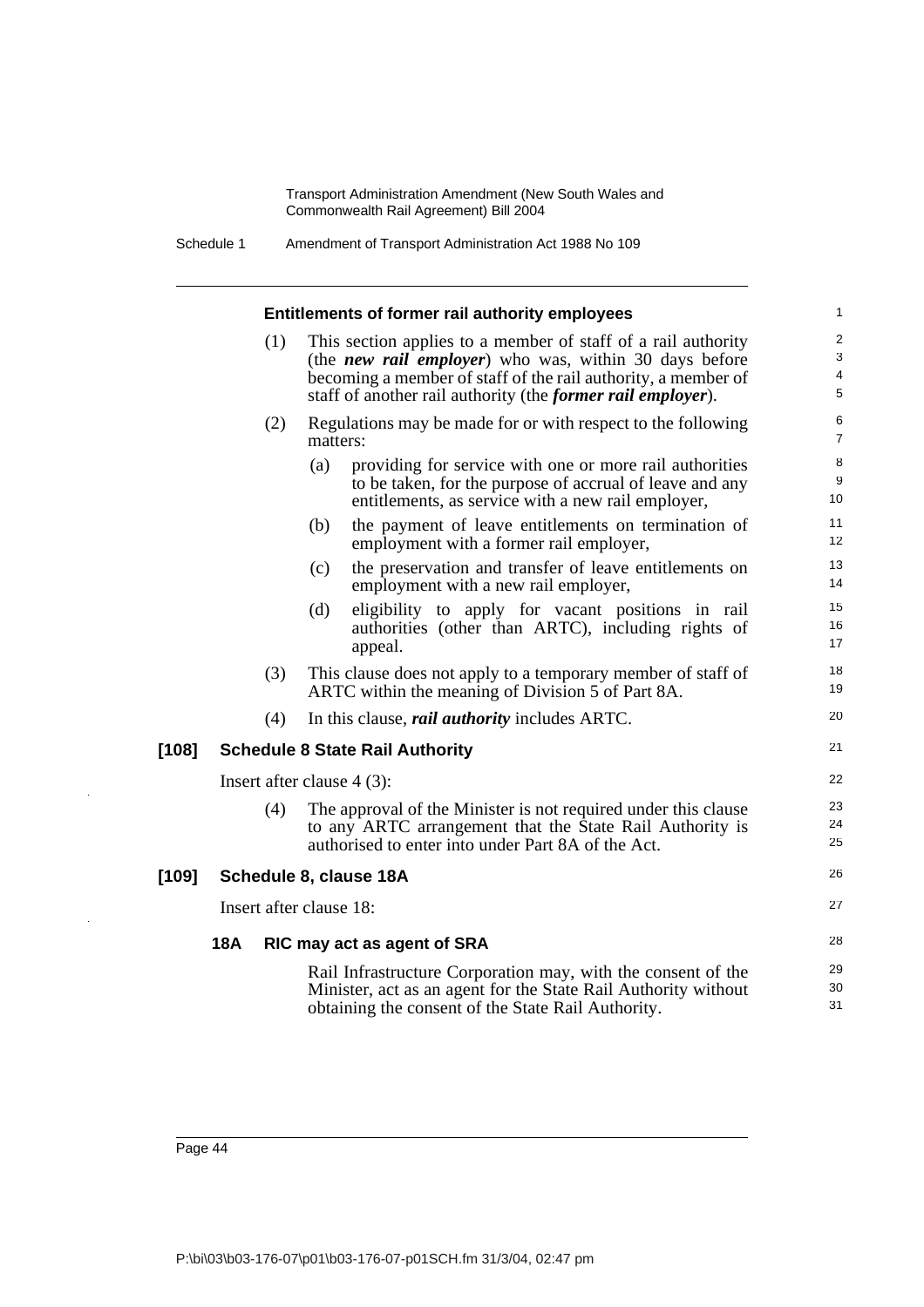**Entitlements of former rail authority employees**

(1) This section applies to a member of staff of a rail authority (the ***new rail employer***) who was, within 30 days before becoming a member of staff of the rail authority, a member of staff of another rail authority (the ***former rail employer***).

(2) Regulations may be made for or with respect to the following matters:

(a) providing for service with one or more rail authorities to be taken, for the purpose of accrual of leave and any entitlements, as service with a new rail employer,

(b) the payment of leave entitlements on termination of employment with a former rail employer,

(c) the preservation and transfer of leave entitlements on employment with a new rail employer,

(d) eligibility to apply for vacant positions in rail authorities (other than ARTC), including rights of appeal.

(3) This clause does not apply to a temporary member of staff of ARTC within the meaning of Division 5 of Part 8A.

(4) In this clause, ***rail authority*** includes ARTC.

**[108] Schedule 8 State Rail Authority**

Insert after clause 4 (3):

(4) The approval of the Minister is not required under this clause to any ARTC arrangement that the State Rail Authority is authorised to enter into under Part 8A of the Act.

**[109] Schedule 8, clause 18A**

Insert after clause 18:

**18A RIC may act as agent of SRA**

Rail Infrastructure Corporation may, with the consent of the Minister, act as an agent for the State Rail Authority without obtaining the consent of the State Rail Authority.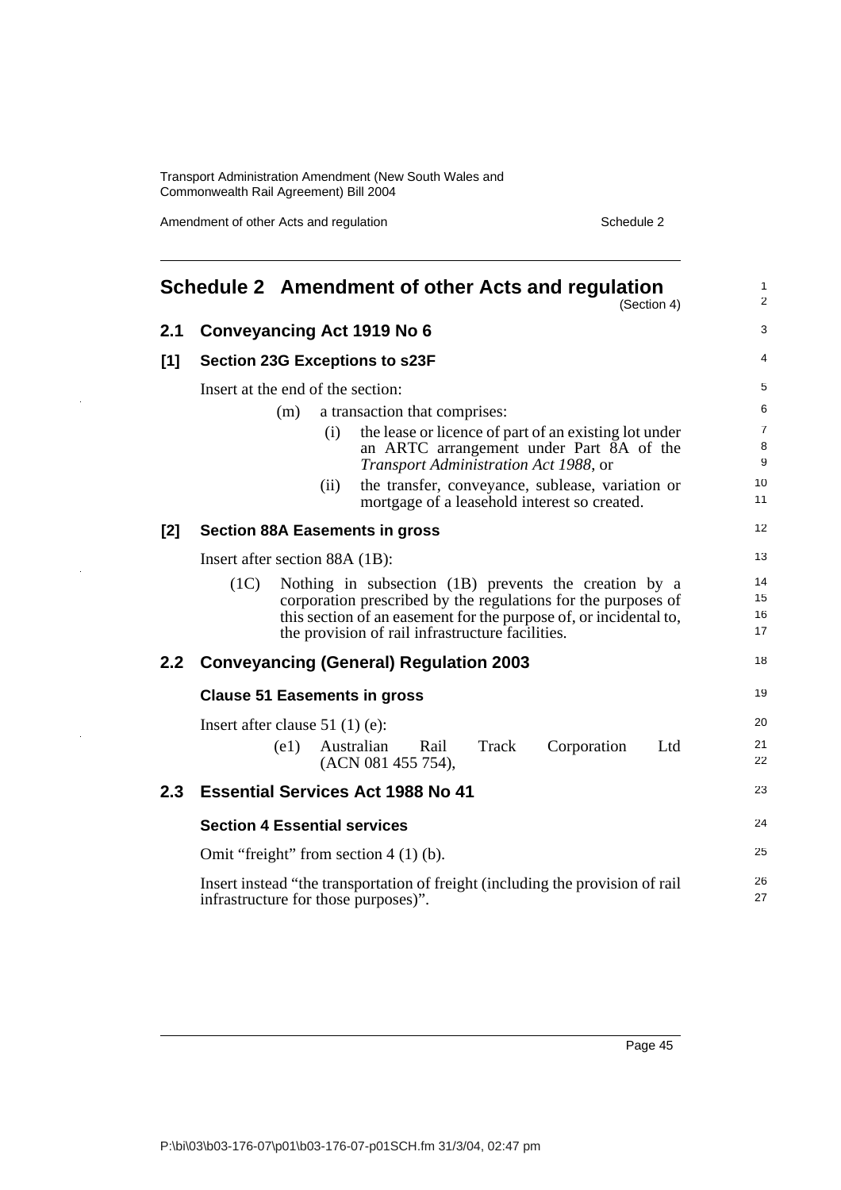# Schedule 2 Amendment of other Acts and regulation

(Section 4)

## 2.1 Conveyancing Act 1919 No 6

### [1] Section 23G Exceptions to s23F

Insert at the end of the section:

(m) a transaction that comprises:

(i) the lease or licence of part of an existing lot under an ARTC arrangement under Part 8A of the *Transport Administration Act 1988*, or

(ii) the transfer, conveyance, sublease, variation or mortgage of a leasehold interest so created.

### [2] Section 88A Easements in gross

Insert after section 88A (1B):

(1C) Nothing in subsection (1B) prevents the creation by a corporation prescribed by the regulations for the purposes of this section of an easement for the purpose of, or incidental to, the provision of rail infrastructure facilities.

## 2.2 Conveyancing (General) Regulation 2003

### Clause 51 Easements in gross

Insert after clause 51 (1) (e):

(e1) Australian Rail Track Corporation Ltd (ACN 081 455 754),

## 2.3 Essential Services Act 1988 No 41

### Section 4 Essential services

Omit "freight" from section 4 (1) (b).

Insert instead "the transportation of freight (including the provision of rail infrastructure for those purposes)".